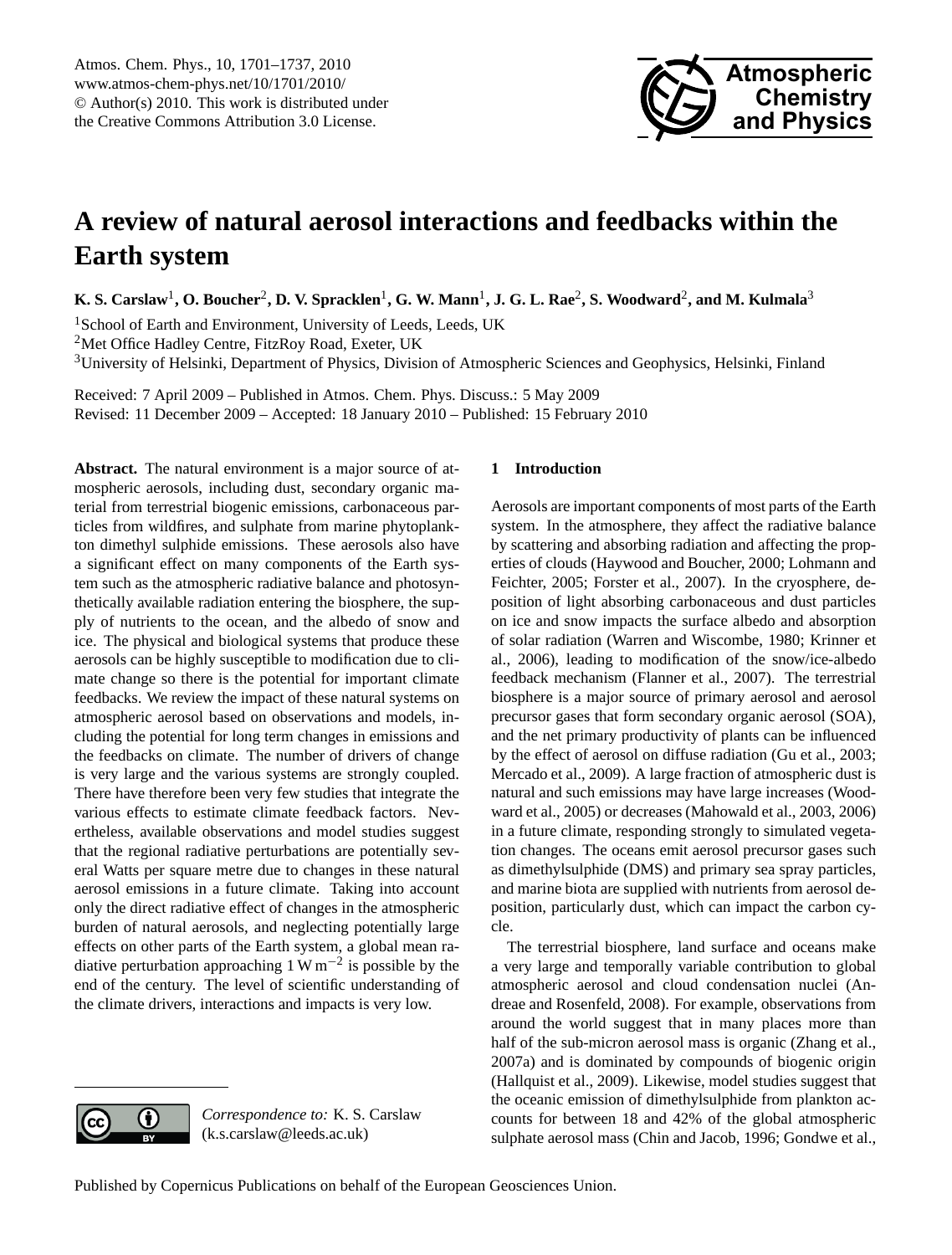# A review of natural aerosol interactions and feedbacks within the Earth system

**K. S. Carslaw[1], O. Boucher[2], D. V. Spracklen[1], G. W. Mann[1], J. G. L. Rae[2], S. Woodward[2], and M. Kulmala[3]**

[1]School of Earth and Environment, University of Leeds, Leeds, UK

[2]Met Office Hadley Centre, FitzRoy Road, Exeter, UK

[3]University of Helsinki, Department of Physics, Division of Atmospheric Sciences and Geophysics, Helsinki, Finland

Received: 7 April 2009 – Published in Atmos. Chem. Phys. Discuss.: 5 May 2009
Revised: 11 December 2009 – Accepted: 18 January 2010 – Published: 15 February 2010

**Abstract.** The natural environment is a major source of atmospheric aerosols, including dust, secondary organic material from terrestrial biogenic emissions, carbonaceous particles from wildfires, and sulphate from marine phytoplankton dimethyl sulphide emissions. These aerosols also have a significant effect on many components of the Earth system such as the atmospheric radiative balance and photosynthetically available radiation entering the biosphere, the supply of nutrients to the ocean, and the albedo of snow and ice. The physical and biological systems that produce these aerosols can be highly susceptible to modification due to climate change so there is the potential for important climate feedbacks. We review the impact of these natural systems on atmospheric aerosol based on observations and models, including the potential for long term changes in emissions and the feedbacks on climate. The number of drivers of change is very large and the various systems are strongly coupled. There have therefore been very few studies that integrate the various effects to estimate climate feedback factors. Nevertheless, available observations and model studies suggest that the regional radiative perturbations are potentially several Watts per square metre due to changes in these natural aerosol emissions in a future climate. Taking into account only the direct radiative effect of changes in the atmospheric burden of natural aerosols, and neglecting potentially large effects on other parts of the Earth system, a global mean radiative perturbation approaching $1\,\mathrm{W\,m^{-2}}$ is possible by the end of the century. The level of scientific understanding of the climate drivers, interactions and impacts is very low.

*Correspondence to:* K. S. Carslaw
(k.s.carslaw@leeds.ac.uk)

## 1 Introduction

Aerosols are important components of most parts of the Earth system. In the atmosphere, they affect the radiative balance by scattering and absorbing radiation and affecting the properties of clouds (Haywood and Boucher, 2000; Lohmann and Feichter, 2005; Forster et al., 2007). In the cryosphere, deposition of light absorbing carbonaceous and dust particles on ice and snow impacts the surface albedo and absorption of solar radiation (Warren and Wiscombe, 1980; Krinner et al., 2006), leading to modification of the snow/ice-albedo feedback mechanism (Flanner et al., 2007). The terrestrial biosphere is a major source of primary aerosol and aerosol precursor gases that form secondary organic aerosol (SOA), and the net primary productivity of plants can be influenced by the effect of aerosol on diffuse radiation (Gu et al., 2003; Mercado et al., 2009). A large fraction of atmospheric dust is natural and such emissions may have large increases (Woodward et al., 2005) or decreases (Mahowald et al., 2003, 2006) in a future climate, responding strongly to simulated vegetation changes. The oceans emit aerosol precursor gases such as dimethylsulphide (DMS) and primary sea spray particles, and marine biota are supplied with nutrients from aerosol deposition, particularly dust, which can impact the carbon cycle.

The terrestrial biosphere, land surface and oceans make a very large and temporally variable contribution to global atmospheric aerosol and cloud condensation nuclei (Andreae and Rosenfeld, 2008). For example, observations from around the world suggest that in many places more than half of the sub-micron aerosol mass is organic (Zhang et al., 2007a) and is dominated by compounds of biogenic origin (Hallquist et al., 2009). Likewise, model studies suggest that the oceanic emission of dimethylsulphide from plankton accounts for between 18 and 42% of the global atmospheric sulphate aerosol mass (Chin and Jacob, 1996; Gondwe et al.,

Published by Copernicus Publications on behalf of the European Geosciences Union.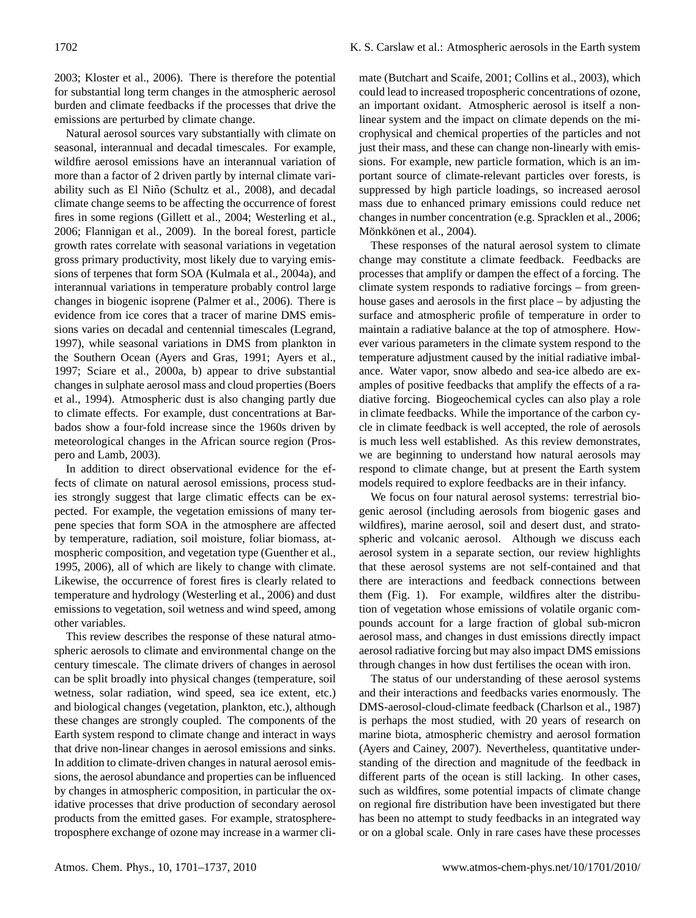2003; Kloster et al., 2006). There is therefore the potential for substantial long term changes in the atmospheric aerosol burden and climate feedbacks if the processes that drive the emissions are perturbed by climate change.

Natural aerosol sources vary substantially with climate on seasonal, interannual and decadal timescales. For example, wildfire aerosol emissions have an interannual variation of more than a factor of 2 driven partly by internal climate variability such as El Niño (Schultz et al., 2008), and decadal climate change seems to be affecting the occurrence of forest fires in some regions (Gillett et al., 2004; Westerling et al., 2006; Flannigan et al., 2009). In the boreal forest, particle growth rates correlate with seasonal variations in vegetation gross primary productivity, most likely due to varying emissions of terpenes that form SOA (Kulmala et al., 2004a), and interannual variations in temperature probably control large changes in biogenic isoprene (Palmer et al., 2006). There is evidence from ice cores that a tracer of marine DMS emissions varies on decadal and centennial timescales (Legrand, 1997), while seasonal variations in DMS from plankton in the Southern Ocean (Ayers and Gras, 1991; Ayers et al., 1997; Sciare et al., 2000a, b) appear to drive substantial changes in sulphate aerosol mass and cloud properties (Boers et al., 1994). Atmospheric dust is also changing partly due to climate effects. For example, dust concentrations at Barbados show a four-fold increase since the 1960s driven by meteorological changes in the African source region (Prospero and Lamb, 2003).

In addition to direct observational evidence for the effects of climate on natural aerosol emissions, process studies strongly suggest that large climatic effects can be expected. For example, the vegetation emissions of many terpene species that form SOA in the atmosphere are affected by temperature, radiation, soil moisture, foliar biomass, atmospheric composition, and vegetation type (Guenther et al., 1995, 2006), all of which are likely to change with climate. Likewise, the occurrence of forest fires is clearly related to temperature and hydrology (Westerling et al., 2006) and dust emissions to vegetation, soil wetness and wind speed, among other variables.

This review describes the response of these natural atmospheric aerosols to climate and environmental change on the century timescale. The climate drivers of changes in aerosol can be split broadly into physical changes (temperature, soil wetness, solar radiation, wind speed, sea ice extent, etc.) and biological changes (vegetation, plankton, etc.), although these changes are strongly coupled. The components of the Earth system respond to climate change and interact in ways that drive non-linear changes in aerosol emissions and sinks. In addition to climate-driven changes in natural aerosol emissions, the aerosol abundance and properties can be influenced by changes in atmospheric composition, in particular the oxidative processes that drive production of secondary aerosol products from the emitted gases. For example, stratosphere-troposphere exchange of ozone may increase in a warmer climate (Butchart and Scaife, 2001; Collins et al., 2003), which could lead to increased tropospheric concentrations of ozone, an important oxidant. Atmospheric aerosol is itself a non-linear system and the impact on climate depends on the microphysical and chemical properties of the particles and not just their mass, and these can change non-linearly with emissions. For example, new particle formation, which is an important source of climate-relevant particles over forests, is suppressed by high particle loadings, so increased aerosol mass due to enhanced primary emissions could reduce net changes in number concentration (e.g. Spracklen et al., 2006; Mönkkönen et al., 2004).

These responses of the natural aerosol system to climate change may constitute a climate feedback. Feedbacks are processes that amplify or dampen the effect of a forcing. The climate system responds to radiative forcings – from greenhouse gases and aerosols in the first place – by adjusting the surface and atmospheric profile of temperature in order to maintain a radiative balance at the top of atmosphere. However various parameters in the climate system respond to the temperature adjustment caused by the initial radiative imbalance. Water vapor, snow albedo and sea-ice albedo are examples of positive feedbacks that amplify the effects of a radiative forcing. Biogeochemical cycles can also play a role in climate feedbacks. While the importance of the carbon cycle in climate feedback is well accepted, the role of aerosols is much less well established. As this review demonstrates, we are beginning to understand how natural aerosols may respond to climate change, but at present the Earth system models required to explore feedbacks are in their infancy.

We focus on four natural aerosol systems: terrestrial biogenic aerosol (including aerosols from biogenic gases and wildfires), marine aerosol, soil and desert dust, and stratospheric and volcanic aerosol. Although we discuss each aerosol system in a separate section, our review highlights that these aerosol systems are not self-contained and that there are interactions and feedback connections between them (Fig. 1). For example, wildfires alter the distribution of vegetation whose emissions of volatile organic compounds account for a large fraction of global sub-micron aerosol mass, and changes in dust emissions directly impact aerosol radiative forcing but may also impact DMS emissions through changes in how dust fertilises the ocean with iron.

The status of our understanding of these aerosol systems and their interactions and feedbacks varies enormously. The DMS-aerosol-cloud-climate feedback (Charlson et al., 1987) is perhaps the most studied, with 20 years of research on marine biota, atmospheric chemistry and aerosol formation (Ayers and Cainey, 2007). Nevertheless, quantitative understanding of the direction and magnitude of the feedback in different parts of the ocean is still lacking. In other cases, such as wildfires, some potential impacts of climate change on regional fire distribution have been investigated but there has been no attempt to study feedbacks in an integrated way or on a global scale. Only in rare cases have these processes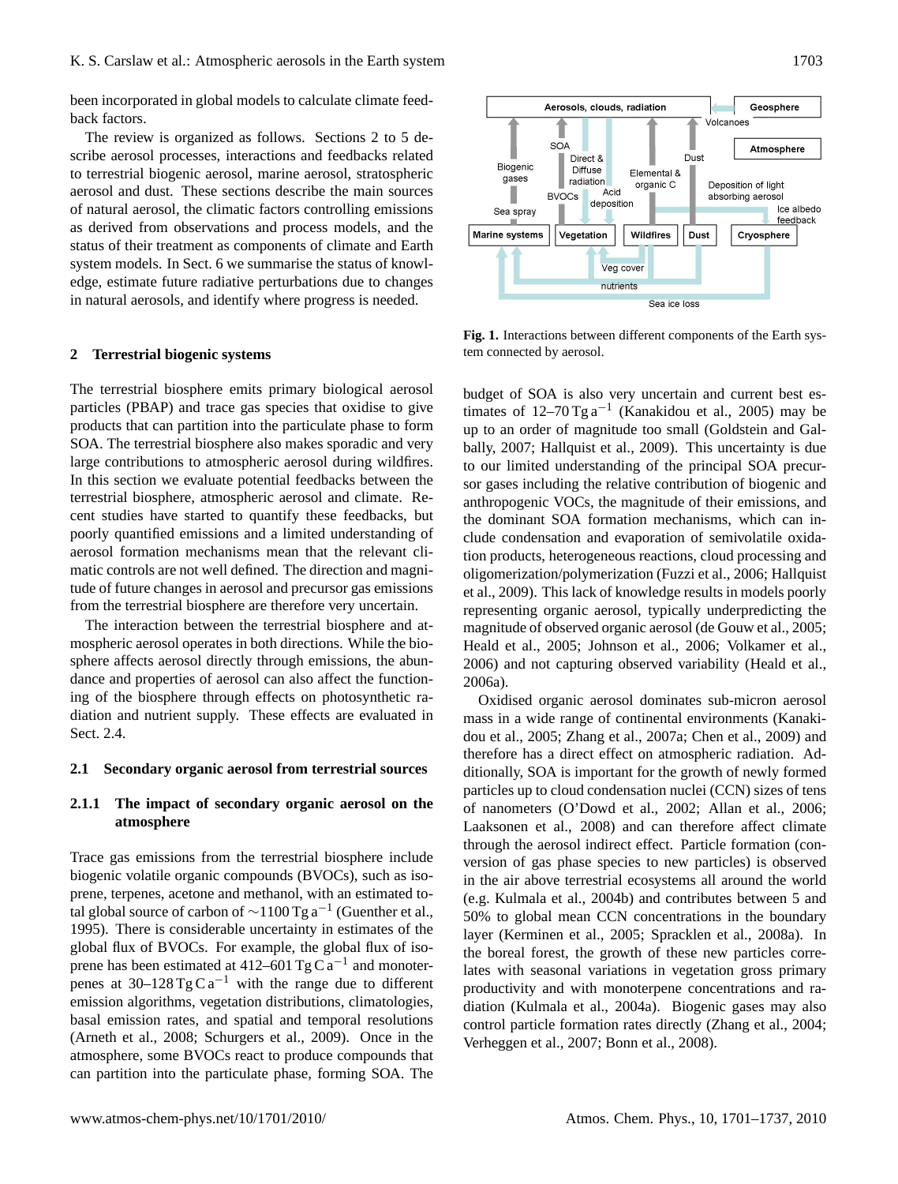been incorporated in global models to calculate climate feedback factors.

The review is organized as follows. Sections 2 to 5 describe aerosol processes, interactions and feedbacks related to terrestrial biogenic aerosol, marine aerosol, stratospheric aerosol and dust. These sections describe the main sources of natural aerosol, the climatic factors controlling emissions as derived from observations and process models, and the status of their treatment as components of climate and Earth system models. In Sect. 6 we summarise the status of knowledge, estimate future radiative perturbations due to changes in natural aerosols, and identify where progress is needed.

## 2 Terrestrial biogenic systems

The terrestrial biosphere emits primary biological aerosol particles (PBAP) and trace gas species that oxidise to give products that can partition into the particulate phase to form SOA. The terrestrial biosphere also makes sporadic and very large contributions to atmospheric aerosol during wildfires. In this section we evaluate potential feedbacks between the terrestrial biosphere, atmospheric aerosol and climate. Recent studies have started to quantify these feedbacks, but poorly quantified emissions and a limited understanding of aerosol formation mechanisms mean that the relevant climatic controls are not well defined. The direction and magnitude of future changes in aerosol and precursor gas emissions from the terrestrial biosphere are therefore very uncertain.

The interaction between the terrestrial biosphere and atmospheric aerosol operates in both directions. While the biosphere affects aerosol directly through emissions, the abundance and properties of aerosol can also affect the functioning of the biosphere through effects on photosynthetic radiation and nutrient supply. These effects are evaluated in Sect. 2.4.

### 2.1 Secondary organic aerosol from terrestrial sources

#### 2.1.1 The impact of secondary organic aerosol on the atmosphere

Trace gas emissions from the terrestrial biosphere include biogenic volatile organic compounds (BVOCs), such as isoprene, terpenes, acetone and methanol, with an estimated total global source of carbon of $\sim$1100 Tg $a^{-1}$ (Guenther et al., 1995). There is considerable uncertainty in estimates of the global flux of BVOCs. For example, the global flux of isoprene has been estimated at 412–601 Tg C $a^{-1}$ and monoterpenes at 30–128 Tg C $a^{-1}$ with the range due to different emission algorithms, vegetation distributions, climatologies, basal emission rates, and spatial and temporal resolutions (Arneth et al., 2008; Schurgers et al., 2009). Once in the atmosphere, some BVOCs react to produce compounds that can partition into the particulate phase, forming SOA. The budget of SOA is also very uncertain and current best estimates of 12–70 Tg $a^{-1}$ (Kanakidou et al., 2005) may be up to an order of magnitude too small (Goldstein and Galbally, 2007; Hallquist et al., 2009). This uncertainty is due to our limited understanding of the principal SOA precursor gases including the relative contribution of biogenic and anthropogenic VOCs, the magnitude of their emissions, and the dominant SOA formation mechanisms, which can include condensation and evaporation of semivolatile oxidation products, heterogeneous reactions, cloud processing and oligomerization/polymerization (Fuzzi et al., 2006; Hallquist et al., 2009). This lack of knowledge results in models poorly representing organic aerosol, typically underpredicting the magnitude of observed organic aerosol (de Gouw et al., 2005; Heald et al., 2005; Johnson et al., 2006; Volkamer et al., 2006) and not capturing observed variability (Heald et al., 2006a).

Oxidised organic aerosol dominates sub-micron aerosol mass in a wide range of continental environments (Kanakidou et al., 2005; Zhang et al., 2007a; Chen et al., 2009) and therefore has a direct effect on atmospheric radiation. Additionally, SOA is important for the growth of newly formed particles up to cloud condensation nuclei (CCN) sizes of tens of nanometers (O'Dowd et al., 2002; Allan et al., 2006; Laaksonen et al., 2008) and can therefore affect climate through the aerosol indirect effect. Particle formation (conversion of gas phase species to new particles) is observed in the air above terrestrial ecosystems all around the world (e.g. Kulmala et al., 2004b) and contributes between 5 and 50% to global mean CCN concentrations in the boundary layer (Kerminen et al., 2005; Spracklen et al., 2008a). In the boreal forest, the growth of these new particles correlates with seasonal variations in vegetation gross primary productivity and with monoterpene concentrations and radiation (Kulmala et al., 2004a). Biogenic gases may also control particle formation rates directly (Zhang et al., 2004; Verheggen et al., 2007; Bonn et al., 2008).

**Fig. 1.** Interactions between different components of the Earth system connected by aerosol.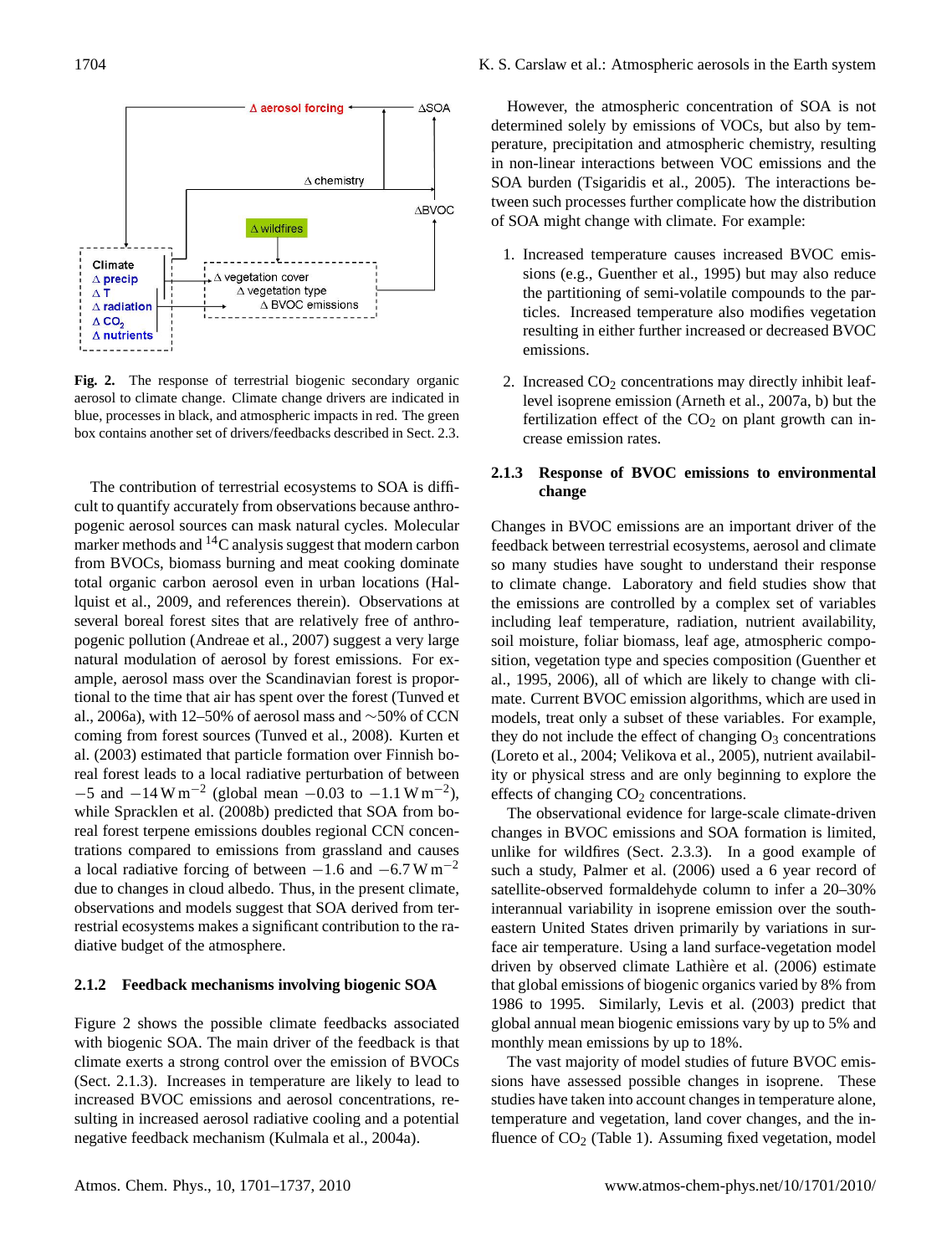Fig. 2. The response of terrestrial biogenic secondary organic aerosol to climate change. Climate change drivers are indicated in blue, processes in black, and atmospheric impacts in red. The green box contains another set of drivers/feedbacks described in Sect. 2.3.

The contribution of terrestrial ecosystems to SOA is difficult to quantify accurately from observations because anthropogenic aerosol sources can mask natural cycles. Molecular marker methods and $^{14}C$ analysis suggest that modern carbon from BVOCs, biomass burning and meat cooking dominate total organic carbon aerosol even in urban locations (Hallquist et al., 2009, and references therein). Observations at several boreal forest sites that are relatively free of anthropogenic pollution (Andreae et al., 2007) suggest a very large natural modulation of aerosol by forest emissions. For example, aerosol mass over the Scandinavian forest is proportional to the time that air has spent over the forest (Tunved et al., 2006a), with 12–50% of aerosol mass and ~50% of CCN coming from forest sources (Tunved et al., 2008). Kurten et al. (2003) estimated that particle formation over Finnish boreal forest leads to a local radiative perturbation of between $-5$ and $-14\,\mathrm{W\,m^{-2}}$ (global mean $-0.03$ to $-1.1\,\mathrm{W\,m^{-2}}$), while Spracklen et al. (2008b) predicted that SOA from boreal forest terpene emissions doubles regional CCN concentrations compared to emissions from grassland and causes a local radiative forcing of between $-1.6$ and $-6.7\,\mathrm{W\,m^{-2}}$ due to changes in cloud albedo. Thus, in the present climate, observations and models suggest that SOA derived from terrestrial ecosystems makes a significant contribution to the radiative budget of the atmosphere.

### 2.1.2 Feedback mechanisms involving biogenic SOA

Figure 2 shows the possible climate feedbacks associated with biogenic SOA. The main driver of the feedback is that climate exerts a strong control over the emission of BVOCs (Sect. 2.1.3). Increases in temperature are likely to lead to increased BVOC emissions and aerosol concentrations, resulting in increased aerosol radiative cooling and a potential negative feedback mechanism (Kulmala et al., 2004a).

However, the atmospheric concentration of SOA is not determined solely by emissions of VOCs, but also by temperature, precipitation and atmospheric chemistry, resulting in non-linear interactions between VOC emissions and the SOA burden (Tsigaridis et al., 2005). The interactions between such processes further complicate how the distribution of SOA might change with climate. For example:

1. Increased temperature causes increased BVOC emissions (e.g., Guenther et al., 1995) but may also reduce the partitioning of semi-volatile compounds to the particles. Increased temperature also modifies vegetation resulting in either further increased or decreased BVOC emissions.

2. Increased $CO_2$ concentrations may directly inhibit leaf-level isoprene emission (Arneth et al., 2007a, b) but the fertilization effect of the $CO_2$ on plant growth can increase emission rates.

### 2.1.3 Response of BVOC emissions to environmental change

Changes in BVOC emissions are an important driver of the feedback between terrestrial ecosystems, aerosol and climate so many studies have sought to understand their response to climate change. Laboratory and field studies show that the emissions are controlled by a complex set of variables including leaf temperature, radiation, nutrient availability, soil moisture, foliar biomass, leaf age, atmospheric composition, vegetation type and species composition (Guenther et al., 1995, 2006), all of which are likely to change with climate. Current BVOC emission algorithms, which are used in models, treat only a subset of these variables. For example, they do not include the effect of changing $O_3$ concentrations (Loreto et al., 2004; Velikova et al., 2005), nutrient availability or physical stress and are only beginning to explore the effects of changing $CO_2$ concentrations.

The observational evidence for large-scale climate-driven changes in BVOC emissions and SOA formation is limited, unlike for wildfires (Sect. 2.3.3). In a good example of such a study, Palmer et al. (2006) used a 6 year record of satellite-observed formaldehyde column to infer a 20–30% interannual variability in isoprene emission over the southeastern United States driven primarily by variations in surface air temperature. Using a land surface-vegetation model driven by observed climate Lathière et al. (2006) estimate that global emissions of biogenic organics varied by 8% from 1986 to 1995. Similarly, Levis et al. (2003) predict that global annual mean biogenic emissions vary by up to 5% and monthly mean emissions by up to 18%.

The vast majority of model studies of future BVOC emissions have assessed possible changes in isoprene. These studies have taken into account changes in temperature alone, temperature and vegetation, land cover changes, and the influence of $CO_2$ (Table 1). Assuming fixed vegetation, model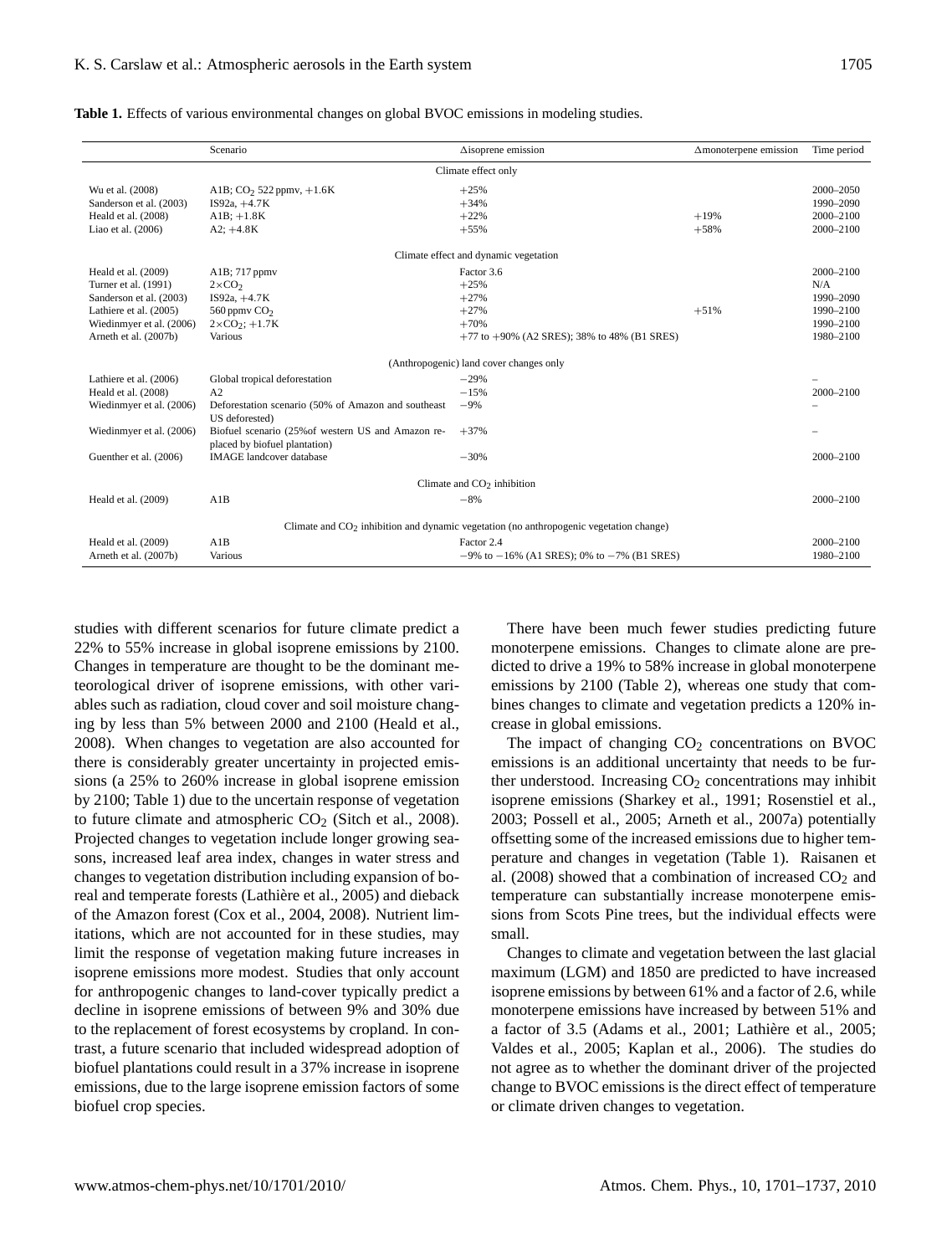**Table 1.** Effects of various environmental changes on global BVOC emissions in modeling studies.

| | Scenario | Δisoprene emission | Δmonoterpene emission | Time period |
|---|---|---|---|---|
| | | Climate effect only | | |
| Wu et al. (2008) | A1B; $CO_2$ 522 ppmv, +1.6K | +25% | | 2000–2050 |
| Sanderson et al. (2003) | IS92a, +4.7K | +34% | | 1990–2090 |
| Heald et al. (2008) | A1B; +1.8K | +22% | +19% | 2000–2100 |
| Liao et al. (2006) | A2; +4.8K | +55% | +58% | 2000–2100 |
| | | Climate effect and dynamic vegetation | | |
| Heald et al. (2009) | A1B; 717 ppmv | Factor 3.6 | | 2000–2100 |
| Turner et al. (1991) | $2\times CO_2$ | +25% | | N/A |
| Sanderson et al. (2003) | IS92a, +4.7K | +27% | | 1990–2090 |
| Lathiere et al. (2005) | 560 ppmv $CO_2$ | +27% | +51% | 1990–2100 |
| Wiedinmyer et al. (2006) | $2\times CO_2$; +1.7K | +70% | | 1990–2100 |
| Arneth et al. (2007b) | Various | +77 to +90% (A2 SRES); 38% to 48% (B1 SRES) | | 1980–2100 |
| | | (Anthropogenic) land cover changes only | | |
| Lathiere et al. (2006) | Global tropical deforestation | −29% | | – |
| Heald et al. (2008) | A2 | −15% | | 2000–2100 |
| Wiedinmyer et al. (2006) | Deforestation scenario (50% of Amazon and southeast US deforested) | −9% | | – |
| Wiedinmyer et al. (2006) | Biofuel scenario (25%of western US and Amazon replaced by biofuel plantation) | +37% | | – |
| Guenther et al. (2006) | IMAGE landcover database | −30% | | 2000–2100 |
| | | Climate and $CO_2$ inhibition | | |
| Heald et al. (2009) | A1B | −8% | | 2000–2100 |
| | | Climate and $CO_2$ inhibition and dynamic vegetation (no anthropogenic vegetation change) | | |
| Heald et al. (2009) | A1B | Factor 2.4 | | 2000–2100 |
| Arneth et al. (2007b) | Various | −9% to −16% (A1 SRES); 0% to −7% (B1 SRES) | | 1980–2100 |

studies with different scenarios for future climate predict a 22% to 55% increase in global isoprene emissions by 2100. Changes in temperature are thought to be the dominant meteorological driver of isoprene emissions, with other variables such as radiation, cloud cover and soil moisture changing by less than 5% between 2000 and 2100 (Heald et al., 2008). When changes to vegetation are also accounted for there is considerably greater uncertainty in projected emissions (a 25% to 260% increase in global isoprene emission by 2100; Table 1) due to the uncertain response of vegetation to future climate and atmospheric $CO_2$ (Sitch et al., 2008). Projected changes to vegetation include longer growing seasons, increased leaf area index, changes in water stress and changes to vegetation distribution including expansion of boreal and temperate forests (Lathière et al., 2005) and dieback of the Amazon forest (Cox et al., 2004, 2008). Nutrient limitations, which are not accounted for in these studies, may limit the response of vegetation making future increases in isoprene emissions more modest. Studies that only account for anthropogenic changes to land-cover typically predict a decline in isoprene emissions of between 9% and 30% due to the replacement of forest ecosystems by cropland. In contrast, a future scenario that included widespread adoption of biofuel plantations could result in a 37% increase in isoprene emissions, due to the large isoprene emission factors of some biofuel crop species.

There have been much fewer studies predicting future monoterpene emissions. Changes to climate alone are predicted to drive a 19% to 58% increase in global monoterpene emissions by 2100 (Table 2), whereas one study that combines changes to climate and vegetation predicts a 120% increase in global emissions.

The impact of changing $CO_2$ concentrations on BVOC emissions is an additional uncertainty that needs to be further understood. Increasing $CO_2$ concentrations may inhibit isoprene emissions (Sharkey et al., 1991; Rosenstiel et al., 2003; Possell et al., 2005; Arneth et al., 2007a) potentially offsetting some of the increased emissions due to higher temperature and changes in vegetation (Table 1). Raisanen et al. (2008) showed that a combination of increased $CO_2$ and temperature can substantially increase monoterpene emissions from Scots Pine trees, but the individual effects were small.

Changes to climate and vegetation between the last glacial maximum (LGM) and 1850 are predicted to have increased isoprene emissions by between 61% and a factor of 2.6, while monoterpene emissions have increased by between 51% and a factor of 3.5 (Adams et al., 2001; Lathière et al., 2005; Valdes et al., 2005; Kaplan et al., 2006). The studies do not agree as to whether the dominant driver of the projected change to BVOC emissions is the direct effect of temperature or climate driven changes to vegetation.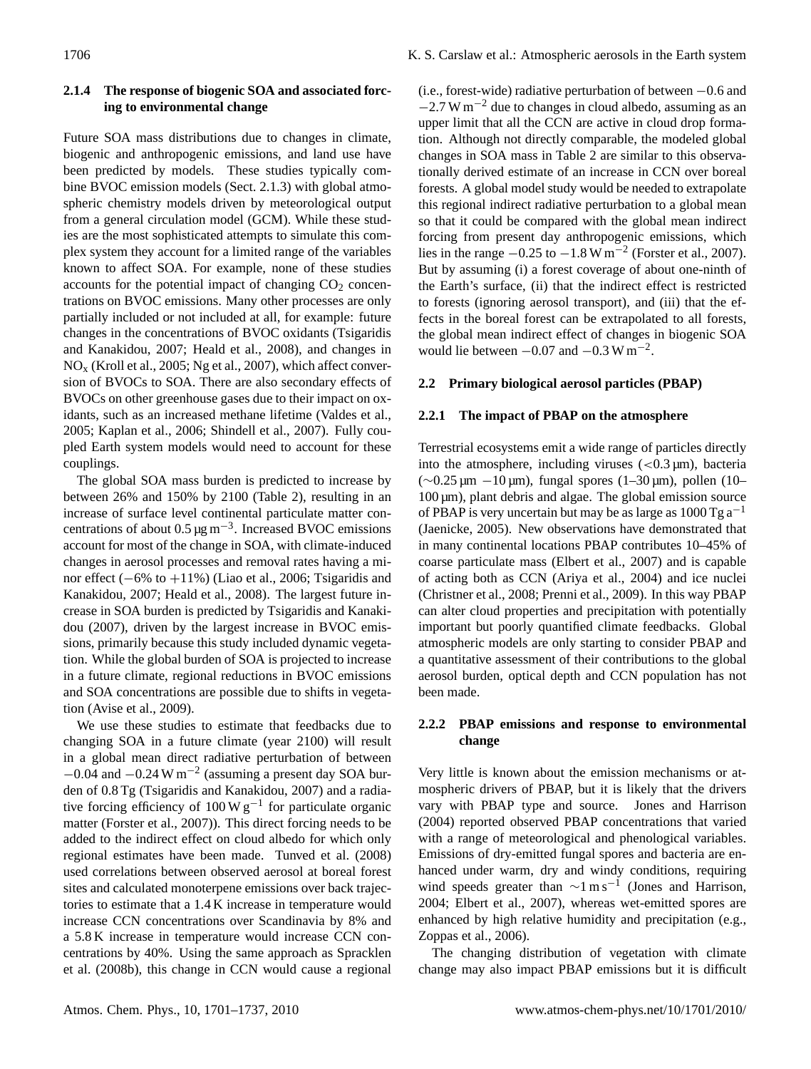### 2.1.4 The response of biogenic SOA and associated forcing to environmental change

Future SOA mass distributions due to changes in climate, biogenic and anthropogenic emissions, and land use have been predicted by models. These studies typically combine BVOC emission models (Sect. 2.1.3) with global atmospheric chemistry models driven by meteorological output from a general circulation model (GCM). While these studies are the most sophisticated attempts to simulate this complex system they account for a limited range of the variables known to affect SOA. For example, none of these studies accounts for the potential impact of changing $CO_2$ concentrations on BVOC emissions. Many other processes are only partially included or not included at all, for example: future changes in the concentrations of BVOC oxidants (Tsigaridis and Kanakidou, 2007; Heald et al., 2008), and changes in $NO_x$ (Kroll et al., 2005; Ng et al., 2007), which affect conversion of BVOCs to SOA. There are also secondary effects of BVOCs on other greenhouse gases due to their impact on oxidants, such as an increased methane lifetime (Valdes et al., 2005; Kaplan et al., 2006; Shindell et al., 2007). Fully coupled Earth system models would need to account for these couplings.

The global SOA mass burden is predicted to increase by between 26% and 150% by 2100 (Table 2), resulting in an increase of surface level continental particulate matter concentrations of about $0.5\,\mu g\,m^{-3}$. Increased BVOC emissions account for most of the change in SOA, with climate-induced changes in aerosol processes and removal rates having a minor effect ($-6\%$ to $+11\%$) (Liao et al., 2006; Tsigaridis and Kanakidou, 2007; Heald et al., 2008). The largest future increase in SOA burden is predicted by Tsigaridis and Kanakidou (2007), driven by the largest increase in BVOC emissions, primarily because this study included dynamic vegetation. While the global burden of SOA is projected to increase in a future climate, regional reductions in BVOC emissions and SOA concentrations are possible due to shifts in vegetation (Avise et al., 2009).

We use these studies to estimate that feedbacks due to changing SOA in a future climate (year 2100) will result in a global mean direct radiative perturbation of between $-0.04$ and $-0.24\,W\,m^{-2}$ (assuming a present day SOA burden of 0.8 Tg (Tsigaridis and Kanakidou, 2007) and a radiative forcing efficiency of $100\,W\,g^{-1}$ for particulate organic matter (Forster et al., 2007)). This direct forcing needs to be added to the indirect effect on cloud albedo for which only regional estimates have been made. Tunved et al. (2008) used correlations between observed aerosol at boreal forest sites and calculated monoterpene emissions over back trajectories to estimate that a 1.4 K increase in temperature would increase CCN concentrations over Scandinavia by 8% and a 5.8 K increase in temperature would increase CCN concentrations by 40%. Using the same approach as Spracklen et al. (2008b), this change in CCN would cause a regional (i.e., forest-wide) radiative perturbation of between $-0.6$ and $-2.7\,W\,m^{-2}$ due to changes in cloud albedo, assuming as an upper limit that all the CCN are active in cloud drop formation. Although not directly comparable, the modeled global changes in SOA mass in Table 2 are similar to this observationally derived estimate of an increase in CCN over boreal forests. A global model study would be needed to extrapolate this regional indirect radiative perturbation to a global mean so that it could be compared with the global mean indirect forcing from present day anthropogenic emissions, which lies in the range $-0.25$ to $-1.8\,W\,m^{-2}$ (Forster et al., 2007). But by assuming (i) a forest coverage of about one-ninth of the Earth's surface, (ii) that the indirect effect is restricted to forests (ignoring aerosol transport), and (iii) that the effects in the boreal forest can be extrapolated to all forests, the global mean indirect effect of changes in biogenic SOA would lie between $-0.07$ and $-0.3\,W\,m^{-2}$.

## 2.2 Primary biological aerosol particles (PBAP)

### 2.2.1 The impact of PBAP on the atmosphere

Terrestrial ecosystems emit a wide range of particles directly into the atmosphere, including viruses ($<0.3\,\mu m$), bacteria ($\sim 0.25\,\mu m - 10\,\mu m$), fungal spores (1–30 µm), pollen (10–100 µm), plant debris and algae. The global emission source of PBAP is very uncertain but may be as large as $1000\,Tg\,a^{-1}$ (Jaenicke, 2005). New observations have demonstrated that in many continental locations PBAP contributes 10–45% of coarse particulate mass (Elbert et al., 2007) and is capable of acting both as CCN (Ariya et al., 2004) and ice nuclei (Christner et al., 2008; Prenni et al., 2009). In this way PBAP can alter cloud properties and precipitation with potentially important but poorly quantified climate feedbacks. Global atmospheric models are only starting to consider PBAP and a quantitative assessment of their contributions to the global aerosol burden, optical depth and CCN population has not been made.

### 2.2.2 PBAP emissions and response to environmental change

Very little is known about the emission mechanisms or atmospheric drivers of PBAP, but it is likely that the drivers vary with PBAP type and source. Jones and Harrison (2004) reported observed PBAP concentrations that varied with a range of meteorological and phenological variables. Emissions of dry-emitted fungal spores and bacteria are enhanced under warm, dry and windy conditions, requiring wind speeds greater than $\sim 1\,m\,s^{-1}$ (Jones and Harrison, 2004; Elbert et al., 2007), whereas wet-emitted spores are enhanced by high relative humidity and precipitation (e.g., Zoppas et al., 2006).

The changing distribution of vegetation with climate change may also impact PBAP emissions but it is difficult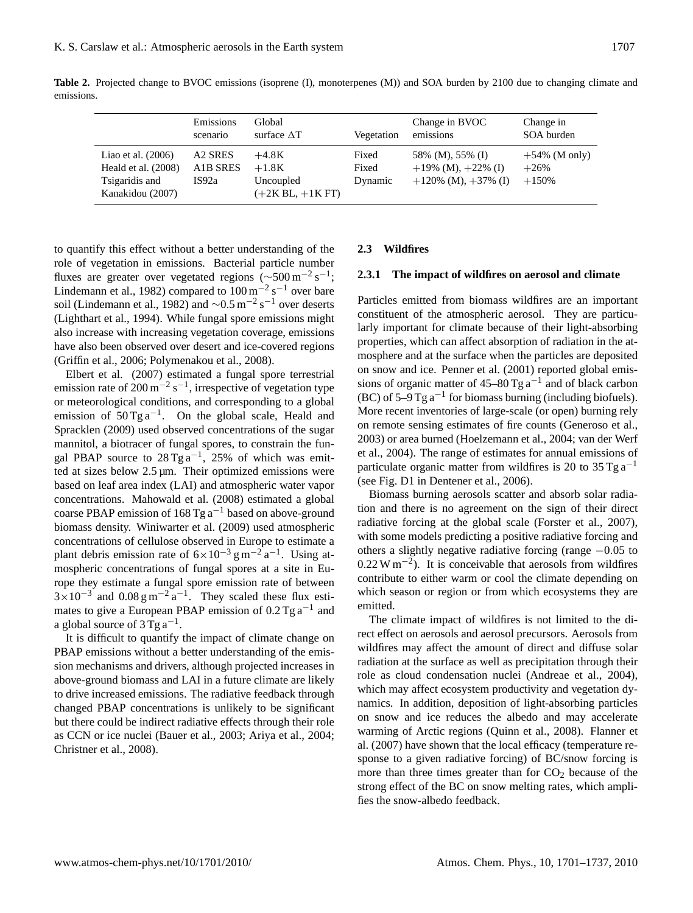**Table 2.** Projected change to BVOC emissions (isoprene (I), monoterpenes (M)) and SOA burden by 2100 due to changing climate and emissions.

| | Emissions scenario | Global surface ΔT | Vegetation | Change in BVOC emissions | Change in SOA burden |
|---|---|---|---|---|---|
| Liao et al. (2006) | A2 SRES | +4.8K | Fixed | 58% (M), 55% (I) | +54% (M only) |
| Heald et al. (2008) | A1B SRES | +1.8K | Fixed | +19% (M), +22% (I) | +26% |
| Tsigaridis and Kanakidou (2007) | IS92a | Uncoupled (+2K BL, +1K FT) | Dynamic | +120% (M), +37% (I) | +150% |

to quantify this effect without a better understanding of the role of vegetation in emissions. Bacterial particle number fluxes are greater over vegetated regions ($\sim 500\,\mathrm{m^{-2}\,s^{-1}}$; Lindemann et al., 1982) compared to $100\,\mathrm{m^{-2}\,s^{-1}}$ over bare soil (Lindemann et al., 1982) and $\sim 0.5\,\mathrm{m^{-2}\,s^{-1}}$ over deserts (Lighthart et al., 1994). While fungal spore emissions might also increase with increasing vegetation coverage, emissions have also been observed over desert and ice-covered regions (Griffin et al., 2006; Polymenakou et al., 2008).

Elbert et al. (2007) estimated a fungal spore terrestrial emission rate of $200\,\mathrm{m^{-2}\,s^{-1}}$, irrespective of vegetation type or meteorological conditions, and corresponding to a global emission of $50\,\mathrm{Tg\,a^{-1}}$. On the global scale, Heald and Spracklen (2009) used observed concentrations of the sugar mannitol, a biotracer of fungal spores, to constrain the fungal PBAP source to $28\,\mathrm{Tg\,a^{-1}}$, 25% of which was emitted at sizes below 2.5 µm. Their optimized emissions were based on leaf area index (LAI) and atmospheric water vapor concentrations. Mahowald et al. (2008) estimated a global coarse PBAP emission of $168\,\mathrm{Tg\,a^{-1}}$ based on above-ground biomass density. Winiwarter et al. (2009) used atmospheric concentrations of cellulose observed in Europe to estimate a plant debris emission rate of $6\times10^{-3}\,\mathrm{g\,m^{-2}\,a^{-1}}$. Using atmospheric concentrations of fungal spores at a site in Europe they estimate a fungal spore emission rate of between $3\times10^{-3}$ and $0.08\,\mathrm{g\,m^{-2}\,a^{-1}}$. They scaled these flux estimates to give a European PBAP emission of $0.2\,\mathrm{Tg\,a^{-1}}$ and a global source of $3\,\mathrm{Tg\,a^{-1}}$.

It is difficult to quantify the impact of climate change on PBAP emissions without a better understanding of the emission mechanisms and drivers, although projected increases in above-ground biomass and LAI in a future climate are likely to drive increased emissions. The radiative feedback through changed PBAP concentrations is unlikely to be significant but there could be indirect radiative effects through their role as CCN or ice nuclei (Bauer et al., 2003; Ariya et al., 2004; Christner et al., 2008).

## 2.3 Wildfires

### 2.3.1 The impact of wildfires on aerosol and climate

Particles emitted from biomass wildfires are an important constituent of the atmospheric aerosol. They are particularly important for climate because of their light-absorbing properties, which can affect absorption of radiation in the atmosphere and at the surface when the particles are deposited on snow and ice. Penner et al. (2001) reported global emissions of organic matter of 45–80 $\mathrm{Tg\,a^{-1}}$ and of black carbon (BC) of 5–9 $\mathrm{Tg\,a^{-1}}$ for biomass burning (including biofuels). More recent inventories of large-scale (or open) burning rely on remote sensing estimates of fire counts (Generoso et al., 2003) or area burned (Hoelzemann et al., 2004; van der Werf et al., 2004). The range of estimates for annual emissions of particulate organic matter from wildfires is 20 to 35 $\mathrm{Tg\,a^{-1}}$ (see Fig. D1 in Dentener et al., 2006).

Biomass burning aerosols scatter and absorb solar radiation and there is no agreement on the sign of their direct radiative forcing at the global scale (Forster et al., 2007), with some models predicting a positive radiative forcing and others a slightly negative radiative forcing (range −0.05 to $0.22\,\mathrm{W\,m^{-2}}$). It is conceivable that aerosols from wildfires contribute to either warm or cool the climate depending on which season or region or from which ecosystems they are emitted.

The climate impact of wildfires is not limited to the direct effect on aerosols and aerosol precursors. Aerosols from wildfires may affect the amount of direct and diffuse solar radiation at the surface as well as precipitation through their role as cloud condensation nuclei (Andreae et al., 2004), which may affect ecosystem productivity and vegetation dynamics. In addition, deposition of light-absorbing particles on snow and ice reduces the albedo and may accelerate warming of Arctic regions (Quinn et al., 2008). Flanner et al. (2007) have shown that the local efficacy (temperature response to a given radiative forcing) of BC/snow forcing is more than three times greater than for $CO_2$ because of the strong effect of the BC on snow melting rates, which amplifies the snow-albedo feedback.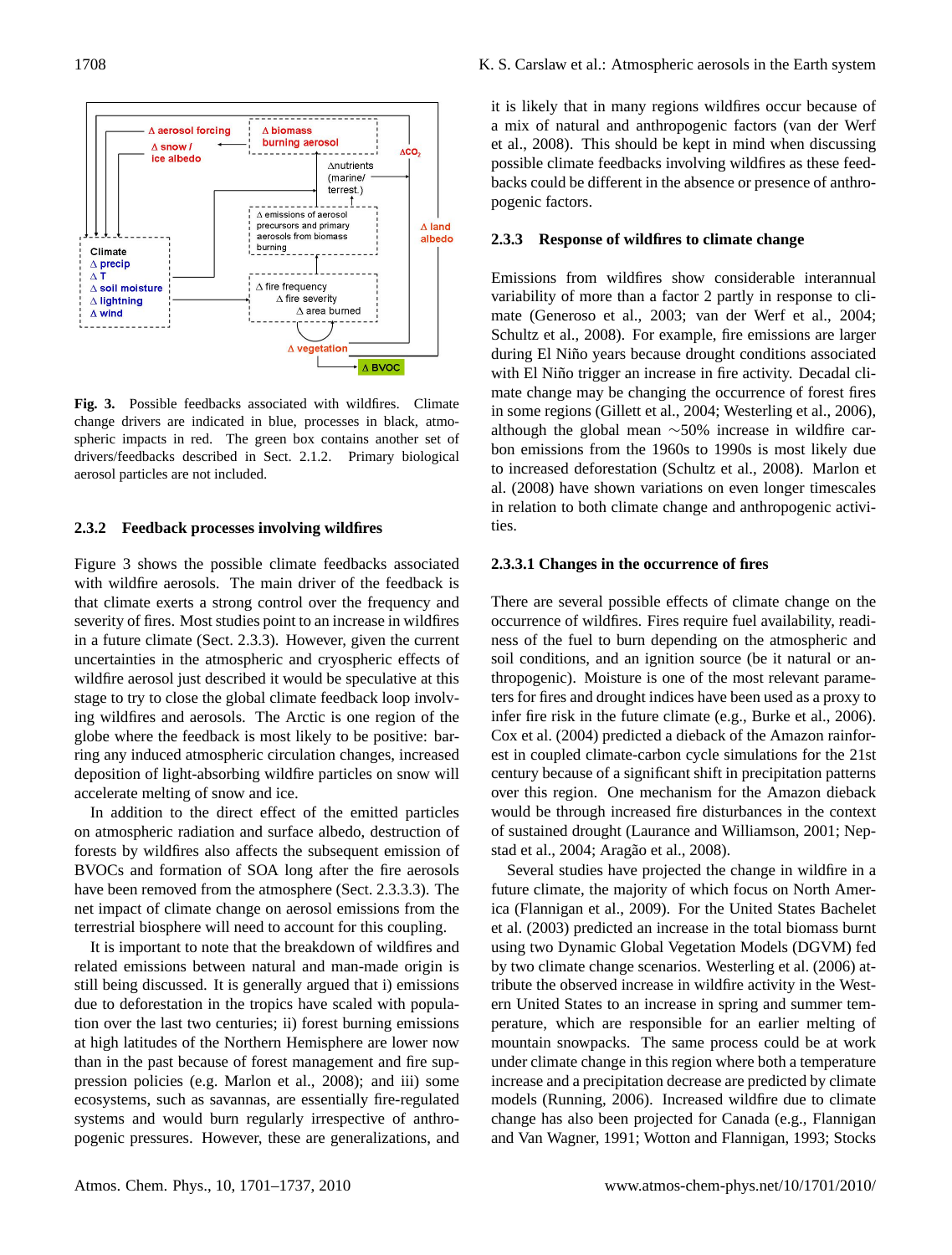**Fig. 3.** Possible feedbacks associated with wildfires. Climate change drivers are indicated in blue, processes in black, atmospheric impacts in red. The green box contains another set of drivers/feedbacks described in Sect. 2.1.2. Primary biological aerosol particles are not included.

### 2.3.2 Feedback processes involving wildfires

Figure 3 shows the possible climate feedbacks associated with wildfire aerosols. The main driver of the feedback is that climate exerts a strong control over the frequency and severity of fires. Most studies point to an increase in wildfires in a future climate (Sect. 2.3.3). However, given the current uncertainties in the atmospheric and cryospheric effects of wildfire aerosol just described it would be speculative at this stage to try to close the global climate feedback loop involving wildfires and aerosols. The Arctic is one region of the globe where the feedback is most likely to be positive: barring any induced atmospheric circulation changes, increased deposition of light-absorbing wildfire particles on snow will accelerate melting of snow and ice.

In addition to the direct effect of the emitted particles on atmospheric radiation and surface albedo, destruction of forests by wildfires also affects the subsequent emission of BVOCs and formation of SOA long after the fire aerosols have been removed from the atmosphere (Sect. 2.3.3.3). The net impact of climate change on aerosol emissions from the terrestrial biosphere will need to account for this coupling.

It is important to note that the breakdown of wildfires and related emissions between natural and man-made origin is still being discussed. It is generally argued that i) emissions due to deforestation in the tropics have scaled with population over the last two centuries; ii) forest burning emissions at high latitudes of the Northern Hemisphere are lower now than in the past because of forest management and fire suppression policies (e.g. Marlon et al., 2008); and iii) some ecosystems, such as savannas, are essentially fire-regulated systems and would burn regularly irrespective of anthropogenic pressures. However, these are generalizations, and it is likely that in many regions wildfires occur because of a mix of natural and anthropogenic factors (van der Werf et al., 2008). This should be kept in mind when discussing possible climate feedbacks involving wildfires as these feedbacks could be different in the absence or presence of anthropogenic factors.

### 2.3.3 Response of wildfires to climate change

Emissions from wildfires show considerable interannual variability of more than a factor 2 partly in response to climate (Generoso et al., 2003; van der Werf et al., 2004; Schultz et al., 2008). For example, fire emissions are larger during El Niño years because drought conditions associated with El Niño trigger an increase in fire activity. Decadal climate change may be changing the occurrence of forest fires in some regions (Gillett et al., 2004; Westerling et al., 2006), although the global mean ~50% increase in wildfire carbon emissions from the 1960s to 1990s is most likely due to increased deforestation (Schultz et al., 2008). Marlon et al. (2008) have shown variations on even longer timescales in relation to both climate change and anthropogenic activities.

#### 2.3.3.1 Changes in the occurrence of fires

There are several possible effects of climate change on the occurrence of wildfires. Fires require fuel availability, readiness of the fuel to burn depending on the atmospheric and soil conditions, and an ignition source (be it natural or anthropogenic). Moisture is one of the most relevant parameters for fires and drought indices have been used as a proxy to infer fire risk in the future climate (e.g., Burke et al., 2006). Cox et al. (2004) predicted a dieback of the Amazon rainforest in coupled climate-carbon cycle simulations for the 21st century because of a significant shift in precipitation patterns over this region. One mechanism for the Amazon dieback would be through increased fire disturbances in the context of sustained drought (Laurance and Williamson, 2001; Nepstad et al., 2004; Aragão et al., 2008).

Several studies have projected the change in wildfire in a future climate, the majority of which focus on North America (Flannigan et al., 2009). For the United States Bachelet et al. (2003) predicted an increase in the total biomass burnt using two Dynamic Global Vegetation Models (DGVM) fed by two climate change scenarios. Westerling et al. (2006) attribute the observed increase in wildfire activity in the Western United States to an increase in spring and summer temperature, which are responsible for an earlier melting of mountain snowpacks. The same process could be at work under climate change in this region where both a temperature increase and a precipitation decrease are predicted by climate models (Running, 2006). Increased wildfire due to climate change has also been projected for Canada (e.g., Flannigan and Van Wagner, 1991; Wotton and Flannigan, 1993; Stocks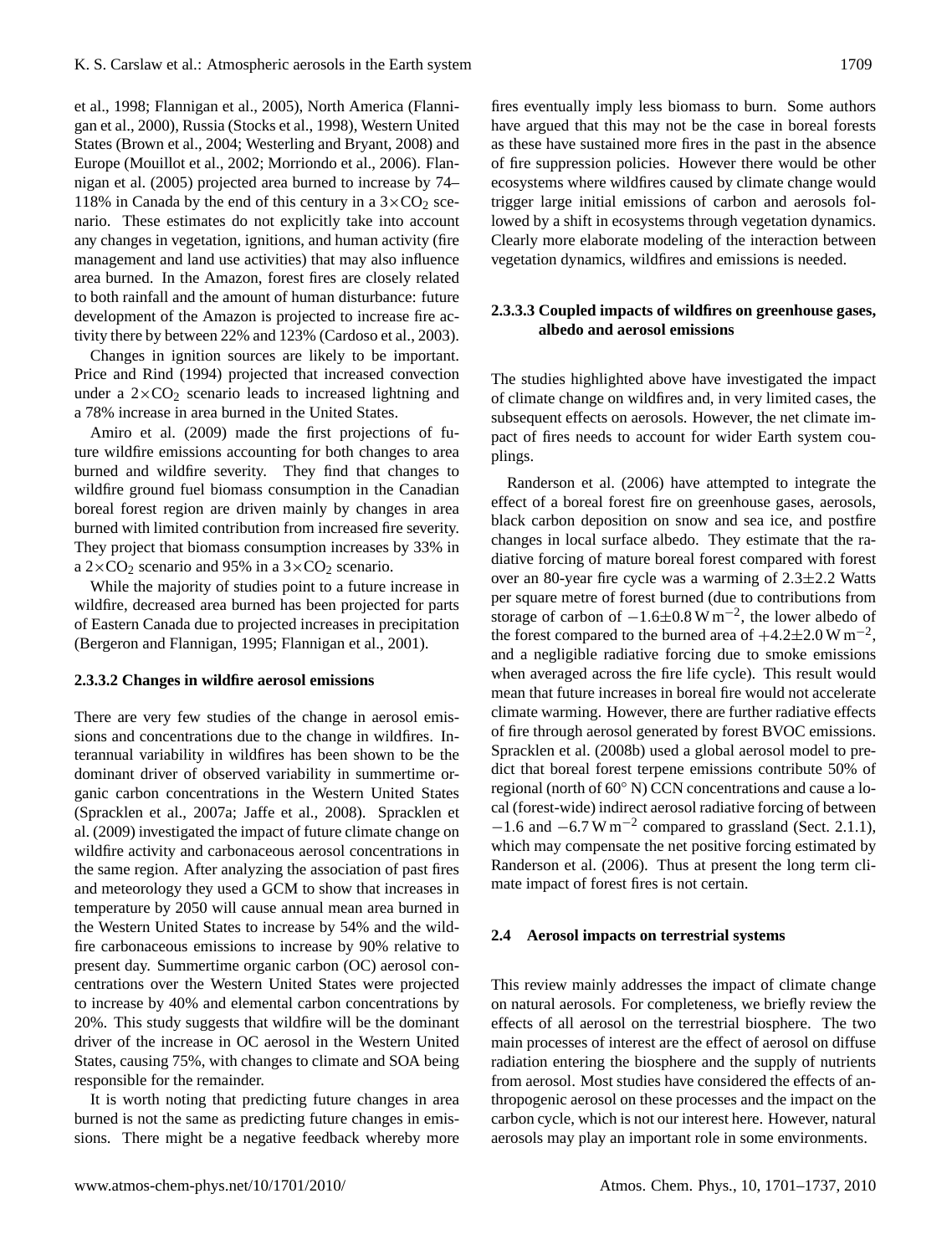et al., 1998; Flannigan et al., 2005), North America (Flannigan et al., 2000), Russia (Stocks et al., 1998), Western United States (Brown et al., 2004; Westerling and Bryant, 2008) and Europe (Mouillot et al., 2002; Morriondo et al., 2006). Flannigan et al. (2005) projected area burned to increase by 74–118% in Canada by the end of this century in a $3\times CO_2$ scenario. These estimates do not explicitly take into account any changes in vegetation, ignitions, and human activity (fire management and land use activities) that may also influence area burned. In the Amazon, forest fires are closely related to both rainfall and the amount of human disturbance: future development of the Amazon is projected to increase fire activity there by between 22% and 123% (Cardoso et al., 2003).

Changes in ignition sources are likely to be important. Price and Rind (1994) projected that increased convection under a $2\times CO_2$ scenario leads to increased lightning and a 78% increase in area burned in the United States.

Amiro et al. (2009) made the first projections of future wildfire emissions accounting for both changes to area burned and wildfire severity. They find that changes to wildfire ground fuel biomass consumption in the Canadian boreal forest region are driven mainly by changes in area burned with limited contribution from increased fire severity. They project that biomass consumption increases by 33% in a $2\times CO_2$ scenario and 95% in a $3\times CO_2$ scenario.

While the majority of studies point to a future increase in wildfire, decreased area burned has been projected for parts of Eastern Canada due to projected increases in precipitation (Bergeron and Flannigan, 1995; Flannigan et al., 2001).

#### 2.3.3.2 Changes in wildfire aerosol emissions

There are very few studies of the change in aerosol emissions and concentrations due to the change in wildfires. Interannual variability in wildfires has been shown to be the dominant driver of observed variability in summertime organic carbon concentrations in the Western United States (Spracklen et al., 2007a; Jaffe et al., 2008). Spracklen et al. (2009) investigated the impact of future climate change on wildfire activity and carbonaceous aerosol concentrations in the same region. After analyzing the association of past fires and meteorology they used a GCM to show that increases in temperature by 2050 will cause annual mean area burned in the Western United States to increase by 54% and the wildfire carbonaceous emissions to increase by 90% relative to present day. Summertime organic carbon (OC) aerosol concentrations over the Western United States were projected to increase by 40% and elemental carbon concentrations by 20%. This study suggests that wildfire will be the dominant driver of the increase in OC aerosol in the Western United States, causing 75%, with changes to climate and SOA being responsible for the remainder.

It is worth noting that predicting future changes in area burned is not the same as predicting future changes in emissions. There might be a negative feedback whereby more fires eventually imply less biomass to burn. Some authors have argued that this may not be the case in boreal forests as these have sustained more fires in the past in the absence of fire suppression policies. However there would be other ecosystems where wildfires caused by climate change would trigger large initial emissions of carbon and aerosols followed by a shift in ecosystems through vegetation dynamics. Clearly more elaborate modeling of the interaction between vegetation dynamics, wildfires and emissions is needed.

#### 2.3.3.3 Coupled impacts of wildfires on greenhouse gases, albedo and aerosol emissions

The studies highlighted above have investigated the impact of climate change on wildfires and, in very limited cases, the subsequent effects on aerosols. However, the net climate impact of fires needs to account for wider Earth system couplings.

Randerson et al. (2006) have attempted to integrate the effect of a boreal forest fire on greenhouse gases, aerosols, black carbon deposition on snow and sea ice, and postfire changes in local surface albedo. They estimate that the radiative forcing of mature boreal forest compared with forest over an 80-year fire cycle was a warming of $2.3\pm2.2$ Watts per square metre of forest burned (due to contributions from storage of carbon of $-1.6\pm0.8\,\mathrm{W\,m^{-2}}$, the lower albedo of the forest compared to the burned area of $+4.2\pm2.0\,\mathrm{W\,m^{-2}}$, and a negligible radiative forcing due to smoke emissions when averaged across the fire life cycle). This result would mean that future increases in boreal fire would not accelerate climate warming. However, there are further radiative effects of fire through aerosol generated by forest BVOC emissions. Spracklen et al. (2008b) used a global aerosol model to predict that boreal forest terpene emissions contribute 50% of regional (north of 60° N) CCN concentrations and cause a local (forest-wide) indirect aerosol radiative forcing of between $-1.6$ and $-6.7\,\mathrm{W\,m^{-2}}$ compared to grassland (Sect. 2.1.1), which may compensate the net positive forcing estimated by Randerson et al. (2006). Thus at present the long term climate impact of forest fires is not certain.

### 2.4 Aerosol impacts on terrestrial systems

This review mainly addresses the impact of climate change on natural aerosols. For completeness, we briefly review the effects of all aerosol on the terrestrial biosphere. The two main processes of interest are the effect of aerosol on diffuse radiation entering the biosphere and the supply of nutrients from aerosol. Most studies have considered the effects of anthropogenic aerosol on these processes and the impact on the carbon cycle, which is not our interest here. However, natural aerosols may play an important role in some environments.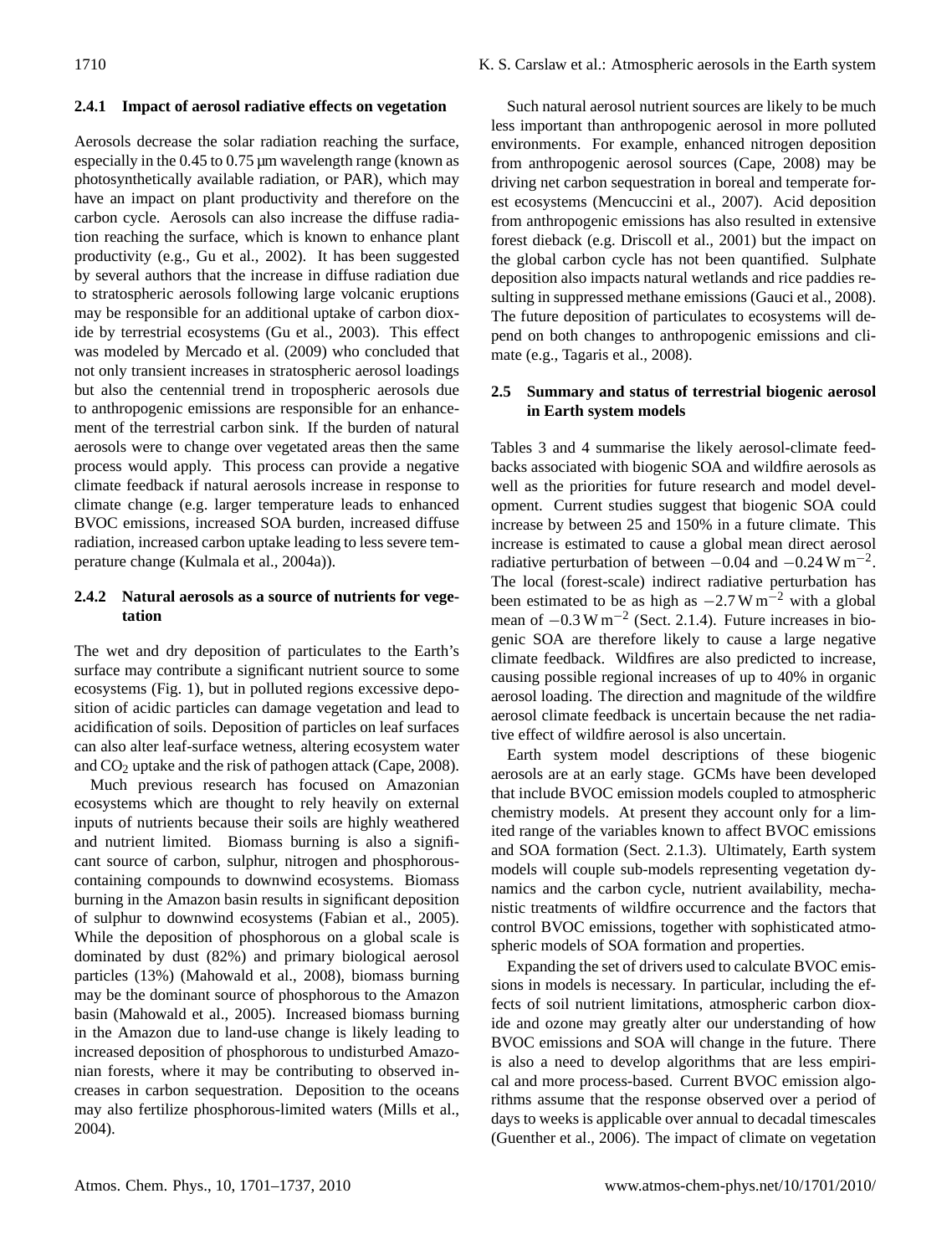### 2.4.1 Impact of aerosol radiative effects on vegetation

Aerosols decrease the solar radiation reaching the surface, especially in the 0.45 to 0.75 µm wavelength range (known as photosynthetically available radiation, or PAR), which may have an impact on plant productivity and therefore on the carbon cycle. Aerosols can also increase the diffuse radiation reaching the surface, which is known to enhance plant productivity (e.g., Gu et al., 2002). It has been suggested by several authors that the increase in diffuse radiation due to stratospheric aerosols following large volcanic eruptions may be responsible for an additional uptake of carbon dioxide by terrestrial ecosystems (Gu et al., 2003). This effect was modeled by Mercado et al. (2009) who concluded that not only transient increases in stratospheric aerosol loadings but also the centennial trend in tropospheric aerosols due to anthropogenic emissions are responsible for an enhancement of the terrestrial carbon sink. If the burden of natural aerosols were to change over vegetated areas then the same process would apply. This process can provide a negative climate feedback if natural aerosols increase in response to climate change (e.g. larger temperature leads to enhanced BVOC emissions, increased SOA burden, increased diffuse radiation, increased carbon uptake leading to less severe temperature change (Kulmala et al., 2004a)).

### 2.4.2 Natural aerosols as a source of nutrients for vegetation

The wet and dry deposition of particulates to the Earth's surface may contribute a significant nutrient source to some ecosystems (Fig. 1), but in polluted regions excessive deposition of acidic particles can damage vegetation and lead to acidification of soils. Deposition of particles on leaf surfaces can also alter leaf-surface wetness, altering ecosystem water and $CO_2$ uptake and the risk of pathogen attack (Cape, 2008).

Much previous research has focused on Amazonian ecosystems which are thought to rely heavily on external inputs of nutrients because their soils are highly weathered and nutrient limited. Biomass burning is also a significant source of carbon, sulphur, nitrogen and phosphorous-containing compounds to downwind ecosystems. Biomass burning in the Amazon basin results in significant deposition of sulphur to downwind ecosystems (Fabian et al., 2005). While the deposition of phosphorous on a global scale is dominated by dust (82%) and primary biological aerosol particles (13%) (Mahowald et al., 2008), biomass burning may be the dominant source of phosphorous to the Amazon basin (Mahowald et al., 2005). Increased biomass burning in the Amazon due to land-use change is likely leading to increased deposition of phosphorous to undisturbed Amazonian forests, where it may be contributing to observed increases in carbon sequestration. Deposition to the oceans may also fertilize phosphorous-limited waters (Mills et al., 2004).

Such natural aerosol nutrient sources are likely to be much less important than anthropogenic aerosol in more polluted environments. For example, enhanced nitrogen deposition from anthropogenic aerosol sources (Cape, 2008) may be driving net carbon sequestration in boreal and temperate forest ecosystems (Mencuccini et al., 2007). Acid deposition from anthropogenic emissions has also resulted in extensive forest dieback (e.g. Driscoll et al., 2001) but the impact on the global carbon cycle has not been quantified. Sulphate deposition also impacts natural wetlands and rice paddies resulting in suppressed methane emissions (Gauci et al., 2008). The future deposition of particulates to ecosystems will depend on both changes to anthropogenic emissions and climate (e.g., Tagaris et al., 2008).

## 2.5 Summary and status of terrestrial biogenic aerosol in Earth system models

Tables 3 and 4 summarise the likely aerosol-climate feedbacks associated with biogenic SOA and wildfire aerosols as well as the priorities for future research and model development. Current studies suggest that biogenic SOA could increase by between 25 and 150% in a future climate. This increase is estimated to cause a global mean direct aerosol radiative perturbation of between $-0.04$ and $-0.24\,\mathrm{W\,m^{-2}}$. The local (forest-scale) indirect radiative perturbation has been estimated to be as high as $-2.7\,\mathrm{W\,m^{-2}}$ with a global mean of $-0.3\,\mathrm{W\,m^{-2}}$ (Sect. 2.1.4). Future increases in biogenic SOA are therefore likely to cause a large negative climate feedback. Wildfires are also predicted to increase, causing possible regional increases of up to 40% in organic aerosol loading. The direction and magnitude of the wildfire aerosol climate feedback is uncertain because the net radiative effect of wildfire aerosol is also uncertain.

Earth system model descriptions of these biogenic aerosols are at an early stage. GCMs have been developed that include BVOC emission models coupled to atmospheric chemistry models. At present they account only for a limited range of the variables known to affect BVOC emissions and SOA formation (Sect. 2.1.3). Ultimately, Earth system models will couple sub-models representing vegetation dynamics and the carbon cycle, nutrient availability, mechanistic treatments of wildfire occurrence and the factors that control BVOC emissions, together with sophisticated atmospheric models of SOA formation and properties.

Expanding the set of drivers used to calculate BVOC emissions in models is necessary. In particular, including the effects of soil nutrient limitations, atmospheric carbon dioxide and ozone may greatly alter our understanding of how BVOC emissions and SOA will change in the future. There is also a need to develop algorithms that are less empirical and more process-based. Current BVOC emission algorithms assume that the response observed over a period of days to weeks is applicable over annual to decadal timescales (Guenther et al., 2006). The impact of climate on vegetation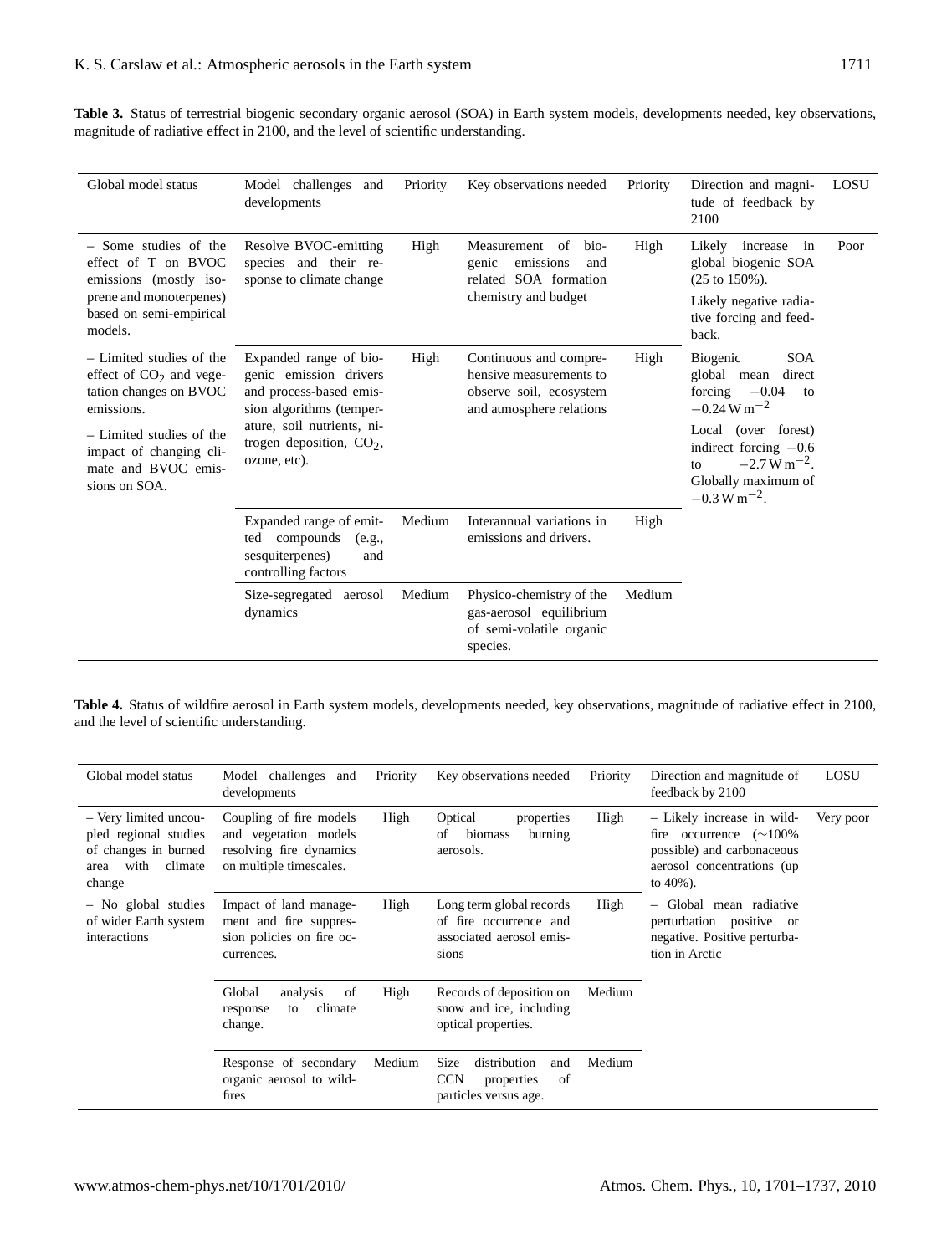**Table 3.** Status of terrestrial biogenic secondary organic aerosol (SOA) in Earth system models, developments needed, key observations, magnitude of radiative effect in 2100, and the level of scientific understanding.

| Global model status | Model challenges and developments | Priority | Key observations needed | Priority | Direction and magnitude of feedback by 2100 | LOSU |
|---|---|---|---|---|---|---|
| – Some studies of the effect of T on BVOC emissions (mostly isoprene and monoterpenes) based on semi-empirical models. | Resolve BVOC-emitting species and their response to climate change | High | Measurement of biogenic emissions and related SOA formation chemistry and budget | High | Likely increase in global biogenic SOA (25 to 150%). Likely negative radiative forcing and feedback. | Poor |
| – Limited studies of the effect of $CO_2$ and vegetation changes on BVOC emissions. – Limited studies of the impact of changing climate and BVOC emissions on SOA. | Expanded range of biogenic emission drivers and process-based emission algorithms (temperature, soil nutrients, nitrogen deposition, $CO_2$, ozone, etc). | High | Continuous and comprehensive measurements to observe soil, ecosystem and atmosphere relations | High | Biogenic SOA global mean direct forcing $-0.04$ to $-0.24\,\mathrm{W\,m^{-2}}$ Local (over forest) indirect forcing $-0.6$ to $-2.7\,\mathrm{W\,m^{-2}}$. Globally maximum of $-0.3\,\mathrm{W\,m^{-2}}$. | |
| | Expanded range of emitted compounds (e.g., sesquiterpenes) and controlling factors | Medium | Interannual variations in emissions and drivers. | High | | |
| | Size-segregated aerosol dynamics | Medium | Physico-chemistry of the gas-aerosol equilibrium of semi-volatile organic species. | Medium | | |

**Table 4.** Status of wildfire aerosol in Earth system models, developments needed, key observations, magnitude of radiative effect in 2100, and the level of scientific understanding.

| Global model status | Model challenges and developments | Priority | Key observations needed | Priority | Direction and magnitude of feedback by 2100 | LOSU |
|---|---|---|---|---|---|---|
| – Very limited uncoupled regional studies of changes in burned area with climate change – No global studies of wider Earth system interactions | Coupling of fire models and vegetation models resolving fire dynamics on multiple timescales. | High | Optical properties of biomass burning aerosols. | High | – Likely increase in wildfire occurrence (∼100% possible) and carbonaceous aerosol concentrations (up to 40%). – Global mean radiative perturbation positive or negative. Positive perturbation in Arctic | Very poor |
| | Impact of land management and fire suppression policies on fire occurrences. | High | Long term global records of fire occurrence and associated aerosol emissions | High | | |
| | Global analysis of response to climate change. | High | Records of deposition on snow and ice, including optical properties. | Medium | | |
| | Response of secondary organic aerosol to wildfires | Medium | Size distribution and CCN properties of particles versus age. | Medium | | |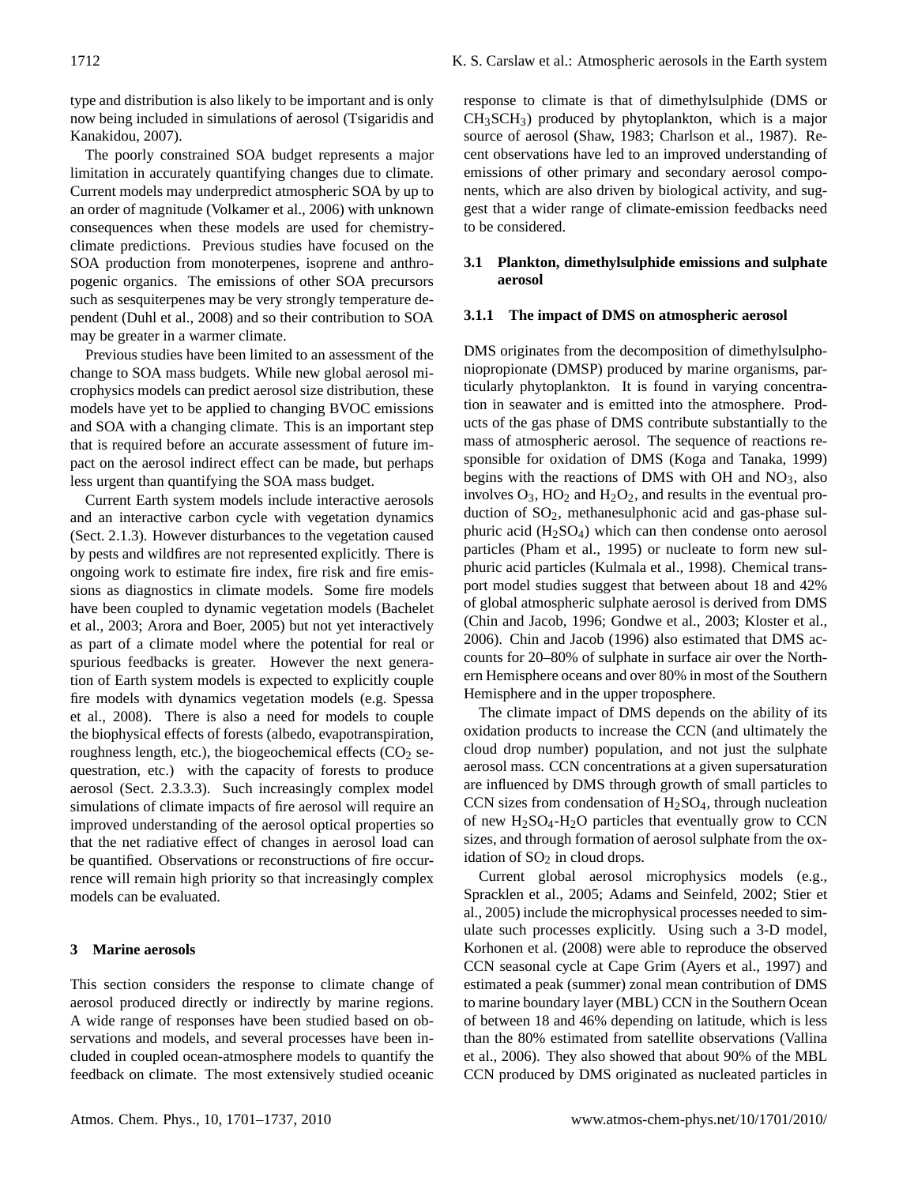type and distribution is also likely to be important and is only now being included in simulations of aerosol (Tsigaridis and Kanakidou, 2007).

The poorly constrained SOA budget represents a major limitation in accurately quantifying changes due to climate. Current models may underpredict atmospheric SOA by up to an order of magnitude (Volkamer et al., 2006) with unknown consequences when these models are used for chemistry-climate predictions. Previous studies have focused on the SOA production from monoterpenes, isoprene and anthropogenic organics. The emissions of other SOA precursors such as sesquiterpenes may be very strongly temperature dependent (Duhl et al., 2008) and so their contribution to SOA may be greater in a warmer climate.

Previous studies have been limited to an assessment of the change to SOA mass budgets. While new global aerosol microphysics models can predict aerosol size distribution, these models have yet to be applied to changing BVOC emissions and SOA with a changing climate. This is an important step that is required before an accurate assessment of future impact on the aerosol indirect effect can be made, but perhaps less urgent than quantifying the SOA mass budget.

Current Earth system models include interactive aerosols and an interactive carbon cycle with vegetation dynamics (Sect. 2.1.3). However disturbances to the vegetation caused by pests and wildfires are not represented explicitly. There is ongoing work to estimate fire index, fire risk and fire emissions as diagnostics in climate models. Some fire models have been coupled to dynamic vegetation models (Bachelet et al., 2003; Arora and Boer, 2005) but not yet interactively as part of a climate model where the potential for real or spurious feedbacks is greater. However the next generation of Earth system models is expected to explicitly couple fire models with dynamics vegetation models (e.g. Spessa et al., 2008). There is also a need for models to couple the biophysical effects of forests (albedo, evapotranspiration, roughness length, etc.), the biogeochemical effects ($CO_2$ sequestration, etc.) with the capacity of forests to produce aerosol (Sect. 2.3.3.3). Such increasingly complex model simulations of climate impacts of fire aerosol will require an improved understanding of the aerosol optical properties so that the net radiative effect of changes in aerosol load can be quantified. Observations or reconstructions of fire occurrence will remain high priority so that increasingly complex models can be evaluated.

## 3 Marine aerosols

This section considers the response to climate change of aerosol produced directly or indirectly by marine regions. A wide range of responses have been studied based on observations and models, and several processes have been included in coupled ocean-atmosphere models to quantify the feedback on climate. The most extensively studied oceanic response to climate is that of dimethylsulphide (DMS or $CH_3SCH_3$) produced by phytoplankton, which is a major source of aerosol (Shaw, 1983; Charlson et al., 1987). Recent observations have led to an improved understanding of emissions of other primary and secondary aerosol components, which are also driven by biological activity, and suggest that a wider range of climate-emission feedbacks need to be considered.

### 3.1 Plankton, dimethylsulphide emissions and sulphate aerosol

#### 3.1.1 The impact of DMS on atmospheric aerosol

DMS originates from the decomposition of dimethylsulphoniopropionate (DMSP) produced by marine organisms, particularly phytoplankton. It is found in varying concentration in seawater and is emitted into the atmosphere. Products of the gas phase of DMS contribute substantially to the mass of atmospheric aerosol. The sequence of reactions responsible for oxidation of DMS (Koga and Tanaka, 1999) begins with the reactions of DMS with OH and $NO_3$, also involves $O_3$, $HO_2$ and $H_2O_2$, and results in the eventual production of $SO_2$, methanesulphonic acid and gas-phase sulphuric acid ($H_2SO_4$) which can then condense onto aerosol particles (Pham et al., 1995) or nucleate to form new sulphuric acid particles (Kulmala et al., 1998). Chemical transport model studies suggest that between about 18 and 42% of global atmospheric sulphate aerosol is derived from DMS (Chin and Jacob, 1996; Gondwe et al., 2003; Kloster et al., 2006). Chin and Jacob (1996) also estimated that DMS accounts for 20–80% of sulphate in surface air over the Northern Hemisphere oceans and over 80% in most of the Southern Hemisphere and in the upper troposphere.

The climate impact of DMS depends on the ability of its oxidation products to increase the CCN (and ultimately the cloud drop number) population, and not just the sulphate aerosol mass. CCN concentrations at a given supersaturation are influenced by DMS through growth of small particles to CCN sizes from condensation of $H_2SO_4$, through nucleation of new $H_2SO_4$-$H_2O$ particles that eventually grow to CCN sizes, and through formation of aerosol sulphate from the oxidation of $SO_2$ in cloud drops.

Current global aerosol microphysics models (e.g., Spracklen et al., 2005; Adams and Seinfeld, 2002; Stier et al., 2005) include the microphysical processes needed to simulate such processes explicitly. Using such a 3-D model, Korhonen et al. (2008) were able to reproduce the observed CCN seasonal cycle at Cape Grim (Ayers et al., 1997) and estimated a peak (summer) zonal mean contribution of DMS to marine boundary layer (MBL) CCN in the Southern Ocean of between 18 and 46% depending on latitude, which is less than the 80% estimated from satellite observations (Vallina et al., 2006). They also showed that about 90% of the MBL CCN produced by DMS originated as nucleated particles in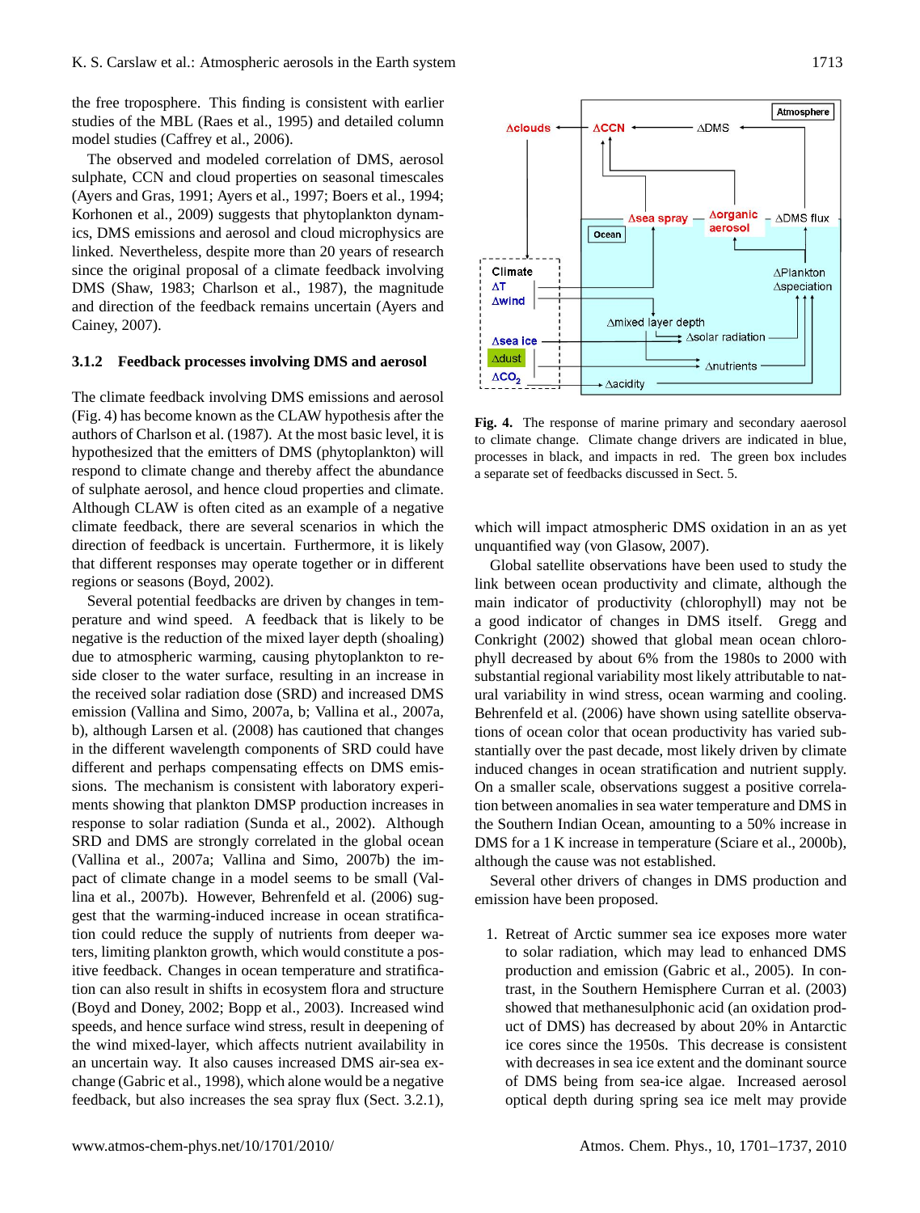the free troposphere. This finding is consistent with earlier studies of the MBL (Raes et al., 1995) and detailed column model studies (Caffrey et al., 2006).

The observed and modeled correlation of DMS, aerosol sulphate, CCN and cloud properties on seasonal timescales (Ayers and Gras, 1991; Ayers et al., 1997; Boers et al., 1994; Korhonen et al., 2009) suggests that phytoplankton dynamics, DMS emissions and aerosol and cloud microphysics are linked. Nevertheless, despite more than 20 years of research since the original proposal of a climate feedback involving DMS (Shaw, 1983; Charlson et al., 1987), the magnitude and direction of the feedback remains uncertain (Ayers and Cainey, 2007).

### 3.1.2 Feedback processes involving DMS and aerosol

The climate feedback involving DMS emissions and aerosol (Fig. 4) has become known as the CLAW hypothesis after the authors of Charlson et al. (1987). At the most basic level, it is hypothesized that the emitters of DMS (phytoplankton) will respond to climate change and thereby affect the abundance of sulphate aerosol, and hence cloud properties and climate. Although CLAW is often cited as an example of a negative climate feedback, there are several scenarios in which the direction of feedback is uncertain. Furthermore, it is likely that different responses may operate together or in different regions or seasons (Boyd, 2002).

Several potential feedbacks are driven by changes in temperature and wind speed. A feedback that is likely to be negative is the reduction of the mixed layer depth (shoaling) due to atmospheric warming, causing phytoplankton to reside closer to the water surface, resulting in an increase in the received solar radiation dose (SRD) and increased DMS emission (Vallina and Simo, 2007a, b; Vallina et al., 2007a, b), although Larsen et al. (2008) has cautioned that changes in the different wavelength components of SRD could have different and perhaps compensating effects on DMS emissions. The mechanism is consistent with laboratory experiments showing that plankton DMSP production increases in response to solar radiation (Sunda et al., 2002). Although SRD and DMS are strongly correlated in the global ocean (Vallina et al., 2007a; Vallina and Simo, 2007b) the impact of climate change in a model seems to be small (Vallina et al., 2007b). However, Behrenfeld et al. (2006) suggest that the warming-induced increase in ocean stratification could reduce the supply of nutrients from deeper waters, limiting plankton growth, which would constitute a positive feedback. Changes in ocean temperature and stratification can also result in shifts in ecosystem flora and structure (Boyd and Doney, 2002; Bopp et al., 2003). Increased wind speeds, and hence surface wind stress, result in deepening of the wind mixed-layer, which affects nutrient availability in an uncertain way. It also causes increased DMS air-sea exchange (Gabric et al., 1998), which alone would be a negative feedback, but also increases the sea spray flux (Sect. 3.2.1), which will impact atmospheric DMS oxidation in an as yet unquantified way (von Glasow, 2007).

**Fig. 4.** The response of marine primary and secondary aaerosol to climate change. Climate change drivers are indicated in blue, processes in black, and impacts in red. The green box includes a separate set of feedbacks discussed in Sect. 5.

Global satellite observations have been used to study the link between ocean productivity and climate, although the main indicator of productivity (chlorophyll) may not be a good indicator of changes in DMS itself. Gregg and Conkright (2002) showed that global mean ocean chlorophyll decreased by about 6% from the 1980s to 2000 with substantial regional variability most likely attributable to natural variability in wind stress, ocean warming and cooling. Behrenfeld et al. (2006) have shown using satellite observations of ocean color that ocean productivity has varied substantially over the past decade, most likely driven by climate induced changes in ocean stratification and nutrient supply. On a smaller scale, observations suggest a positive correlation between anomalies in sea water temperature and DMS in the Southern Indian Ocean, amounting to a 50% increase in DMS for a 1 K increase in temperature (Sciare et al., 2000b), although the cause was not established.

Several other drivers of changes in DMS production and emission have been proposed.

1. Retreat of Arctic summer sea ice exposes more water to solar radiation, which may lead to enhanced DMS production and emission (Gabric et al., 2005). In contrast, in the Southern Hemisphere Curran et al. (2003) showed that methanesulphonic acid (an oxidation product of DMS) has decreased by about 20% in Antarctic ice cores since the 1950s. This decrease is consistent with decreases in sea ice extent and the dominant source of DMS being from sea-ice algae. Increased aerosol optical depth during spring sea ice melt may provide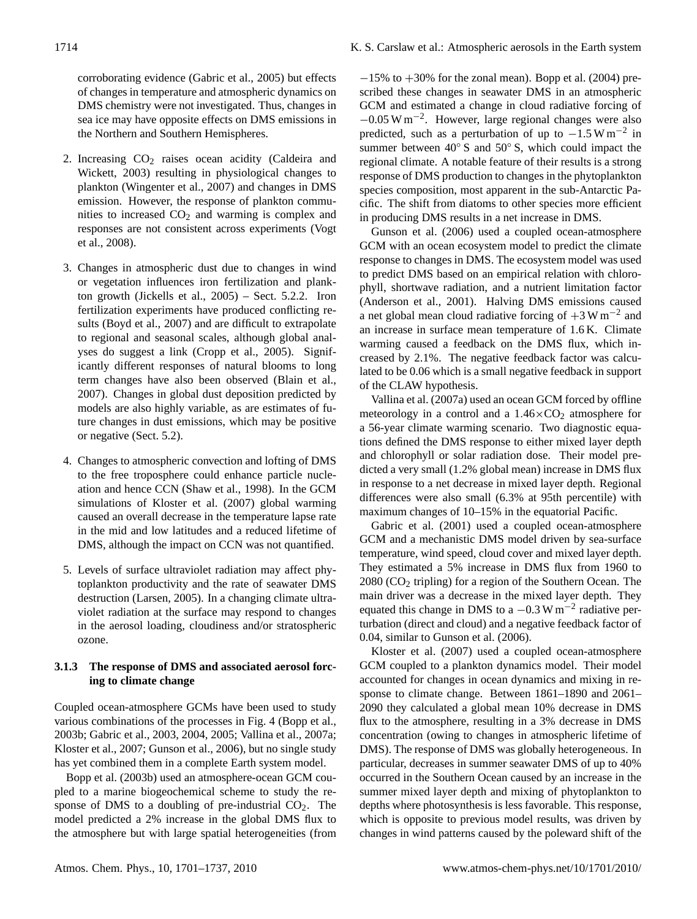corroborating evidence (Gabric et al., 2005) but effects of changes in temperature and atmospheric dynamics on DMS chemistry were not investigated. Thus, changes in sea ice may have opposite effects on DMS emissions in the Northern and Southern Hemispheres.

2. Increasing $CO_2$ raises ocean acidity (Caldeira and Wickett, 2003) resulting in physiological changes to plankton (Wingenter et al., 2007) and changes in DMS emission. However, the response of plankton communities to increased $CO_2$ and warming is complex and responses are not consistent across experiments (Vogt et al., 2008).

3. Changes in atmospheric dust due to changes in wind or vegetation influences iron fertilization and plankton growth (Jickells et al., 2005) – Sect. 5.2.2. Iron fertilization experiments have produced conflicting results (Boyd et al., 2007) and are difficult to extrapolate to regional and seasonal scales, although global analyses do suggest a link (Cropp et al., 2005). Significantly different responses of natural blooms to long term changes have also been observed (Blain et al., 2007). Changes in global dust deposition predicted by models are also highly variable, as are estimates of future changes in dust emissions, which may be positive or negative (Sect. 5.2).

4. Changes to atmospheric convection and lofting of DMS to the free troposphere could enhance particle nucleation and hence CCN (Shaw et al., 1998). In the GCM simulations of Kloster et al. (2007) global warming caused an overall decrease in the temperature lapse rate in the mid and low latitudes and a reduced lifetime of DMS, although the impact on CCN was not quantified.

5. Levels of surface ultraviolet radiation may affect phytoplankton productivity and the rate of seawater DMS destruction (Larsen, 2005). In a changing climate ultraviolet radiation at the surface may respond to changes in the aerosol loading, cloudiness and/or stratospheric ozone.

### 3.1.3 The response of DMS and associated aerosol forcing to climate change

Coupled ocean-atmosphere GCMs have been used to study various combinations of the processes in Fig. 4 (Bopp et al., 2003b; Gabric et al., 2003, 2004, 2005; Vallina et al., 2007a; Kloster et al., 2007; Gunson et al., 2006), but no single study has yet combined them in a complete Earth system model.

Bopp et al. (2003b) used an atmosphere-ocean GCM coupled to a marine biogeochemical scheme to study the response of DMS to a doubling of pre-industrial $CO_2$. The model predicted a 2% increase in the global DMS flux to the atmosphere but with large spatial heterogeneities (from $-15\%$ to $+30\%$ for the zonal mean). Bopp et al. (2004) prescribed these changes in seawater DMS in an atmospheric GCM and estimated a change in cloud radiative forcing of $-0.05\,\mathrm{W\,m^{-2}}$. However, large regional changes were also predicted, such as a perturbation of up to $-1.5\,\mathrm{W\,m^{-2}}$ in summer between 40° S and 50° S, which could impact the regional climate. A notable feature of their results is a strong response of DMS production to changes in the phytoplankton species composition, most apparent in the sub-Antarctic Pacific. The shift from diatoms to other species more efficient in producing DMS results in a net increase in DMS.

Gunson et al. (2006) used a coupled ocean-atmosphere GCM with an ocean ecosystem model to predict the climate response to changes in DMS. The ecosystem model was used to predict DMS based on an empirical relation with chlorophyll, shortwave radiation, and a nutrient limitation factor (Anderson et al., 2001). Halving DMS emissions caused a net global mean cloud radiative forcing of $+3\,\mathrm{W\,m^{-2}}$ and an increase in surface mean temperature of 1.6 K. Climate warming caused a feedback on the DMS flux, which increased by 2.1%. The negative feedback factor was calculated to be 0.06 which is a small negative feedback in support of the CLAW hypothesis.

Vallina et al. (2007a) used an ocean GCM forced by offline meteorology in a control and a $1.46\times CO_2$ atmosphere for a 56-year climate warming scenario. Two diagnostic equations defined the DMS response to either mixed layer depth and chlorophyll or solar radiation dose. Their model predicted a very small (1.2% global mean) increase in DMS flux in response to a net decrease in mixed layer depth. Regional differences were also small (6.3% at 95th percentile) with maximum changes of 10–15% in the equatorial Pacific.

Gabric et al. (2001) used a coupled ocean-atmosphere GCM and a mechanistic DMS model driven by sea-surface temperature, wind speed, cloud cover and mixed layer depth. They estimated a 5% increase in DMS flux from 1960 to 2080 ($CO_2$ tripling) for a region of the Southern Ocean. The main driver was a decrease in the mixed layer depth. They equated this change in DMS to a $-0.3\,\mathrm{W\,m^{-2}}$ radiative perturbation (direct and cloud) and a negative feedback factor of 0.04, similar to Gunson et al. (2006).

Kloster et al. (2007) used a coupled ocean-atmosphere GCM coupled to a plankton dynamics model. Their model accounted for changes in ocean dynamics and mixing in response to climate change. Between 1861–1890 and 2061–2090 they calculated a global mean 10% decrease in DMS flux to the atmosphere, resulting in a 3% decrease in DMS concentration (owing to changes in atmospheric lifetime of DMS). The response of DMS was globally heterogeneous. In particular, decreases in summer seawater DMS of up to 40% occurred in the Southern Ocean caused by an increase in the summer mixed layer depth and mixing of phytoplankton to depths where photosynthesis is less favorable. This response, which is opposite to previous model results, was driven by changes in wind patterns caused by the poleward shift of the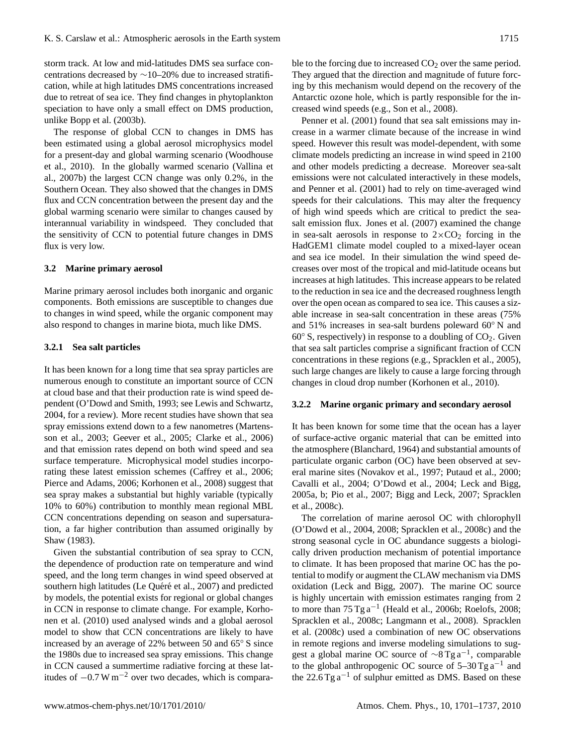storm track. At low and mid-latitudes DMS sea surface concentrations decreased by ∼10–20% due to increased stratification, while at high latitudes DMS concentrations increased due to retreat of sea ice. They find changes in phytoplankton speciation to have only a small effect on DMS production, unlike Bopp et al. (2003b).

The response of global CCN to changes in DMS has been estimated using a global aerosol microphysics model for a present-day and global warming scenario (Woodhouse et al., 2010). In the globally warmed scenario (Vallina et al., 2007b) the largest CCN change was only 0.2%, in the Southern Ocean. They also showed that the changes in DMS flux and CCN concentration between the present day and the global warming scenario were similar to changes caused by interannual variability in windspeed. They concluded that the sensitivity of CCN to potential future changes in DMS flux is very low.

### 3.2 Marine primary aerosol

Marine primary aerosol includes both inorganic and organic components. Both emissions are susceptible to changes due to changes in wind speed, while the organic component may also respond to changes in marine biota, much like DMS.

#### 3.2.1 Sea salt particles

It has been known for a long time that sea spray particles are numerous enough to constitute an important source of CCN at cloud base and that their production rate is wind speed dependent (O'Dowd and Smith, 1993; see Lewis and Schwartz, 2004, for a review). More recent studies have shown that sea spray emissions extend down to a few nanometres (Martensson et al., 2003; Geever et al., 2005; Clarke et al., 2006) and that emission rates depend on both wind speed and sea surface temperature. Microphysical model studies incorporating these latest emission schemes (Caffrey et al., 2006; Pierce and Adams, 2006; Korhonen et al., 2008) suggest that sea spray makes a substantial but highly variable (typically 10% to 60%) contribution to monthly mean regional MBL CCN concentrations depending on season and supersaturation, a far higher contribution than assumed originally by Shaw (1983).

Given the substantial contribution of sea spray to CCN, the dependence of production rate on temperature and wind speed, and the long term changes in wind speed observed at southern high latitudes (Le Quéré et al., 2007) and predicted by models, the potential exists for regional or global changes in CCN in response to climate change. For example, Korhonen et al. (2010) used analysed winds and a global aerosol model to show that CCN concentrations are likely to have increased by an average of 22% between 50 and 65° S since the 1980s due to increased sea spray emissions. This change in CCN caused a summertime radiative forcing at these latitudes of $-0.7\,\mathrm{W\,m^{-2}}$ over two decades, which is comparable to the forcing due to increased $CO_2$ over the same period. They argued that the direction and magnitude of future forcing by this mechanism would depend on the recovery of the Antarctic ozone hole, which is partly responsible for the increased wind speeds (e.g., Son et al., 2008).

Penner et al. (2001) found that sea salt emissions may increase in a warmer climate because of the increase in wind speed. However this result was model-dependent, with some climate models predicting an increase in wind speed in 2100 and other models predicting a decrease. Moreover sea-salt emissions were not calculated interactively in these models, and Penner et al. (2001) had to rely on time-averaged wind speeds for their calculations. This may alter the frequency of high wind speeds which are critical to predict the sea-salt emission flux. Jones et al. (2007) examined the change in sea-salt aerosols in response to $2\times CO_2$ forcing in the HadGEM1 climate model coupled to a mixed-layer ocean and sea ice model. In their simulation the wind speed decreases over most of the tropical and mid-latitude oceans but increases at high latitudes. This increase appears to be related to the reduction in sea ice and the decreased roughness length over the open ocean as compared to sea ice. This causes a sizable increase in sea-salt concentration in these areas (75% and 51% increases in sea-salt burdens poleward 60° N and 60° S, respectively) in response to a doubling of $CO_2$. Given that sea salt particles comprise a significant fraction of CCN concentrations in these regions (e.g., Spracklen et al., 2005), such large changes are likely to cause a large forcing through changes in cloud drop number (Korhonen et al., 2010).

#### 3.2.2 Marine organic primary and secondary aerosol

It has been known for some time that the ocean has a layer of surface-active organic material that can be emitted into the atmosphere (Blanchard, 1964) and substantial amounts of particulate organic carbon (OC) have been observed at several marine sites (Novakov et al., 1997; Putaud et al., 2000; Cavalli et al., 2004; O'Dowd et al., 2004; Leck and Bigg, 2005a, b; Pio et al., 2007; Bigg and Leck, 2007; Spracklen et al., 2008c).

The correlation of marine aerosol OC with chlorophyll (O'Dowd et al., 2004, 2008; Spracklen et al., 2008c) and the strong seasonal cycle in OC abundance suggests a biologically driven production mechanism of potential importance to climate. It has been proposed that marine OC has the potential to modify or augment the CLAW mechanism via DMS oxidation (Leck and Bigg, 2007). The marine OC source is highly uncertain with emission estimates ranging from 2 to more than $75\,\mathrm{Tg\,a^{-1}}$ (Heald et al., 2006b; Roelofs, 2008; Spracklen et al., 2008c; Langmann et al., 2008). Spracklen et al. (2008c) used a combination of new OC observations in remote regions and inverse modeling simulations to suggest a global marine OC source of $\sim 8\,\mathrm{Tg\,a^{-1}}$, comparable to the global anthropogenic OC source of $5$–$30\,\mathrm{Tg\,a^{-1}}$ and the $22.6\,\mathrm{Tg\,a^{-1}}$ of sulphur emitted as DMS. Based on these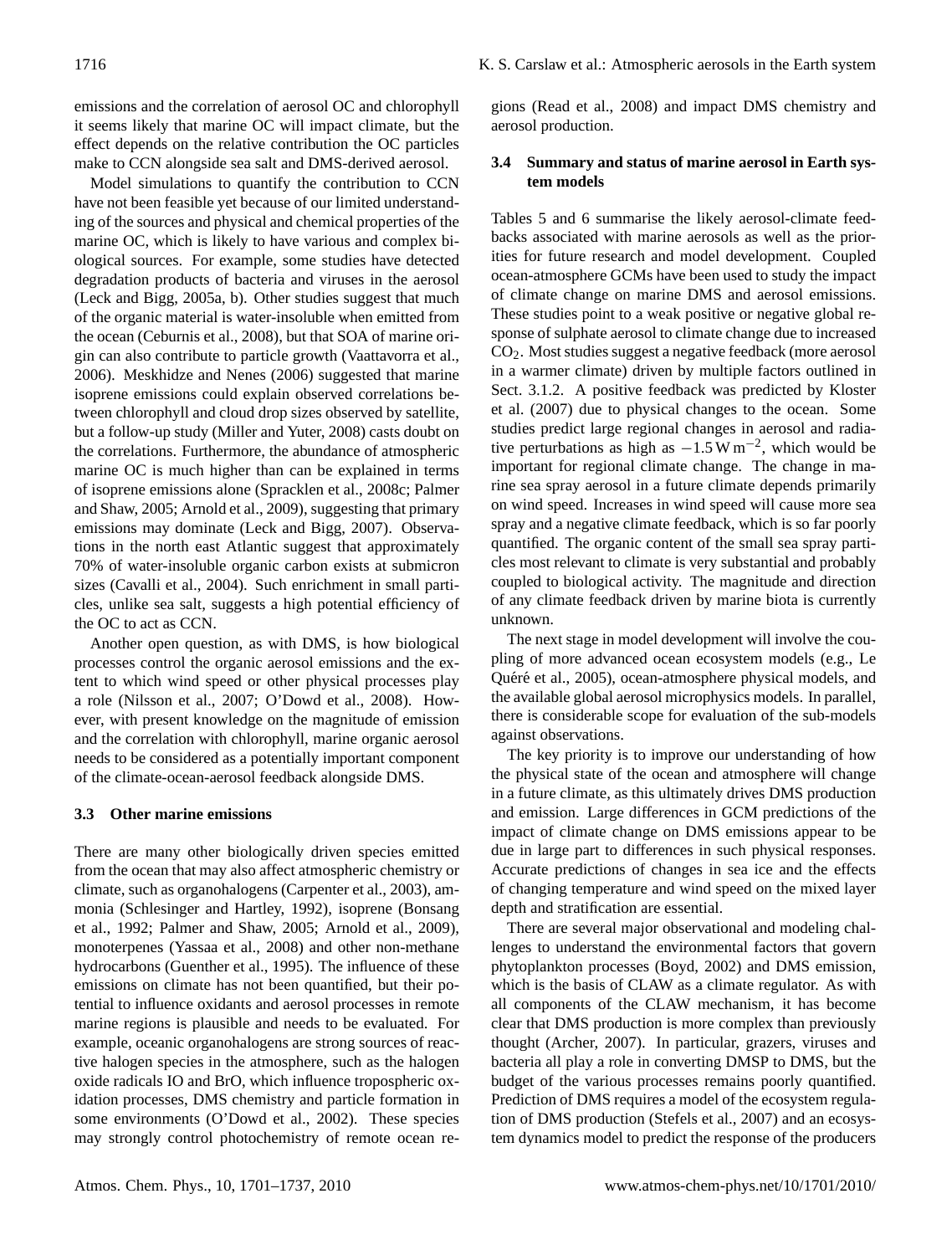emissions and the correlation of aerosol OC and chlorophyll it seems likely that marine OC will impact climate, but the effect depends on the relative contribution the OC particles make to CCN alongside sea salt and DMS-derived aerosol.

Model simulations to quantify the contribution to CCN have not been feasible yet because of our limited understanding of the sources and physical and chemical properties of the marine OC, which is likely to have various and complex biological sources. For example, some studies have detected degradation products of bacteria and viruses in the aerosol (Leck and Bigg, 2005a, b). Other studies suggest that much of the organic material is water-insoluble when emitted from the ocean (Ceburnis et al., 2008), but that SOA of marine origin can also contribute to particle growth (Vaattavorra et al., 2006). Meskhidze and Nenes (2006) suggested that marine isoprene emissions could explain observed correlations between chlorophyll and cloud drop sizes observed by satellite, but a follow-up study (Miller and Yuter, 2008) casts doubt on the correlations. Furthermore, the abundance of atmospheric marine OC is much higher than can be explained in terms of isoprene emissions alone (Spracklen et al., 2008c; Palmer and Shaw, 2005; Arnold et al., 2009), suggesting that primary emissions may dominate (Leck and Bigg, 2007). Observations in the north east Atlantic suggest that approximately 70% of water-insoluble organic carbon exists at submicron sizes (Cavalli et al., 2004). Such enrichment in small particles, unlike sea salt, suggests a high potential efficiency of the OC to act as CCN.

Another open question, as with DMS, is how biological processes control the organic aerosol emissions and the extent to which wind speed or other physical processes play a role (Nilsson et al., 2007; O'Dowd et al., 2008). However, with present knowledge on the magnitude of emission and the correlation with chlorophyll, marine organic aerosol needs to be considered as a potentially important component of the climate-ocean-aerosol feedback alongside DMS.

### 3.3 Other marine emissions

There are many other biologically driven species emitted from the ocean that may also affect atmospheric chemistry or climate, such as organohalogens (Carpenter et al., 2003), ammonia (Schlesinger and Hartley, 1992), isoprene (Bonsang et al., 1992; Palmer and Shaw, 2005; Arnold et al., 2009), monoterpenes (Yassaa et al., 2008) and other non-methane hydrocarbons (Guenther et al., 1995). The influence of these emissions on climate has not been quantified, but their potential to influence oxidants and aerosol processes in remote marine regions is plausible and needs to be evaluated. For example, oceanic organohalogens are strong sources of reactive halogen species in the atmosphere, such as the halogen oxide radicals IO and BrO, which influence tropospheric oxidation processes, DMS chemistry and particle formation in some environments (O'Dowd et al., 2002). These species may strongly control photochemistry of remote ocean regions (Read et al., 2008) and impact DMS chemistry and aerosol production.

### 3.4 Summary and status of marine aerosol in Earth system models

Tables 5 and 6 summarise the likely aerosol-climate feedbacks associated with marine aerosols as well as the priorities for future research and model development. Coupled ocean-atmosphere GCMs have been used to study the impact of climate change on marine DMS and aerosol emissions. These studies point to a weak positive or negative global response of sulphate aerosol to climate change due to increased $CO_2$. Most studies suggest a negative feedback (more aerosol in a warmer climate) driven by multiple factors outlined in Sect. 3.1.2. A positive feedback was predicted by Kloster et al. (2007) due to physical changes to the ocean. Some studies predict large regional changes in aerosol and radiative perturbations as high as $-1.5\,\mathrm{W\,m^{-2}}$, which would be important for regional climate change. The change in marine sea spray aerosol in a future climate depends primarily on wind speed. Increases in wind speed will cause more sea spray and a negative climate feedback, which is so far poorly quantified. The organic content of the small sea spray particles most relevant to climate is very substantial and probably coupled to biological activity. The magnitude and direction of any climate feedback driven by marine biota is currently unknown.

The next stage in model development will involve the coupling of more advanced ocean ecosystem models (e.g., Le Quéré et al., 2005), ocean-atmosphere physical models, and the available global aerosol microphysics models. In parallel, there is considerable scope for evaluation of the sub-models against observations.

The key priority is to improve our understanding of how the physical state of the ocean and atmosphere will change in a future climate, as this ultimately drives DMS production and emission. Large differences in GCM predictions of the impact of climate change on DMS emissions appear to be due in large part to differences in such physical responses. Accurate predictions of changes in sea ice and the effects of changing temperature and wind speed on the mixed layer depth and stratification are essential.

There are several major observational and modeling challenges to understand the environmental factors that govern phytoplankton processes (Boyd, 2002) and DMS emission, which is the basis of CLAW as a climate regulator. As with all components of the CLAW mechanism, it has become clear that DMS production is more complex than previously thought (Archer, 2007). In particular, grazers, viruses and bacteria all play a role in converting DMSP to DMS, but the budget of the various processes remains poorly quantified. Prediction of DMS requires a model of the ecosystem regulation of DMS production (Stefels et al., 2007) and an ecosystem dynamics model to predict the response of the producers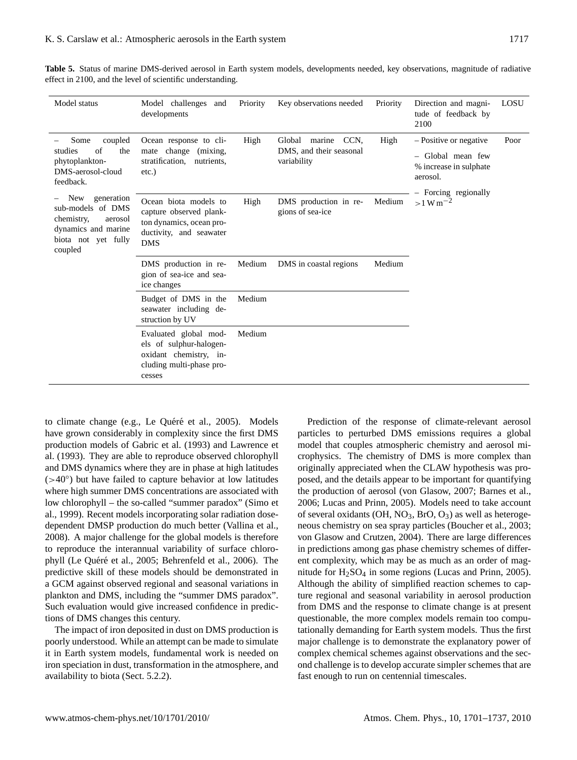**Table 5.** Status of marine DMS-derived aerosol in Earth system models, developments needed, key observations, magnitude of radiative effect in 2100, and the level of scientific understanding.

| Model status | Model challenges and developments | Priority | Key observations needed | Priority | Direction and magnitude of feedback by 2100 | LOSU |
|---|---|---|---|---|---|---|
| – Some coupled studies of the phytoplankton-DMS-aerosol-cloud feedback.<br><br>– New generation sub-models of DMS chemistry, aerosol dynamics and marine biota not yet fully coupled | Ocean response to climate change (mixing, stratification, nutrients, etc.) | High | Global marine CCN, DMS, and their seasonal variability | High | – Positive or negative<br><br>– Global mean few % increase in sulphate aerosol.<br><br>– Forcing regionally $>1\,\mathrm{W\,m^{-2}}$ | Poor |
| | Ocean biota models to capture observed plankton dynamics, ocean productivity, and seawater DMS | High | DMS production in regions of sea-ice | Medium | | |
| | DMS production in region of sea-ice and sea-ice changes | Medium | DMS in coastal regions | Medium | | |
| | Budget of DMS in the seawater including destruction by UV | Medium | | | | |
| | Evaluated global models of sulphur-halogen-oxidant chemistry, including multi-phase processes | Medium | | | | |

to climate change (e.g., Le Quéré et al., 2005). Models have grown considerably in complexity since the first DMS production models of Gabric et al. (1993) and Lawrence et al. (1993). They are able to reproduce observed chlorophyll and DMS dynamics where they are in phase at high latitudes ($>40°$) but have failed to capture behavior at low latitudes where high summer DMS concentrations are associated with low chlorophyll – the so-called "summer paradox" (Simo et al., 1999). Recent models incorporating solar radiation dose-dependent DMSP production do much better (Vallina et al., 2008). A major challenge for the global models is therefore to reproduce the interannual variability of surface chlorophyll (Le Quéré et al., 2005; Behrenfeld et al., 2006). The predictive skill of these models should be demonstrated in a GCM against observed regional and seasonal variations in plankton and DMS, including the "summer DMS paradox". Such evaluation would give increased confidence in predictions of DMS changes this century.

The impact of iron deposited in dust on DMS production is poorly understood. While an attempt can be made to simulate it in Earth system models, fundamental work is needed on iron speciation in dust, transformation in the atmosphere, and availability to biota (Sect. 5.2.2).

Prediction of the response of climate-relevant aerosol particles to perturbed DMS emissions requires a global model that couples atmospheric chemistry and aerosol microphysics. The chemistry of DMS is more complex than originally appreciated when the CLAW hypothesis was proposed, and the details appear to be important for quantifying the production of aerosol (von Glasow, 2007; Barnes et al., 2006; Lucas and Prinn, 2005). Models need to take account of several oxidants (OH, $NO_3$, BrO, $O_3$) as well as heterogeneous chemistry on sea spray particles (Boucher et al., 2003; von Glasow and Crutzen, 2004). There are large differences in predictions among gas phase chemistry schemes of different complexity, which may be as much as an order of magnitude for $H_2SO_4$ in some regions (Lucas and Prinn, 2005). Although the ability of simplified reaction schemes to capture regional and seasonal variability in aerosol production from DMS and the response to climate change is at present questionable, the more complex models remain too computationally demanding for Earth system models. Thus the first major challenge is to demonstrate the explanatory power of complex chemical schemes against observations and the second challenge is to develop accurate simpler schemes that are fast enough to run on centennial timescales.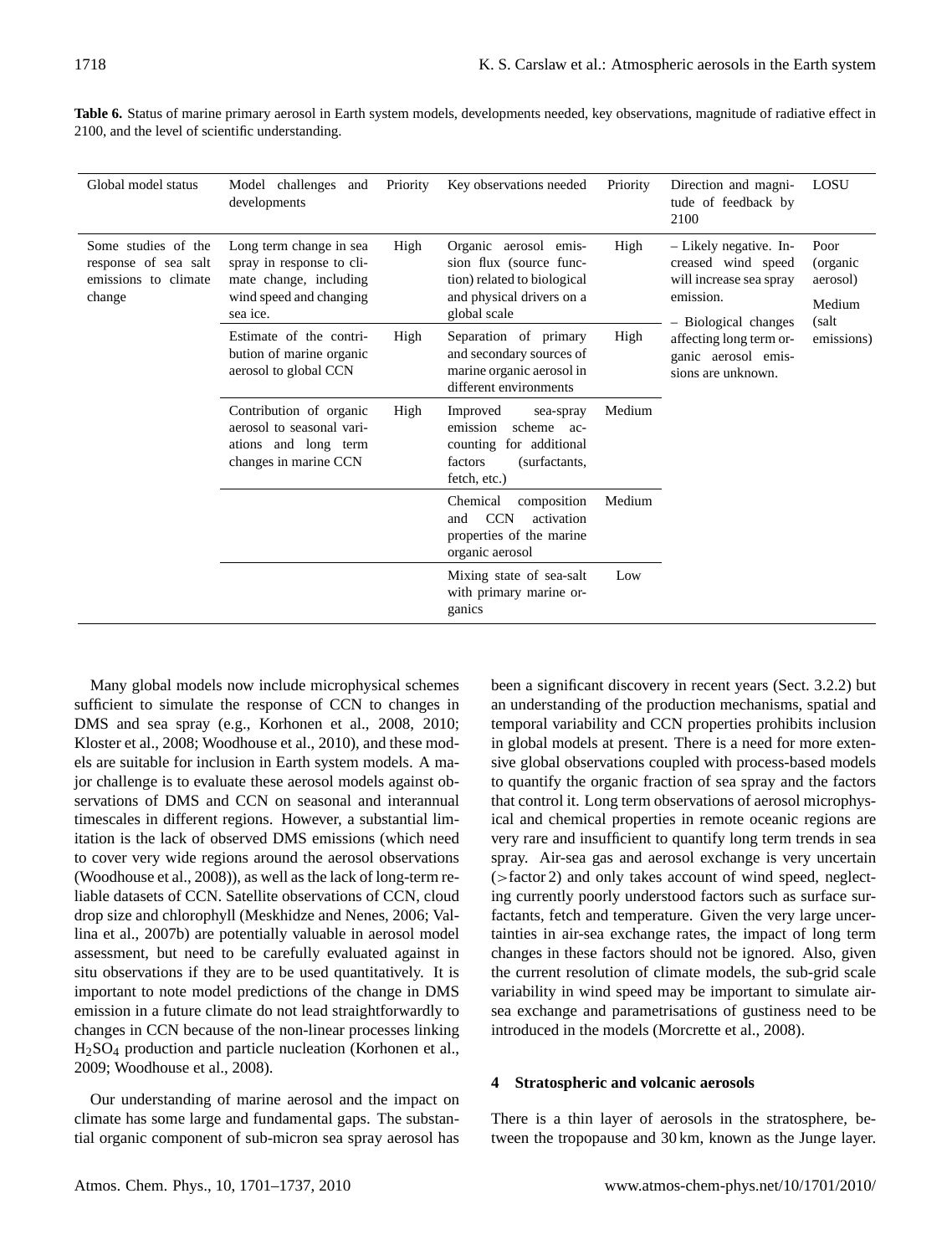**Table 6.** Status of marine primary aerosol in Earth system models, developments needed, key observations, magnitude of radiative effect in 2100, and the level of scientific understanding.

| Global model status | Model challenges and developments | Priority | Key observations needed | Priority | Direction and magnitude of feedback by 2100 | LOSU |
|---|---|---|---|---|---|---|
| Some studies of the response of sea salt emissions to climate change | Long term change in sea spray in response to climate change, including wind speed and changing sea ice. | High | Organic aerosol emission flux (source function) related to biological and physical drivers on a global scale | High | – Likely negative. Increased wind speed will increase sea spray emission.<br>– Biological changes affecting long term organic aerosol emissions are unknown. | Poor (organic aerosol)<br>Medium (salt emissions) |
| | Estimate of the contribution of marine organic aerosol to global CCN | High | Separation of primary and secondary sources of marine organic aerosol in different environments | High | | |
| | Contribution of organic aerosol to seasonal variations and long term changes in marine CCN | High | Improved sea-spray emission scheme accounting for additional factors (surfactants, fetch, etc.) | Medium | | |
| | | | Chemical composition and CCN activation properties of the marine organic aerosol | Medium | | |
| | | | Mixing state of sea-salt with primary marine organics | Low | | |

Many global models now include microphysical schemes sufficient to simulate the response of CCN to changes in DMS and sea spray (e.g., Korhonen et al., 2008, 2010; Kloster et al., 2008; Woodhouse et al., 2010), and these models are suitable for inclusion in Earth system models. A major challenge is to evaluate these aerosol models against observations of DMS and CCN on seasonal and interannual timescales in different regions. However, a substantial limitation is the lack of observed DMS emissions (which need to cover very wide regions around the aerosol observations (Woodhouse et al., 2008)), as well as the lack of long-term reliable datasets of CCN. Satellite observations of CCN, cloud drop size and chlorophyll (Meskhidze and Nenes, 2006; Vallina et al., 2007b) are potentially valuable in aerosol model assessment, but need to be carefully evaluated against in situ observations if they are to be used quantitatively. It is important to note model predictions of the change in DMS emission in a future climate do not lead straightforwardly to changes in CCN because of the non-linear processes linking $H_2SO_4$ production and particle nucleation (Korhonen et al., 2009; Woodhouse et al., 2008).

Our understanding of marine aerosol and the impact on climate has some large and fundamental gaps. The substantial organic component of sub-micron sea spray aerosol has been a significant discovery in recent years (Sect. 3.2.2) but an understanding of the production mechanisms, spatial and temporal variability and CCN properties prohibits inclusion in global models at present. There is a need for more extensive global observations coupled with process-based models to quantify the organic fraction of sea spray and the factors that control it. Long term observations of aerosol microphysical and chemical properties in remote oceanic regions are very rare and insufficient to quantify long term trends in sea spray. Air-sea gas and aerosol exchange is very uncertain (>factor 2) and only takes account of wind speed, neglecting currently poorly understood factors such as surface surfactants, fetch and temperature. Given the very large uncertainties in air-sea exchange rates, the impact of long term changes in these factors should not be ignored. Also, given the current resolution of climate models, the sub-grid scale variability in wind speed may be important to simulate air-sea exchange and parametrisations of gustiness need to be introduced in the models (Morcrette et al., 2008).

## 4 Stratospheric and volcanic aerosols

There is a thin layer of aerosols in the stratosphere, between the tropopause and 30 km, known as the Junge layer.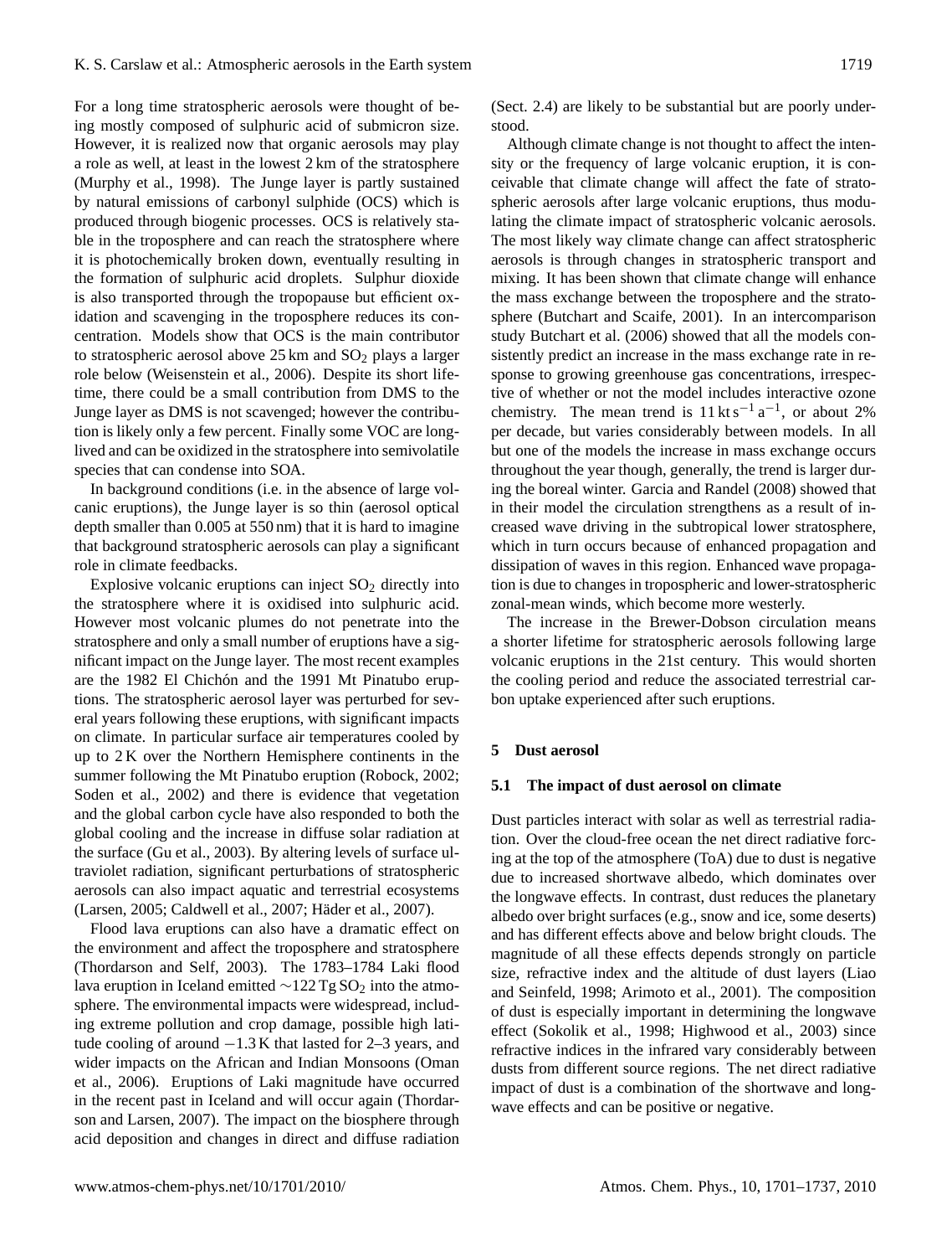For a long time stratospheric aerosols were thought of being mostly composed of sulphuric acid of submicron size. However, it is realized now that organic aerosols may play a role as well, at least in the lowest 2 km of the stratosphere (Murphy et al., 1998). The Junge layer is partly sustained by natural emissions of carbonyl sulphide (OCS) which is produced through biogenic processes. OCS is relatively stable in the troposphere and can reach the stratosphere where it is photochemically broken down, eventually resulting in the formation of sulphuric acid droplets. Sulphur dioxide is also transported through the tropopause but efficient oxidation and scavenging in the troposphere reduces its concentration. Models show that OCS is the main contributor to stratospheric aerosol above 25 km and $SO_2$ plays a larger role below (Weisenstein et al., 2006). Despite its short lifetime, there could be a small contribution from DMS to the Junge layer as DMS is not scavenged; however the contribution is likely only a few percent. Finally some VOC are long-lived and can be oxidized in the stratosphere into semivolatile species that can condense into SOA.

In background conditions (i.e. in the absence of large volcanic eruptions), the Junge layer is so thin (aerosol optical depth smaller than 0.005 at 550 nm) that it is hard to imagine that background stratospheric aerosols can play a significant role in climate feedbacks.

Explosive volcanic eruptions can inject $SO_2$ directly into the stratosphere where it is oxidised into sulphuric acid. However most volcanic plumes do not penetrate into the stratosphere and only a small number of eruptions have a significant impact on the Junge layer. The most recent examples are the 1982 El Chichón and the 1991 Mt Pinatubo eruptions. The stratospheric aerosol layer was perturbed for several years following these eruptions, with significant impacts on climate. In particular surface air temperatures cooled by up to 2 K over the Northern Hemisphere continents in the summer following the Mt Pinatubo eruption (Robock, 2002; Soden et al., 2002) and there is evidence that vegetation and the global carbon cycle have also responded to both the global cooling and the increase in diffuse solar radiation at the surface (Gu et al., 2003). By altering levels of surface ultraviolet radiation, significant perturbations of stratospheric aerosols can also impact aquatic and terrestrial ecosystems (Larsen, 2005; Caldwell et al., 2007; Häder et al., 2007).

Flood lava eruptions can also have a dramatic effect on the environment and affect the troposphere and stratosphere (Thordarson and Self, 2003). The 1783–1784 Laki flood lava eruption in Iceland emitted $\sim$122 Tg $SO_2$ into the atmosphere. The environmental impacts were widespread, including extreme pollution and crop damage, possible high latitude cooling of around $-1.3$ K that lasted for 2–3 years, and wider impacts on the African and Indian Monsoons (Oman et al., 2006). Eruptions of Laki magnitude have occurred in the recent past in Iceland and will occur again (Thordarson and Larsen, 2007). The impact on the biosphere through acid deposition and changes in direct and diffuse radiation (Sect. 2.4) are likely to be substantial but are poorly understood.

Although climate change is not thought to affect the intensity or the frequency of large volcanic eruption, it is conceivable that climate change will affect the fate of stratospheric aerosols after large volcanic eruptions, thus modulating the climate impact of stratospheric volcanic aerosols. The most likely way climate change can affect stratospheric aerosols is through changes in stratospheric transport and mixing. It has been shown that climate change will enhance the mass exchange between the troposphere and the stratosphere (Butchart and Scaife, 2001). In an intercomparison study Butchart et al. (2006) showed that all the models consistently predict an increase in the mass exchange rate in response to growing greenhouse gas concentrations, irrespective of whether or not the model includes interactive ozone chemistry. The mean trend is $11\,\mathrm{kt\,s^{-1}\,a^{-1}}$, or about 2% per decade, but varies considerably between models. In all but one of the models the increase in mass exchange occurs throughout the year though, generally, the trend is larger during the boreal winter. Garcia and Randel (2008) showed that in their model the circulation strengthens as a result of increased wave driving in the subtropical lower stratosphere, which in turn occurs because of enhanced propagation and dissipation of waves in this region. Enhanced wave propagation is due to changes in tropospheric and lower-stratospheric zonal-mean winds, which become more westerly.

The increase in the Brewer-Dobson circulation means a shorter lifetime for stratospheric aerosols following large volcanic eruptions in the 21st century. This would shorten the cooling period and reduce the associated terrestrial carbon uptake experienced after such eruptions.

## 5 Dust aerosol

### 5.1 The impact of dust aerosol on climate

Dust particles interact with solar as well as terrestrial radiation. Over the cloud-free ocean the net direct radiative forcing at the top of the atmosphere (ToA) due to dust is negative due to increased shortwave albedo, which dominates over the longwave effects. In contrast, dust reduces the planetary albedo over bright surfaces (e.g., snow and ice, some deserts) and has different effects above and below bright clouds. The magnitude of all these effects depends strongly on particle size, refractive index and the altitude of dust layers (Liao and Seinfeld, 1998; Arimoto et al., 2001). The composition of dust is especially important in determining the longwave effect (Sokolik et al., 1998; Highwood et al., 2003) since refractive indices in the infrared vary considerably between dusts from different source regions. The net direct radiative impact of dust is a combination of the shortwave and longwave effects and can be positive or negative.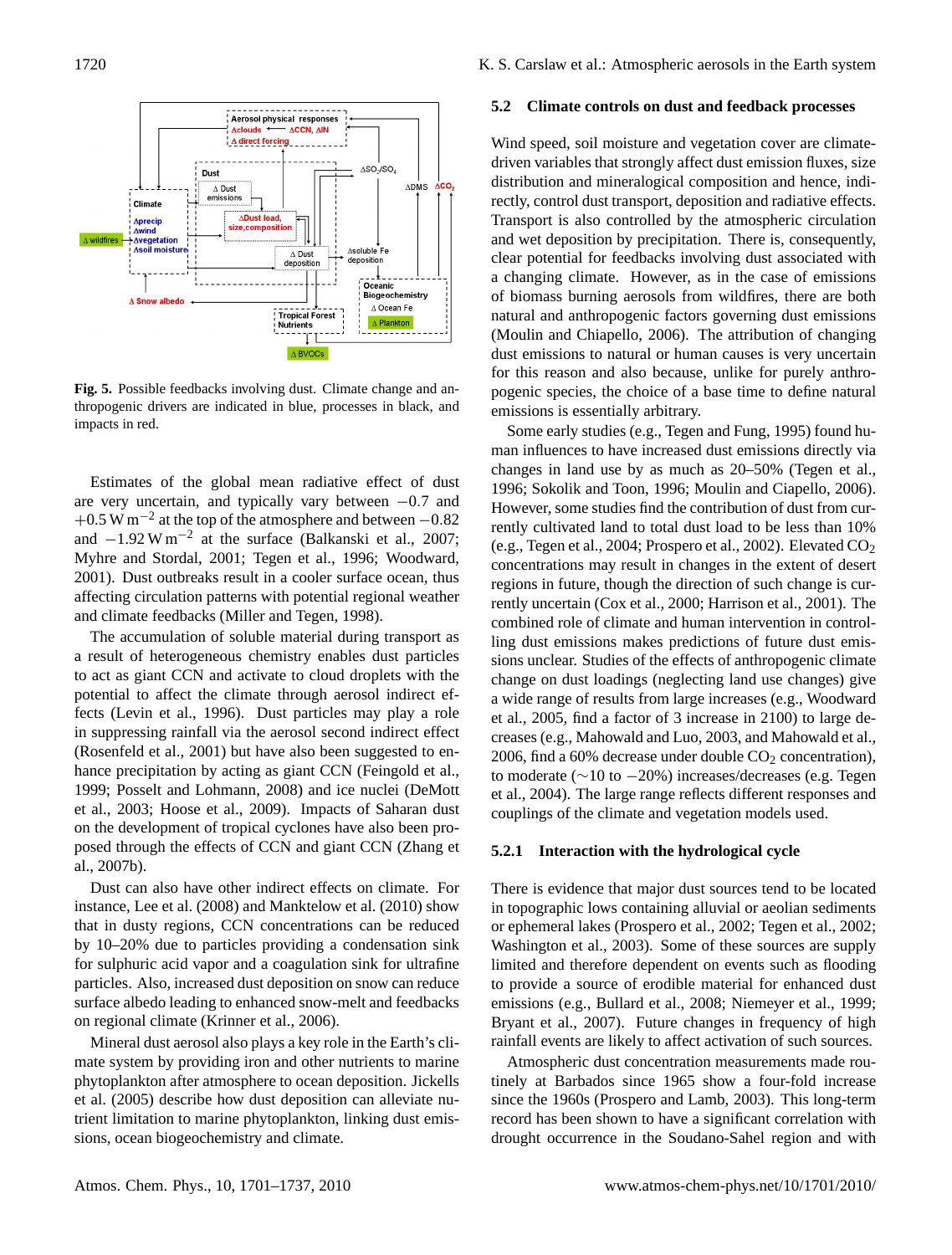**Fig. 5.** Possible feedbacks involving dust. Climate change and anthropogenic drivers are indicated in blue, processes in black, and impacts in red.

Estimates of the global mean radiative effect of dust are very uncertain, and typically vary between $-0.7$ and $+0.5\,\mathrm{W\,m^{-2}}$ at the top of the atmosphere and between $-0.82$ and $-1.92\,\mathrm{W\,m^{-2}}$ at the surface (Balkanski et al., 2007; Myhre and Stordal, 2001; Tegen et al., 1996; Woodward, 2001). Dust outbreaks result in a cooler surface ocean, thus affecting circulation patterns with potential regional weather and climate feedbacks (Miller and Tegen, 1998).

The accumulation of soluble material during transport as a result of heterogeneous chemistry enables dust particles to act as giant CCN and activate to cloud droplets with the potential to affect the climate through aerosol indirect effects (Levin et al., 1996). Dust particles may play a role in suppressing rainfall via the aerosol second indirect effect (Rosenfeld et al., 2001) but have also been suggested to enhance precipitation by acting as giant CCN (Feingold et al., 1999; Posselt and Lohmann, 2008) and ice nuclei (DeMott et al., 2003; Hoose et al., 2009). Impacts of Saharan dust on the development of tropical cyclones have also been proposed through the effects of CCN and giant CCN (Zhang et al., 2007b).

Dust can also have other indirect effects on climate. For instance, Lee et al. (2008) and Manktelow et al. (2010) show that in dusty regions, CCN concentrations can be reduced by 10–20% due to particles providing a condensation sink for sulphuric acid vapor and a coagulation sink for ultrafine particles. Also, increased dust deposition on snow can reduce surface albedo leading to enhanced snow-melt and feedbacks on regional climate (Krinner et al., 2006).

Mineral dust aerosol also plays a key role in the Earth's climate system by providing iron and other nutrients to marine phytoplankton after atmosphere to ocean deposition. Jickells et al. (2005) describe how dust deposition can alleviate nutrient limitation to marine phytoplankton, linking dust emissions, ocean biogeochemistry and climate.

## 5.2 Climate controls on dust and feedback processes

Wind speed, soil moisture and vegetation cover are climate-driven variables that strongly affect dust emission fluxes, size distribution and mineralogical composition and hence, indirectly, control dust transport, deposition and radiative effects. Transport is also controlled by the atmospheric circulation and wet deposition by precipitation. There is, consequently, clear potential for feedbacks involving dust associated with a changing climate. However, as in the case of emissions of biomass burning aerosols from wildfires, there are both natural and anthropogenic factors governing dust emissions (Moulin and Chiapello, 2006). The attribution of changing dust emissions to natural or human causes is very uncertain for this reason and also because, unlike for purely anthropogenic species, the choice of a base time to define natural emissions is essentially arbitrary.

Some early studies (e.g., Tegen and Fung, 1995) found human influences to have increased dust emissions directly via changes in land use by as much as 20–50% (Tegen et al., 1996; Sokolik and Toon, 1996; Moulin and Ciapello, 2006). However, some studies find the contribution of dust from currently cultivated land to total dust load to be less than 10% (e.g., Tegen et al., 2004; Prospero et al., 2002). Elevated $CO_2$ concentrations may result in changes in the extent of desert regions in future, though the direction of such change is currently uncertain (Cox et al., 2000; Harrison et al., 2001). The combined role of climate and human intervention in controlling dust emissions makes predictions of future dust emissions unclear. Studies of the effects of anthropogenic climate change on dust loadings (neglecting land use changes) give a wide range of results from large increases (e.g., Woodward et al., 2005, find a factor of 3 increase in 2100) to large decreases (e.g., Mahowald and Luo, 2003, and Mahowald et al., 2006, find a 60% decrease under double $CO_2$ concentration), to moderate ($\sim$10 to $-$20%) increases/decreases (e.g. Tegen et al., 2004). The large range reflects different responses and couplings of the climate and vegetation models used.

### 5.2.1 Interaction with the hydrological cycle

There is evidence that major dust sources tend to be located in topographic lows containing alluvial or aeolian sediments or ephemeral lakes (Prospero et al., 2002; Tegen et al., 2002; Washington et al., 2003). Some of these sources are supply limited and therefore dependent on events such as flooding to provide a source of erodible material for enhanced dust emissions (e.g., Bullard et al., 2008; Niemeyer et al., 1999; Bryant et al., 2007). Future changes in frequency of high rainfall events are likely to affect activation of such sources.

Atmospheric dust concentration measurements made routinely at Barbados since 1965 show a four-fold increase since the 1960s (Prospero and Lamb, 2003). This long-term record has been shown to have a significant correlation with drought occurrence in the Soudano-Sahel region and with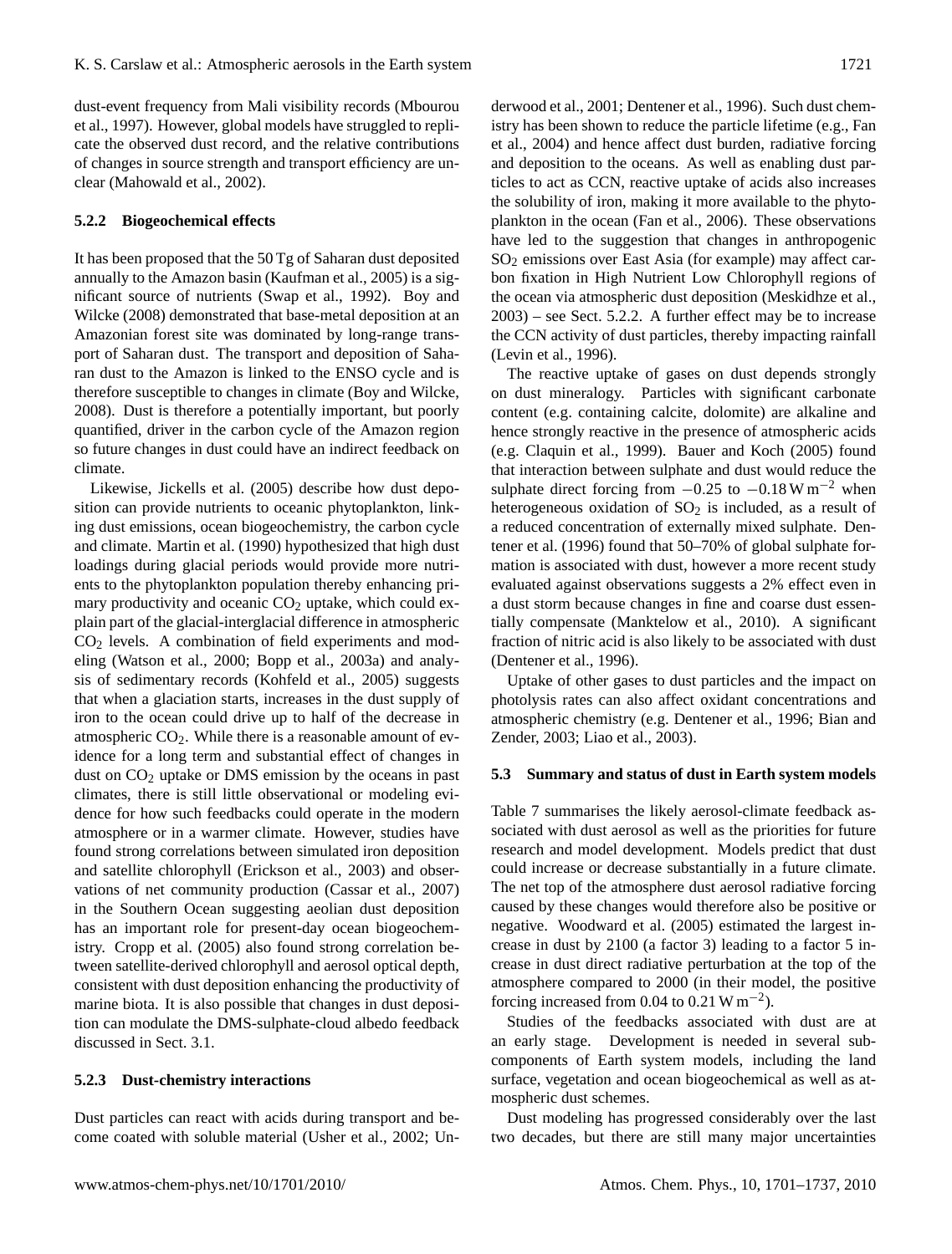dust-event frequency from Mali visibility records (Mbourou et al., 1997). However, global models have struggled to replicate the observed dust record, and the relative contributions of changes in source strength and transport efficiency are unclear (Mahowald et al., 2002).

#### 5.2.2 Biogeochemical effects

It has been proposed that the 50 Tg of Saharan dust deposited annually to the Amazon basin (Kaufman et al., 2005) is a significant source of nutrients (Swap et al., 1992). Boy and Wilcke (2008) demonstrated that base-metal deposition at an Amazonian forest site was dominated by long-range transport of Saharan dust. The transport and deposition of Saharan dust to the Amazon is linked to the ENSO cycle and is therefore susceptible to changes in climate (Boy and Wilcke, 2008). Dust is therefore a potentially important, but poorly quantified, driver in the carbon cycle of the Amazon region so future changes in dust could have an indirect feedback on climate.

Likewise, Jickells et al. (2005) describe how dust deposition can provide nutrients to oceanic phytoplankton, linking dust emissions, ocean biogeochemistry, the carbon cycle and climate. Martin et al. (1990) hypothesized that high dust loadings during glacial periods would provide more nutrients to the phytoplankton population thereby enhancing primary productivity and oceanic $CO_2$ uptake, which could explain part of the glacial-interglacial difference in atmospheric $CO_2$ levels. A combination of field experiments and modeling (Watson et al., 2000; Bopp et al., 2003a) and analysis of sedimentary records (Kohfeld et al., 2005) suggests that when a glaciation starts, increases in the dust supply of iron to the ocean could drive up to half of the decrease in atmospheric $CO_2$. While there is a reasonable amount of evidence for a long term and substantial effect of changes in dust on $CO_2$ uptake or DMS emission by the oceans in past climates, there is still little observational or modeling evidence for how such feedbacks could operate in the modern atmosphere or in a warmer climate. However, studies have found strong correlations between simulated iron deposition and satellite chlorophyll (Erickson et al., 2003) and observations of net community production (Cassar et al., 2007) in the Southern Ocean suggesting aeolian dust deposition has an important role for present-day ocean biogeochemistry. Cropp et al. (2005) also found strong correlation between satellite-derived chlorophyll and aerosol optical depth, consistent with dust deposition enhancing the productivity of marine biota. It is also possible that changes in dust deposition can modulate the DMS-sulphate-cloud albedo feedback discussed in Sect. 3.1.

#### 5.2.3 Dust-chemistry interactions

Dust particles can react with acids during transport and become coated with soluble material (Usher et al., 2002; Underwood et al., 2001; Dentener et al., 1996). Such dust chemistry has been shown to reduce the particle lifetime (e.g., Fan et al., 2004) and hence affect dust burden, radiative forcing and deposition to the oceans. As well as enabling dust particles to act as CCN, reactive uptake of acids also increases the solubility of iron, making it more available to the phytoplankton in the ocean (Fan et al., 2006). These observations have led to the suggestion that changes in anthropogenic $SO_2$ emissions over East Asia (for example) may affect carbon fixation in High Nutrient Low Chlorophyll regions of the ocean via atmospheric dust deposition (Meskidhze et al., 2003) – see Sect. 5.2.2. A further effect may be to increase the CCN activity of dust particles, thereby impacting rainfall (Levin et al., 1996).

The reactive uptake of gases on dust depends strongly on dust mineralogy. Particles with significant carbonate content (e.g. containing calcite, dolomite) are alkaline and hence strongly reactive in the presence of atmospheric acids (e.g. Claquin et al., 1999). Bauer and Koch (2005) found that interaction between sulphate and dust would reduce the sulphate direct forcing from $-0.25$ to $-0.18\,\mathrm{W\,m^{-2}}$ when heterogeneous oxidation of $SO_2$ is included, as a result of a reduced concentration of externally mixed sulphate. Dentener et al. (1996) found that 50–70% of global sulphate formation is associated with dust, however a more recent study evaluated against observations suggests a 2% effect even in a dust storm because changes in fine and coarse dust essentially compensate (Manktelow et al., 2010). A significant fraction of nitric acid is also likely to be associated with dust (Dentener et al., 1996).

Uptake of other gases to dust particles and the impact on photolysis rates can also affect oxidant concentrations and atmospheric chemistry (e.g. Dentener et al., 1996; Bian and Zender, 2003; Liao et al., 2003).

### 5.3 Summary and status of dust in Earth system models

Table 7 summarises the likely aerosol-climate feedback associated with dust aerosol as well as the priorities for future research and model development. Models predict that dust could increase or decrease substantially in a future climate. The net top of the atmosphere dust aerosol radiative forcing caused by these changes would therefore also be positive or negative. Woodward et al. (2005) estimated the largest increase in dust by 2100 (a factor 3) leading to a factor 5 increase in dust direct radiative perturbation at the top of the atmosphere compared to 2000 (in their model, the positive forcing increased from 0.04 to $0.21\,\mathrm{W\,m^{-2}}$).

Studies of the feedbacks associated with dust are at an early stage. Development is needed in several subcomponents of Earth system models, including the land surface, vegetation and ocean biogeochemical as well as atmospheric dust schemes.

Dust modeling has progressed considerably over the last two decades, but there are still many major uncertainties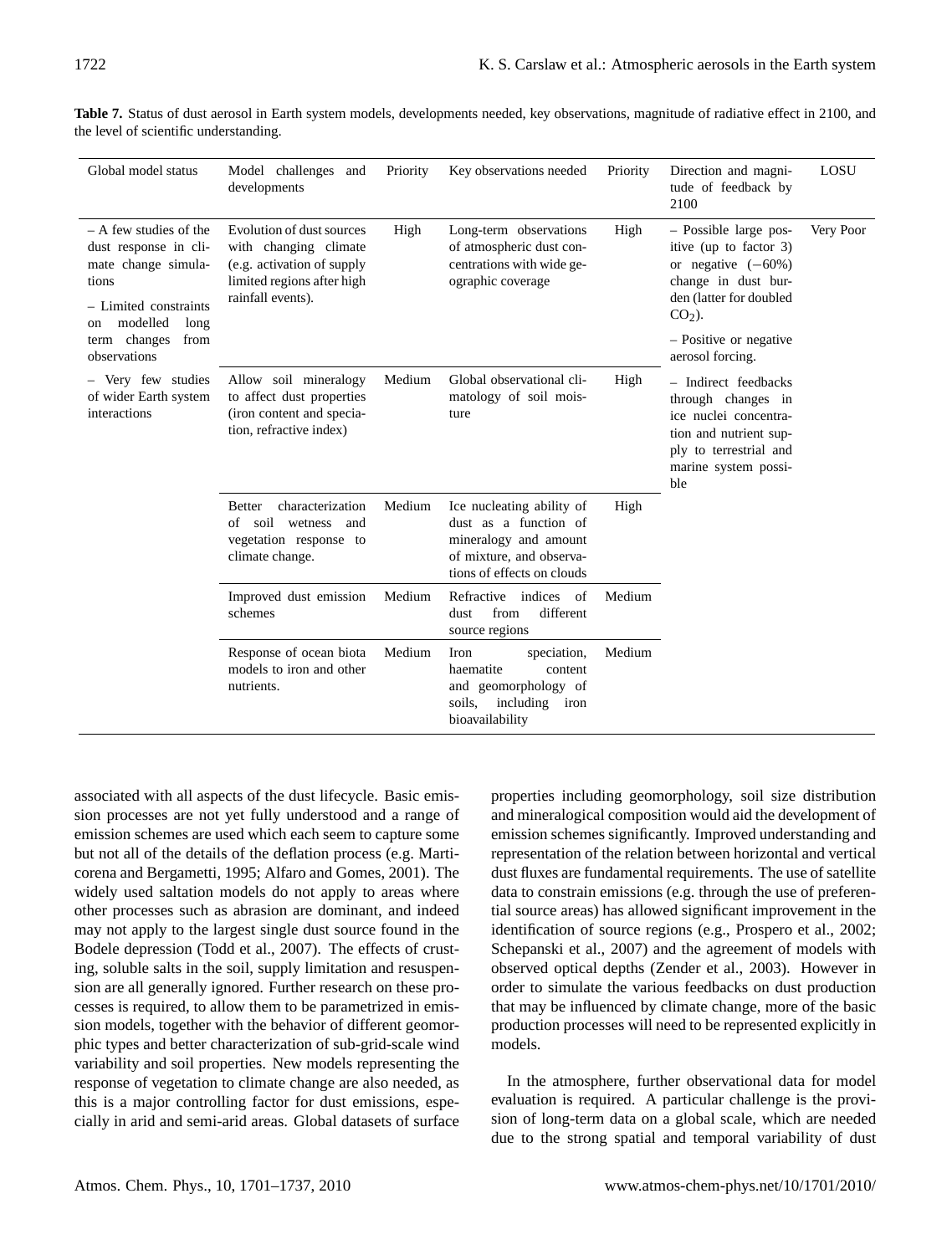**Table 7.** Status of dust aerosol in Earth system models, developments needed, key observations, magnitude of radiative effect in 2100, and the level of scientific understanding.

| Global model status | Model challenges and developments | Priority | Key observations needed | Priority | Direction and magnitude of feedback by 2100 | LOSU |
|---|---|---|---|---|---|---|
| – A few studies of the dust response in climate change simulations<br>– Limited constraints on modelled long term changes from observations | Evolution of dust sources with changing climate (e.g. activation of supply limited regions after high rainfall events). | High | Long-term observations of atmospheric dust concentrations with wide geographic coverage | High | – Possible large positive (up to factor 3) or negative (−60%) change in dust burden (latter for doubled $CO_2$).<br>– Positive or negative aerosol forcing. | Very Poor |
| – Very few studies of wider Earth system interactions | Allow soil mineralogy to affect dust properties (iron content and speciation, refractive index) | Medium | Global observational climatology of soil moisture | High | – Indirect feedbacks through changes in ice nuclei concentration and nutrient supply to terrestrial and marine system possible | |
| | Better characterization of soil wetness and vegetation response to climate change. | Medium | Ice nucleating ability of dust as a function of mineralogy and amount of mixture, and observations of effects on clouds | High | | |
| | Improved dust emission schemes | Medium | Refractive indices of dust from different source regions | Medium | | |
| | Response of ocean biota models to iron and other nutrients. | Medium | Iron speciation, haematite content and geomorphology of soils, including iron bioavailability | Medium | | |

associated with all aspects of the dust lifecycle. Basic emission processes are not yet fully understood and a range of emission schemes are used which each seem to capture some but not all of the details of the deflation process (e.g. Marticorena and Bergametti, 1995; Alfaro and Gomes, 2001). The widely used saltation models do not apply to areas where other processes such as abrasion are dominant, and indeed may not apply to the largest single dust source found in the Bodele depression (Todd et al., 2007). The effects of crusting, soluble salts in the soil, supply limitation and resuspension are all generally ignored. Further research on these processes is required, to allow them to be parametrized in emission models, together with the behavior of different geomorphic types and better characterization of sub-grid-scale wind variability and soil properties. New models representing the response of vegetation to climate change are also needed, as this is a major controlling factor for dust emissions, especially in arid and semi-arid areas. Global datasets of surface properties including geomorphology, soil size distribution and mineralogical composition would aid the development of emission schemes significantly. Improved understanding and representation of the relation between horizontal and vertical dust fluxes are fundamental requirements. The use of satellite data to constrain emissions (e.g. through the use of preferential source areas) has allowed significant improvement in the identification of source regions (e.g., Prospero et al., 2002; Schepanski et al., 2007) and the agreement of models with observed optical depths (Zender et al., 2003). However in order to simulate the various feedbacks on dust production that may be influenced by climate change, more of the basic production processes will need to be represented explicitly in models.

In the atmosphere, further observational data for model evaluation is required. A particular challenge is the provision of long-term data on a global scale, which are needed due to the strong spatial and temporal variability of dust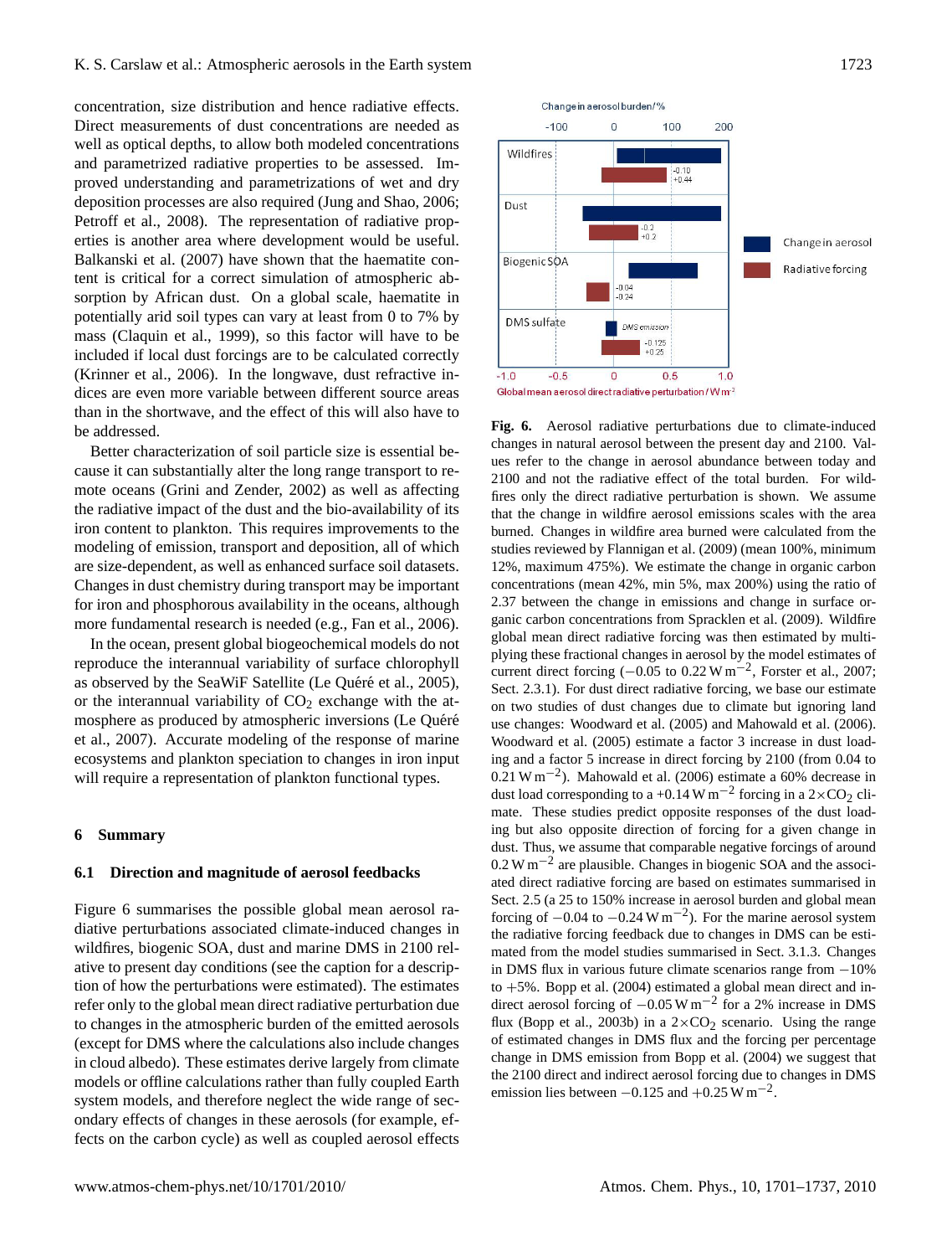concentration, size distribution and hence radiative effects. Direct measurements of dust concentrations are needed as well as optical depths, to allow both modeled concentrations and parametrized radiative properties to be assessed. Improved understanding and parametrizations of wet and dry deposition processes are also required (Jung and Shao, 2006; Petroff et al., 2008). The representation of radiative properties is another area where development would be useful. Balkanski et al. (2007) have shown that the haematite content is critical for a correct simulation of atmospheric absorption by African dust. On a global scale, haematite in potentially arid soil types can vary at least from 0 to 7% by mass (Claquin et al., 1999), so this factor will have to be included if local dust forcings are to be calculated correctly (Krinner et al., 2006). In the longwave, dust refractive indices are even more variable between different source areas than in the shortwave, and the effect of this will also have to be addressed.

Better characterization of soil particle size is essential because it can substantially alter the long range transport to remote oceans (Grini and Zender, 2002) as well as affecting the radiative impact of the dust and the bio-availability of its iron content to plankton. This requires improvements to the modeling of emission, transport and deposition, all of which are size-dependent, as well as enhanced surface soil datasets. Changes in dust chemistry during transport may be important for iron and phosphorous availability in the oceans, although more fundamental research is needed (e.g., Fan et al., 2006).

In the ocean, present global biogeochemical models do not reproduce the interannual variability of surface chlorophyll as observed by the SeaWiF Satellite (Le Quéré et al., 2005), or the interannual variability of $CO_2$ exchange with the atmosphere as produced by atmospheric inversions (Le Quéré et al., 2007). Accurate modeling of the response of marine ecosystems and plankton speciation to changes in iron input will require a representation of plankton functional types.

## 6 Summary

### 6.1 Direction and magnitude of aerosol feedbacks

Figure 6 summarises the possible global mean aerosol radiative perturbations associated climate-induced changes in wildfires, biogenic SOA, dust and marine DMS in 2100 relative to present day conditions (see the caption for a description of how the perturbations were estimated). The estimates refer only to the global mean direct radiative perturbation due to changes in the atmospheric burden of the emitted aerosols (except for DMS where the calculations also include changes in cloud albedo). These estimates derive largely from climate models or offline calculations rather than fully coupled Earth system models, and therefore neglect the wide range of secondary effects of changes in these aerosols (for example, effects on the carbon cycle) as well as coupled aerosol effects

**Fig. 6.** Aerosol radiative perturbations due to climate-induced changes in natural aerosol between the present day and 2100. Values refer to the change in aerosol abundance between today and 2100 and not the radiative effect of the total burden. For wildfires only the direct radiative perturbation is shown. We assume that the change in wildfire aerosol emissions scales with the area burned. Changes in wildfire area burned were calculated from the studies reviewed by Flannigan et al. (2009) (mean 100%, minimum 12%, maximum 475%). We estimate the change in organic carbon concentrations (mean 42%, min 5%, max 200%) using the ratio of 2.37 between the change in emissions and change in surface organic carbon concentrations from Spracklen et al. (2009). Wildfire global mean direct radiative forcing was then estimated by multiplying these fractional changes in aerosol by the model estimates of current direct forcing ($-0.05$ to $0.22\,\mathrm{W\,m^{-2}}$, Forster et al., 2007; Sect. 2.3.1). For dust direct radiative forcing, we base our estimate on two studies of dust changes due to climate but ignoring land use changes: Woodward et al. (2005) and Mahowald et al. (2006). Woodward et al. (2005) estimate a factor 3 increase in dust loading and a factor 5 increase in direct forcing by 2100 (from 0.04 to $0.21\,\mathrm{W\,m^{-2}}$). Mahowald et al. (2006) estimate a 60% decrease in dust load corresponding to a $+0.14\,\mathrm{W\,m^{-2}}$ forcing in a $2\times CO_2$ climate. These studies predict opposite responses of the dust loading but also opposite direction of forcing for a given change in dust. Thus, we assume that comparable negative forcings of around $0.2\,\mathrm{W\,m^{-2}}$ are plausible. Changes in biogenic SOA and the associated direct radiative forcing are based on estimates summarised in Sect. 2.5 (a 25 to 150% increase in aerosol burden and global mean forcing of $-0.04$ to $-0.24\,\mathrm{W\,m^{-2}}$). For the marine aerosol system the radiative forcing feedback due to changes in DMS can be estimated from the model studies summarised in Sect. 3.1.3. Changes in DMS flux in various future climate scenarios range from $-10\%$ to $+5\%$. Bopp et al. (2004) estimated a global mean direct and indirect aerosol forcing of $-0.05\,\mathrm{W\,m^{-2}}$ for a 2% increase in DMS flux (Bopp et al., 2003b) in a $2\times CO_2$ scenario. Using the range of estimated changes in DMS flux and the forcing per percentage change in DMS emission from Bopp et al. (2004) we suggest that the 2100 direct and indirect aerosol forcing due to changes in DMS emission lies between $-0.125$ and $+0.25\,\mathrm{W\,m^{-2}}$.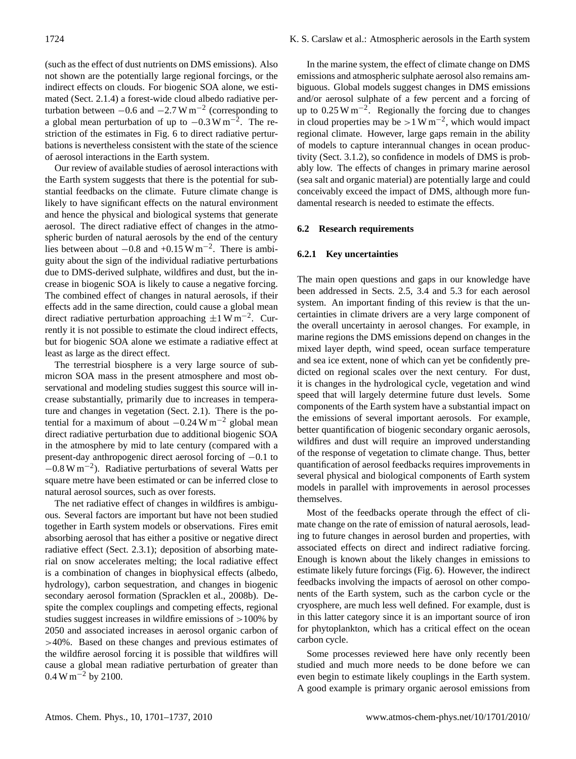(such as the effect of dust nutrients on DMS emissions). Also not shown are the potentially large regional forcings, or the indirect effects on clouds. For biogenic SOA alone, we estimated (Sect. 2.1.4) a forest-wide cloud albedo radiative perturbation between $-0.6$ and $-2.7\,\mathrm{W\,m^{-2}}$ (corresponding to a global mean perturbation of up to $-0.3\,\mathrm{W\,m^{-2}}$. The restriction of the estimates in Fig. 6 to direct radiative perturbations is nevertheless consistent with the state of the science of aerosol interactions in the Earth system.

Our review of available studies of aerosol interactions with the Earth system suggests that there is the potential for substantial feedbacks on the climate. Future climate change is likely to have significant effects on the natural environment and hence the physical and biological systems that generate aerosol. The direct radiative effect of changes in the atmospheric burden of natural aerosols by the end of the century lies between about $-0.8$ and $+0.15\,\mathrm{W\,m^{-2}}$. There is ambiguity about the sign of the individual radiative perturbations due to DMS-derived sulphate, wildfires and dust, but the increase in biogenic SOA is likely to cause a negative forcing. The combined effect of changes in natural aerosols, if their effects add in the same direction, could cause a global mean direct radiative perturbation approaching $\pm 1\,\mathrm{W\,m^{-2}}$. Currently it is not possible to estimate the cloud indirect effects, but for biogenic SOA alone we estimate a radiative effect at least as large as the direct effect.

The terrestrial biosphere is a very large source of submicron SOA mass in the present atmosphere and most observational and modeling studies suggest this source will increase substantially, primarily due to increases in temperature and changes in vegetation (Sect. 2.1). There is the potential for a maximum of about $-0.24\,\mathrm{W\,m^{-2}}$ global mean direct radiative perturbation due to additional biogenic SOA in the atmosphere by mid to late century (compared with a present-day anthropogenic direct aerosol forcing of $-0.1$ to $-0.8\,\mathrm{W\,m^{-2}}$). Radiative perturbations of several Watts per square metre have been estimated or can be inferred close to natural aerosol sources, such as over forests.

The net radiative effect of changes in wildfires is ambiguous. Several factors are important but have not been studied together in Earth system models or observations. Fires emit absorbing aerosol that has either a positive or negative direct radiative effect (Sect. 2.3.1); deposition of absorbing material on snow accelerates melting; the local radiative effect is a combination of changes in biophysical effects (albedo, hydrology), carbon sequestration, and changes in biogenic secondary aerosol formation (Spracklen et al., 2008b). Despite the complex couplings and competing effects, regional studies suggest increases in wildfire emissions of $>100\%$ by 2050 and associated increases in aerosol organic carbon of $>40\%$. Based on these changes and previous estimates of the wildfire aerosol forcing it is possible that wildfires will cause a global mean radiative perturbation of greater than $0.4\,\mathrm{W\,m^{-2}}$ by 2100.

In the marine system, the effect of climate change on DMS emissions and atmospheric sulphate aerosol also remains ambiguous. Global models suggest changes in DMS emissions and/or aerosol sulphate of a few percent and a forcing of up to $0.25\,\mathrm{W\,m^{-2}}$. Regionally the forcing due to changes in cloud properties may be $>1\,\mathrm{W\,m^{-2}}$, which would impact regional climate. However, large gaps remain in the ability of models to capture interannual changes in ocean productivity (Sect. 3.1.2), so confidence in models of DMS is probably low. The effects of changes in primary marine aerosol (sea salt and organic material) are potentially large and could conceivably exceed the impact of DMS, although more fundamental research is needed to estimate the effects.

## 6.2 Research requirements

### 6.2.1 Key uncertainties

The main open questions and gaps in our knowledge have been addressed in Sects. 2.5, 3.4 and 5.3 for each aerosol system. An important finding of this review is that the uncertainties in climate drivers are a very large component of the overall uncertainty in aerosol changes. For example, in marine regions the DMS emissions depend on changes in the mixed layer depth, wind speed, ocean surface temperature and sea ice extent, none of which can yet be confidently predicted on regional scales over the next century. For dust, it is changes in the hydrological cycle, vegetation and wind speed that will largely determine future dust levels. Some components of the Earth system have a substantial impact on the emissions of several important aerosols. For example, better quantification of biogenic secondary organic aerosols, wildfires and dust will require an improved understanding of the response of vegetation to climate change. Thus, better quantification of aerosol feedbacks requires improvements in several physical and biological components of Earth system models in parallel with improvements in aerosol processes themselves.

Most of the feedbacks operate through the effect of climate change on the rate of emission of natural aerosols, leading to future changes in aerosol burden and properties, with associated effects on direct and indirect radiative forcing. Enough is known about the likely changes in emissions to estimate likely future forcings (Fig. 6). However, the indirect feedbacks involving the impacts of aerosol on other components of the Earth system, such as the carbon cycle or the cryosphere, are much less well defined. For example, dust is in this latter category since it is an important source of iron for phytoplankton, which has a critical effect on the ocean carbon cycle.

Some processes reviewed here have only recently been studied and much more needs to be done before we can even begin to estimate likely couplings in the Earth system. A good example is primary organic aerosol emissions from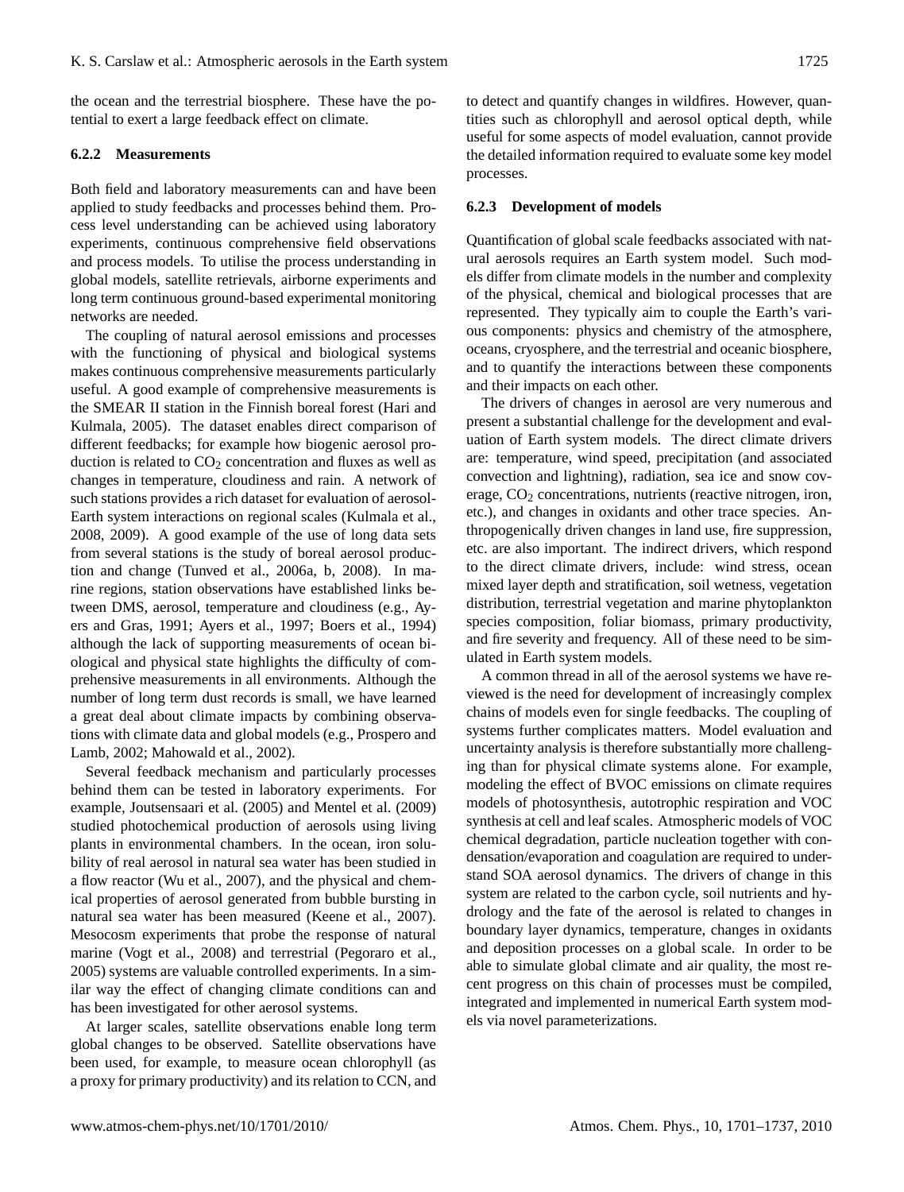the ocean and the terrestrial biosphere. These have the potential to exert a large feedback effect on climate.

### 6.2.2 Measurements

Both field and laboratory measurements can and have been applied to study feedbacks and processes behind them. Process level understanding can be achieved using laboratory experiments, continuous comprehensive field observations and process models. To utilise the process understanding in global models, satellite retrievals, airborne experiments and long term continuous ground-based experimental monitoring networks are needed.

The coupling of natural aerosol emissions and processes with the functioning of physical and biological systems makes continuous comprehensive measurements particularly useful. A good example of comprehensive measurements is the SMEAR II station in the Finnish boreal forest (Hari and Kulmala, 2005). The dataset enables direct comparison of different feedbacks; for example how biogenic aerosol production is related to $CO_2$ concentration and fluxes as well as changes in temperature, cloudiness and rain. A network of such stations provides a rich dataset for evaluation of aerosol-Earth system interactions on regional scales (Kulmala et al., 2008, 2009). A good example of the use of long data sets from several stations is the study of boreal aerosol production and change (Tunved et al., 2006a, b, 2008). In marine regions, station observations have established links between DMS, aerosol, temperature and cloudiness (e.g., Ayers and Gras, 1991; Ayers et al., 1997; Boers et al., 1994) although the lack of supporting measurements of ocean biological and physical state highlights the difficulty of comprehensive measurements in all environments. Although the number of long term dust records is small, we have learned a great deal about climate impacts by combining observations with climate data and global models (e.g., Prospero and Lamb, 2002; Mahowald et al., 2002).

Several feedback mechanism and particularly processes behind them can be tested in laboratory experiments. For example, Joutsensaari et al. (2005) and Mentel et al. (2009) studied photochemical production of aerosols using living plants in environmental chambers. In the ocean, iron solubility of real aerosol in natural sea water has been studied in a flow reactor (Wu et al., 2007), and the physical and chemical properties of aerosol generated from bubble bursting in natural sea water has been measured (Keene et al., 2007). Mesocosm experiments that probe the response of natural marine (Vogt et al., 2008) and terrestrial (Pegoraro et al., 2005) systems are valuable controlled experiments. In a similar way the effect of changing climate conditions can and has been investigated for other aerosol systems.

At larger scales, satellite observations enable long term global changes to be observed. Satellite observations have been used, for example, to measure ocean chlorophyll (as a proxy for primary productivity) and its relation to CCN, and to detect and quantify changes in wildfires. However, quantities such as chlorophyll and aerosol optical depth, while useful for some aspects of model evaluation, cannot provide the detailed information required to evaluate some key model processes.

### 6.2.3 Development of models

Quantification of global scale feedbacks associated with natural aerosols requires an Earth system model. Such models differ from climate models in the number and complexity of the physical, chemical and biological processes that are represented. They typically aim to couple the Earth's various components: physics and chemistry of the atmosphere, oceans, cryosphere, and the terrestrial and oceanic biosphere, and to quantify the interactions between these components and their impacts on each other.

The drivers of changes in aerosol are very numerous and present a substantial challenge for the development and evaluation of Earth system models. The direct climate drivers are: temperature, wind speed, precipitation (and associated convection and lightning), radiation, sea ice and snow coverage, $CO_2$ concentrations, nutrients (reactive nitrogen, iron, etc.), and changes in oxidants and other trace species. Anthropogenically driven changes in land use, fire suppression, etc. are also important. The indirect drivers, which respond to the direct climate drivers, include: wind stress, ocean mixed layer depth and stratification, soil wetness, vegetation distribution, terrestrial vegetation and marine phytoplankton species composition, foliar biomass, primary productivity, and fire severity and frequency. All of these need to be simulated in Earth system models.

A common thread in all of the aerosol systems we have reviewed is the need for development of increasingly complex chains of models even for single feedbacks. The coupling of systems further complicates matters. Model evaluation and uncertainty analysis is therefore substantially more challenging than for physical climate systems alone. For example, modeling the effect of BVOC emissions on climate requires models of photosynthesis, autotrophic respiration and VOC synthesis at cell and leaf scales. Atmospheric models of VOC chemical degradation, particle nucleation together with condensation/evaporation and coagulation are required to understand SOA aerosol dynamics. The drivers of change in this system are related to the carbon cycle, soil nutrients and hydrology and the fate of the aerosol is related to changes in boundary layer dynamics, temperature, changes in oxidants and deposition processes on a global scale. In order to be able to simulate global climate and air quality, the most recent progress on this chain of processes must be compiled, integrated and implemented in numerical Earth system models via novel parameterizations.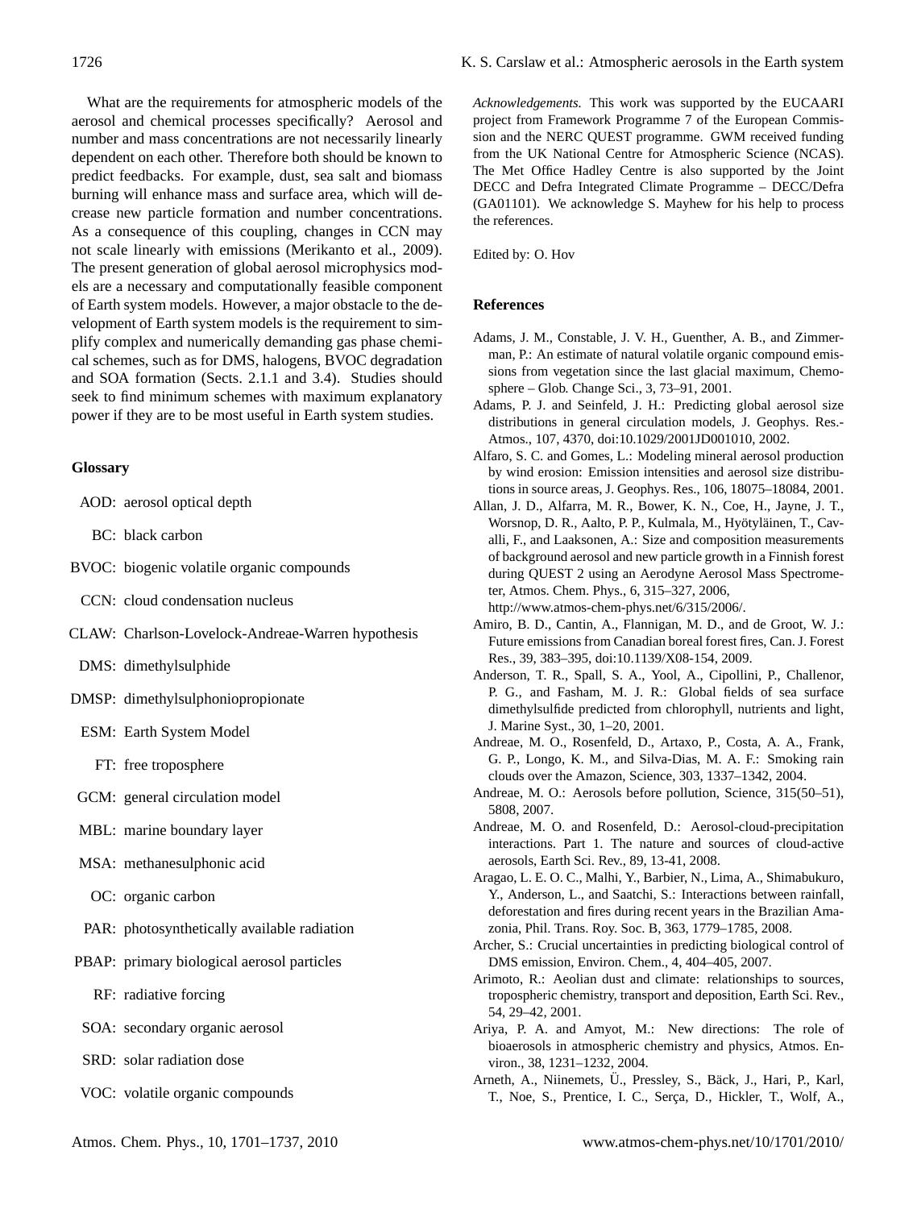What are the requirements for atmospheric models of the aerosol and chemical processes specifically? Aerosol and number and mass concentrations are not necessarily linearly dependent on each other. Therefore both should be known to predict feedbacks. For example, dust, sea salt and biomass burning will enhance mass and surface area, which will decrease new particle formation and number concentrations. As a consequence of this coupling, changes in CCN may not scale linearly with emissions (Merikanto et al., 2009). The present generation of global aerosol microphysics models are a necessary and computationally feasible component of Earth system models. However, a major obstacle to the development of Earth system models is the requirement to simplify complex and numerically demanding gas phase chemical schemes, such as for DMS, halogens, BVOC degradation and SOA formation (Sects. 2.1.1 and 3.4). Studies should seek to find minimum schemes with maximum explanatory power if they are to be most useful in Earth system studies.

## Glossary

AOD: aerosol optical depth

BC: black carbon

BVOC: biogenic volatile organic compounds

CCN: cloud condensation nucleus

CLAW: Charlson-Lovelock-Andreae-Warren hypothesis

DMS: dimethylsulphide

DMSP: dimethylsulphoniopropionate

ESM: Earth System Model

FT: free troposphere

GCM: general circulation model

MBL: marine boundary layer

MSA: methanesulphonic acid

OC: organic carbon

PAR: photosynthetically available radiation

PBAP: primary biological aerosol particles

RF: radiative forcing

SOA: secondary organic aerosol

SRD: solar radiation dose

VOC: volatile organic compounds

*Acknowledgements.* This work was supported by the EUCAARI project from Framework Programme 7 of the European Commission and the NERC QUEST programme. GWM received funding from the UK National Centre for Atmospheric Science (NCAS). The Met Office Hadley Centre is also supported by the Joint DECC and Defra Integrated Climate Programme – DECC/Defra (GA01101). We acknowledge S. Mayhew for his help to process the references.

Edited by: O. Hov

## References

Adams, J. M., Constable, J. V. H., Guenther, A. B., and Zimmerman, P.: An estimate of natural volatile organic compound emissions from vegetation since the last glacial maximum, Chemosphere – Glob. Change Sci., 3, 73–91, 2001.

Adams, P. J. and Seinfeld, J. H.: Predicting global aerosol size distributions in general circulation models, J. Geophys. Res.-Atmos., 107, 4370, doi:10.1029/2001JD001010, 2002.

Alfaro, S. C. and Gomes, L.: Modeling mineral aerosol production by wind erosion: Emission intensities and aerosol size distributions in source areas, J. Geophys. Res., 106, 18075–18084, 2001.

Allan, J. D., Alfarra, M. R., Bower, K. N., Coe, H., Jayne, J. T., Worsnop, D. R., Aalto, P. P., Kulmala, M., Hyötyläinen, T., Cavalli, F., and Laaksonen, A.: Size and composition measurements of background aerosol and new particle growth in a Finnish forest during QUEST 2 using an Aerodyne Aerosol Mass Spectrometer, Atmos. Chem. Phys., 6, 315–327, 2006, http://www.atmos-chem-phys.net/6/315/2006/.

Amiro, B. D., Cantin, A., Flannigan, M. D., and de Groot, W. J.: Future emissions from Canadian boreal forest fires, Can. J. Forest Res., 39, 383–395, doi:10.1139/X08-154, 2009.

Anderson, T. R., Spall, S. A., Yool, A., Cipollini, P., Challenor, P. G., and Fasham, M. J. R.: Global fields of sea surface dimethylsulfide predicted from chlorophyll, nutrients and light, J. Marine Syst., 30, 1–20, 2001.

Andreae, M. O., Rosenfeld, D., Artaxo, P., Costa, A. A., Frank, G. P., Longo, K. M., and Silva-Dias, M. A. F.: Smoking rain clouds over the Amazon, Science, 303, 1337–1342, 2004.

Andreae, M. O.: Aerosols before pollution, Science, 315(50–51), 5808, 2007.

Andreae, M. O. and Rosenfeld, D.: Aerosol-cloud-precipitation interactions. Part 1. The nature and sources of cloud-active aerosols, Earth Sci. Rev., 89, 13-41, 2008.

Aragao, L. E. O. C., Malhi, Y., Barbier, N., Lima, A., Shimabukuro, Y., Anderson, L., and Saatchi, S.: Interactions between rainfall, deforestation and fires during recent years in the Brazilian Amazonia, Phil. Trans. Roy. Soc. B, 363, 1779–1785, 2008.

Archer, S.: Crucial uncertainties in predicting biological control of DMS emission, Environ. Chem., 4, 404–405, 2007.

Arimoto, R.: Aeolian dust and climate: relationships to sources, tropospheric chemistry, transport and deposition, Earth Sci. Rev., 54, 29–42, 2001.

Ariya, P. A. and Amyot, M.: New directions: The role of bioaerosols in atmospheric chemistry and physics, Atmos. Environ., 38, 1231–1232, 2004.

Arneth, A., Niinemets, Ü., Pressley, S., Bäck, J., Hari, P., Karl, T., Noe, S., Prentice, I. C., Serça, D., Hickler, T., Wolf, A.,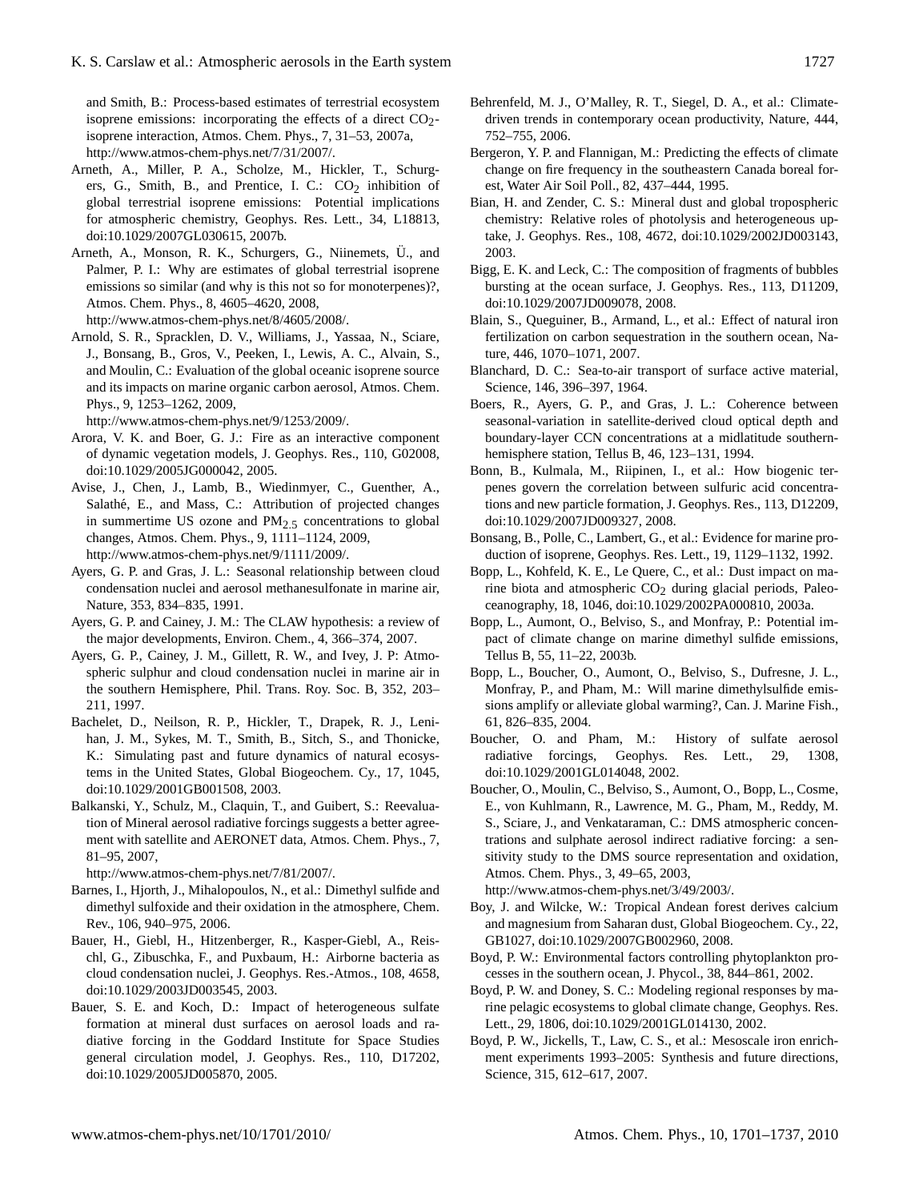and Smith, B.: Process-based estimates of terrestrial ecosystem isoprene emissions: incorporating the effects of a direct $CO_2$-isoprene interaction, Atmos. Chem. Phys., 7, 31–53, 2007a, http://www.atmos-chem-phys.net/7/31/2007/.

Arneth, A., Miller, P. A., Scholze, M., Hickler, T., Schurgers, G., Smith, B., and Prentice, I. C.: $CO_2$ inhibition of global terrestrial isoprene emissions: Potential implications for atmospheric chemistry, Geophys. Res. Lett., 34, L18813, doi:10.1029/2007GL030615, 2007b.

Arneth, A., Monson, R. K., Schurgers, G., Niinemets, Ü., and Palmer, P. I.: Why are estimates of global terrestrial isoprene emissions so similar (and why is this not so for monoterpenes)?, Atmos. Chem. Phys., 8, 4605–4620, 2008, http://www.atmos-chem-phys.net/8/4605/2008/.

Arnold, S. R., Spracklen, D. V., Williams, J., Yassaa, N., Sciare, J., Bonsang, B., Gros, V., Peeken, I., Lewis, A. C., Alvain, S., and Moulin, C.: Evaluation of the global oceanic isoprene source and its impacts on marine organic carbon aerosol, Atmos. Chem. Phys., 9, 1253–1262, 2009, http://www.atmos-chem-phys.net/9/1253/2009/.

Arora, V. K. and Boer, G. J.: Fire as an interactive component of dynamic vegetation models, J. Geophys. Res., 110, G02008, doi:10.1029/2005JG000042, 2005.

Avise, J., Chen, J., Lamb, B., Wiedinmyer, C., Guenther, A., Salathé, E., and Mass, C.: Attribution of projected changes in summertime US ozone and $PM_{2.5}$ concentrations to global changes, Atmos. Chem. Phys., 9, 1111–1124, 2009, http://www.atmos-chem-phys.net/9/1111/2009/.

Ayers, G. P. and Gras, J. L.: Seasonal relationship between cloud condensation nuclei and aerosol methanesulfonate in marine air, Nature, 353, 834–835, 1991.

Ayers, G. P. and Cainey, J. M.: The CLAW hypothesis: a review of the major developments, Environ. Chem., 4, 366–374, 2007.

Ayers, G. P., Cainey, J. M., Gillett, R. W., and Ivey, J. P: Atmospheric sulphur and cloud condensation nuclei in marine air in the southern Hemisphere, Phil. Trans. Roy. Soc. B, 352, 203–211, 1997.

Bachelet, D., Neilson, R. P., Hickler, T., Drapek, R. J., Lenihan, J. M., Sykes, M. T., Smith, B., Sitch, S., and Thonicke, K.: Simulating past and future dynamics of natural ecosystems in the United States, Global Biogeochem. Cy., 17, 1045, doi:10.1029/2001GB001508, 2003.

Balkanski, Y., Schulz, M., Claquin, T., and Guibert, S.: Reevaluation of Mineral aerosol radiative forcings suggests a better agreement with satellite and AERONET data, Atmos. Chem. Phys., 7, 81–95, 2007, http://www.atmos-chem-phys.net/7/81/2007/.

Barnes, I., Hjorth, J., Mihalopoulos, N., et al.: Dimethyl sulfide and dimethyl sulfoxide and their oxidation in the atmosphere, Chem. Rev., 106, 940–975, 2006.

Bauer, H., Giebl, H., Hitzenberger, R., Kasper-Giebl, A., Reischl, G., Zibuschka, F., and Puxbaum, H.: Airborne bacteria as cloud condensation nuclei, J. Geophys. Res.-Atmos., 108, 4658, doi:10.1029/2003JD003545, 2003.

Bauer, S. E. and Koch, D.: Impact of heterogeneous sulfate formation at mineral dust surfaces on aerosol loads and radiative forcing in the Goddard Institute for Space Studies general circulation model, J. Geophys. Res., 110, D17202, doi:10.1029/2005JD005870, 2005.

Behrenfeld, M. J., O'Malley, R. T., Siegel, D. A., et al.: Climate-driven trends in contemporary ocean productivity, Nature, 444, 752–755, 2006.

Bergeron, Y. P. and Flannigan, M.: Predicting the effects of climate change on fire frequency in the southeastern Canada boreal forest, Water Air Soil Poll., 82, 437–444, 1995.

Bian, H. and Zender, C. S.: Mineral dust and global tropospheric chemistry: Relative roles of photolysis and heterogeneous uptake, J. Geophys. Res., 108, 4672, doi:10.1029/2002JD003143, 2003.

Bigg, E. K. and Leck, C.: The composition of fragments of bubbles bursting at the ocean surface, J. Geophys. Res., 113, D11209, doi:10.1029/2007JD009078, 2008.

Blain, S., Queguiner, B., Armand, L., et al.: Effect of natural iron fertilization on carbon sequestration in the southern ocean, Nature, 446, 1070–1071, 2007.

Blanchard, D. C.: Sea-to-air transport of surface active material, Science, 146, 396–397, 1964.

Boers, R., Ayers, G. P., and Gras, J. L.: Coherence between seasonal-variation in satellite-derived cloud optical depth and boundary-layer CCN concentrations at a midlatitude southern-hemisphere station, Tellus B, 46, 123–131, 1994.

Bonn, B., Kulmala, M., Riipinen, I., et al.: How biogenic terpenes govern the correlation between sulfuric acid concentrations and new particle formation, J. Geophys. Res., 113, D12209, doi:10.1029/2007JD009327, 2008.

Bonsang, B., Polle, C., Lambert, G., et al.: Evidence for marine production of isoprene, Geophys. Res. Lett., 19, 1129–1132, 1992.

Bopp, L., Kohfeld, K. E., Le Quere, C., et al.: Dust impact on marine biota and atmospheric $CO_2$ during glacial periods, Paleoceanography, 18, 1046, doi:10.1029/2002PA000810, 2003a.

Bopp, L., Aumont, O., Belviso, S., and Monfray, P.: Potential impact of climate change on marine dimethyl sulfide emissions, Tellus B, 55, 11–22, 2003b.

Bopp, L., Boucher, O., Aumont, O., Belviso, S., Dufresne, J. L., Monfray, P., and Pham, M.: Will marine dimethylsulfide emissions amplify or alleviate global warming?, Can. J. Marine Fish., 61, 826–835, 2004.

Boucher, O. and Pham, M.: History of sulfate aerosol radiative forcings, Geophys. Res. Lett., 29, 1308, doi:10.1029/2001GL014048, 2002.

Boucher, O., Moulin, C., Belviso, S., Aumont, O., Bopp, L., Cosme, E., von Kuhlmann, R., Lawrence, M. G., Pham, M., Reddy, M. S., Sciare, J., and Venkataraman, C.: DMS atmospheric concentrations and sulphate aerosol indirect radiative forcing: a sensitivity study to the DMS source representation and oxidation, Atmos. Chem. Phys., 3, 49–65, 2003, http://www.atmos-chem-phys.net/3/49/2003/.

Boy, J. and Wilcke, W.: Tropical Andean forest derives calcium and magnesium from Saharan dust, Global Biogeochem. Cy., 22, GB1027, doi:10.1029/2007GB002960, 2008.

Boyd, P. W.: Environmental factors controlling phytoplankton processes in the southern ocean, J. Phycol., 38, 844–861, 2002.

Boyd, P. W. and Doney, S. C.: Modeling regional responses by marine pelagic ecosystems to global climate change, Geophys. Res. Lett., 29, 1806, doi:10.1029/2001GL014130, 2002.

Boyd, P. W., Jickells, T., Law, C. S., et al.: Mesoscale iron enrichment experiments 1993–2005: Synthesis and future directions, Science, 315, 612–617, 2007.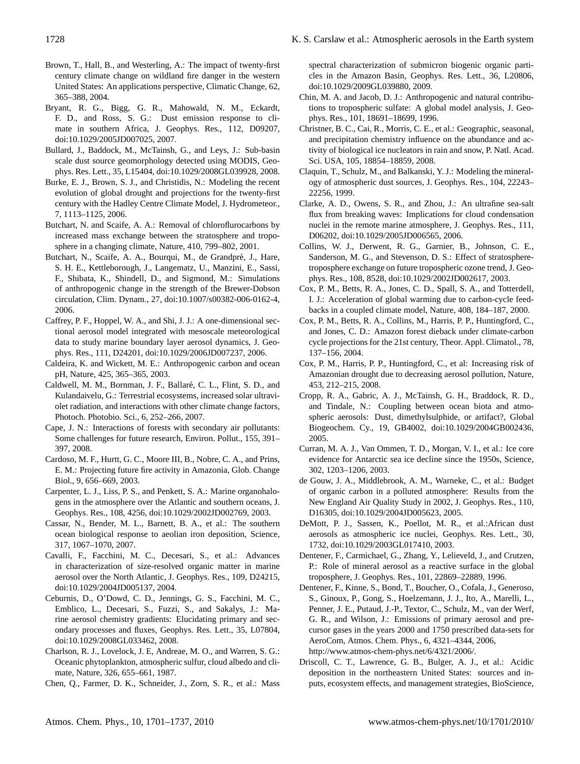Brown, T., Hall, B., and Westerling, A.: The impact of twenty-first century climate change on wildland fire danger in the western United States: An applications perspective, Climatic Change, 62, 365–388, 2004.

Bryant, R. G., Bigg, G. R., Mahowald, N. M., Eckardt, F. D., and Ross, S. G.: Dust emission response to climate in southern Africa, J. Geophys. Res., 112, D09207, doi:10.1029/2005JD007025, 2007.

Bullard, J., Baddock, M., McTainsh, G., and Leys, J.: Sub-basin scale dust source geomorphology detected using MODIS, Geophys. Res. Lett., 35, L15404, doi:10.1029/2008GL039928, 2008.

Burke, E. J., Brown, S. J., and Christidis, N.: Modeling the recent evolution of global drought and projections for the twenty-first century with the Hadley Centre Climate Model, J. Hydrometeor., 7, 1113–1125, 2006.

Butchart, N. and Scaife, A. A.: Removal of chloroflurocarbons by increased mass exchange between the stratosphere and troposphere in a changing climate, Nature, 410, 799–802, 2001.

Butchart, N., Scaife, A. A., Bourqui, M., de Grandpré, J., Hare, S. H. E., Kettleborough, J., Langematz, U., Manzini, E., Sassi, F., Shibata, K., Shindell, D., and Sigmond, M.: Simulations of anthropogenic change in the strength of the Brewer-Dobson circulation, Clim. Dynam., 27, doi:10.1007/s00382-006-0162-4, 2006.

Caffrey, P. F., Hoppel, W. A., and Shi, J. J.: A one-dimensional sectional aerosol model integrated with mesoscale meteorological data to study marine boundary layer aerosol dynamics, J. Geophys. Res., 111, D24201, doi:10.1029/2006JD007237, 2006.

Caldeira, K. and Wickett, M. E.: Anthropogenic carbon and ocean pH, Nature, 425, 365–365, 2003.

Caldwell, M. M., Bornman, J. F., Ballaré, C. L., Flint, S. D., and Kulandaivelu, G.: Terrestrial ecosystems, increased solar ultraviolet radiation, and interactions with other climate change factors, Photoch. Photobio. Sci., 6, 252–266, 2007.

Cape, J. N.: Interactions of forests with secondary air pollutants: Some challenges for future research, Environ. Pollut., 155, 391–397, 2008.

Cardoso, M. F., Hurtt, G. C., Moore III, B., Nobre, C. A., and Prins, E. M.: Projecting future fire activity in Amazonia, Glob. Change Biol., 9, 656–669, 2003.

Carpenter, L. J., Liss, P. S., and Penkett, S. A.: Marine organohalogens in the atmosphere over the Atlantic and southern oceans, J. Geophys. Res., 108, 4256, doi:10.1029/2002JD002769, 2003.

Cassar, N., Bender, M. L., Barnett, B. A., et al.: The southern ocean biological response to aeolian iron deposition, Science, 317, 1067–1070, 2007.

Cavalli, F., Facchini, M. C., Decesari, S., et al.: Advances in characterization of size-resolved organic matter in marine aerosol over the North Atlantic, J. Geophys. Res., 109, D24215, doi:10.1029/2004JD005137, 2004.

Ceburnis, D., O'Dowd, C. D., Jennings, G. S., Facchini, M. C., Emblico, L., Decesari, S., Fuzzi, S., and Sakalys, J.: Marine aerosol chemistry gradients: Elucidating primary and secondary processes and fluxes, Geophys. Res. Lett., 35, L07804, doi:10.1029/2008GL033462, 2008.

Charlson, R. J., Lovelock, J. E, Andreae, M. O., and Warren, S. G.: Oceanic phytoplankton, atmospheric sulfur, cloud albedo and climate, Nature, 326, 655–661, 1987.

Chen, Q., Farmer, D. K., Schneider, J., Zorn, S. R., et al.: Mass spectral characterization of submicron biogenic organic particles in the Amazon Basin, Geophys. Res. Lett., 36, L20806, doi:10.1029/2009GL039880, 2009.

Chin, M. A. and Jacob, D. J.: Anthropogenic and natural contributions to tropospheric sulfate: A global model analysis, J. Geophys. Res., 101, 18691–18699, 1996.

Christner, B. C., Cai, R., Morris, C. E., et al.: Geographic, seasonal, and precipitation chemistry influence on the abundance and activity of biological ice nucleators in rain and snow, P. Natl. Acad. Sci. USA, 105, 18854–18859, 2008.

Claquin, T., Schulz, M., and Balkanski, Y. J.: Modeling the mineralogy of atmospheric dust sources, J. Geophys. Res., 104, 22243–22256, 1999.

Clarke, A. D., Owens, S. R., and Zhou, J.: An ultrafine sea-salt flux from breaking waves: Implications for cloud condensation nuclei in the remote marine atmosphere, J. Geophys. Res., 111, D06202, doi:10.1029/2005JD006565, 2006.

Collins, W. J., Derwent, R. G., Garnier, B., Johnson, C. E., Sanderson, M. G., and Stevenson, D. S.: Effect of stratosphere-troposphere exchange on future tropospheric ozone trend, J. Geophys. Res., 108, 8528, doi:10.1029/2002JD002617, 2003.

Cox, P. M., Betts, R. A., Jones, C. D., Spall, S. A., and Totterdell, I. J.: Acceleration of global warming due to carbon-cycle feedbacks in a coupled climate model, Nature, 408, 184–187, 2000.

Cox, P. M., Betts, R. A., Collins, M., Harris, P. P., Huntingford, C., and Jones, C. D.: Amazon forest dieback under climate-carbon cycle projections for the 21st century, Theor. Appl. Climatol., 78, 137–156, 2004.

Cox, P. M., Harris, P. P., Huntingford, C., et al: Increasing risk of Amazonian drought due to decreasing aerosol pollution, Nature, 453, 212–215, 2008.

Cropp, R. A., Gabric, A. J., McTainsh, G. H., Braddock, R. D., and Tindale, N.: Coupling between ocean biota and atmospheric aerosols: Dust, dimethylsulphide, or artifact?, Global Biogeochem. Cy., 19, GB4002, doi:10.1029/2004GB002436, 2005.

Curran, M. A. J., Van Ommen, T. D., Morgan, V. I., et al.: Ice core evidence for Antarctic sea ice decline since the 1950s, Science, 302, 1203–1206, 2003.

de Gouw, J. A., Middlebrook, A. M., Warneke, C., et al.: Budget of organic carbon in a polluted atmosphere: Results from the New England Air Quality Study in 2002, J. Geophys. Res., 110, D16305, doi:10.1029/2004JD005623, 2005.

DeMott, P. J., Sassen, K., Poellot, M. R., et al.:African dust aerosols as atmospheric ice nuclei, Geophys. Res. Lett., 30, 1732, doi:10.1029/2003GL017410, 2003.

Dentener, F., Carmichael, G., Zhang, Y., Lelieveld, J., and Crutzen, P.: Role of mineral aerosol as a reactive surface in the global troposphere, J. Geophys. Res., 101, 22869–22889, 1996.

Dentener, F., Kinne, S., Bond, T., Boucher, O., Cofala, J., Generoso, S., Ginoux, P., Gong, S., Hoelzemann, J. J., Ito, A., Marelli, L., Penner, J. E., Putaud, J.-P., Textor, C., Schulz, M., van der Werf, G. R., and Wilson, J.: Emissions of primary aerosol and precursor gases in the years 2000 and 1750 prescribed data-sets for AeroCom, Atmos. Chem. Phys., 6, 4321–4344, 2006, http://www.atmos-chem-phys.net/6/4321/2006/.

Driscoll, C. T., Lawrence, G. B., Bulger, A. J., et al.: Acidic deposition in the northeastern United States: sources and inputs, ecosystem effects, and management strategies, BioScience,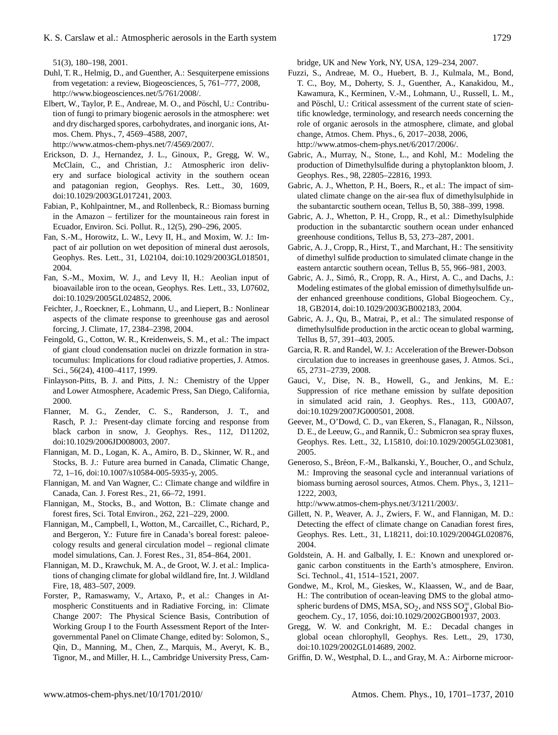51(3), 180–198, 2001.

Duhl, T. R., Helmig, D., and Guenther, A.: Sesquiterpene emissions from vegetation: a review, Biogeosciences, 5, 761–777, 2008, http://www.biogeosciences.net/5/761/2008/.

Elbert, W., Taylor, P. E., Andreae, M. O., and Pöschl, U.: Contribution of fungi to primary biogenic aerosols in the atmosphere: wet and dry discharged spores, carbohydrates, and inorganic ions, Atmos. Chem. Phys., 7, 4569–4588, 2007, http://www.atmos-chem-phys.net/7/4569/2007/.

Erickson, D. J., Hernandez, J. L., Ginoux, P., Gregg, W. W., McClain, C., and Christian, J.: Atmospheric iron delivery and surface biological activity in the southern ocean and patagonian region, Geophys. Res. Lett., 30, 1609, doi:10.1029/2003GL017241, 2003.

Fabian, P., Kohlpaintner, M., and Rollenbeck, R.: Biomass burning in the Amazon – fertilizer for the mountaineous rain forest in Ecuador, Environ. Sci. Pollut. R., 12(5), 290–296, 2005.

Fan, S.-M., Horowitz, L. W., Levy II, H., and Moxim, W. J.: Impact of air pollution on wet deposition of mineral dust aerosols, Geophys. Res. Lett., 31, L02104, doi:10.1029/2003GL018501, 2004.

Fan, S.-M., Moxim, W. J., and Levy II, H.: Aeolian input of bioavailable iron to the ocean, Geophys. Res. Lett., 33, L07602, doi:10.1029/2005GL024852, 2006.

Feichter, J., Roeckner, E., Lohmann, U., and Liepert, B.: Nonlinear aspects of the climate response to greenhouse gas and aerosol forcing, J. Climate, 17, 2384–2398, 2004.

Feingold, G., Cotton, W. R., Kreidenweis, S. M., et al.: The impact of giant cloud condensation nuclei on drizzle formation in stratocumulus: Implications for cloud radiative properties, J. Atmos. Sci., 56(24), 4100–4117, 1999.

Finlayson-Pitts, B. J. and Pitts, J. N.: Chemistry of the Upper and Lower Atmosphere, Academic Press, San Diego, California, 2000.

Flanner, M. G., Zender, C. S., Randerson, J. T., and Rasch, P. J.: Present-day climate forcing and response from black carbon in snow, J. Geophys. Res., 112, D11202, doi:10.1029/2006JD008003, 2007.

Flannigan, M. D., Logan, K. A., Amiro, B. D., Skinner, W. R., and Stocks, B. J.: Future area burned in Canada, Climatic Change, 72, 1–16, doi:10.1007/s10584-005-5935-y, 2005.

Flannigan, M. and Van Wagner, C.: Climate change and wildfire in Canada, Can. J. Forest Res., 21, 66–72, 1991.

Flannigan, M., Stocks, B., and Wotton, B.: Climate change and forest fires, Sci. Total Environ., 262, 221–229, 2000.

Flannigan, M., Campbell, I., Wotton, M., Carcaillet, C., Richard, P., and Bergeron, Y.: Future fire in Canada's boreal forest: paleoecology results and general circulation model – regional climate model simulations, Can. J. Forest Res., 31, 854–864, 2001.

Flannigan, M. D., Krawchuk, M. A., de Groot, W. J. et al.: Implications of changing climate for global wildland fire, Int. J. Wildland Fire, 18, 483–507, 2009.

Forster, P., Ramaswamy, V., Artaxo, P., et al.: Changes in Atmospheric Constituents and in Radiative Forcing, in: Climate Change 2007: The Physical Science Basis, Contribution of Working Group I to the Fourth Assessment Report of the Intergovernmental Panel on Climate Change, edited by: Solomon, S., Qin, D., Manning, M., Chen, Z., Marquis, M., Averyt, K. B., Tignor, M., and Miller, H. L., Cambridge University Press, Cambridge, UK and New York, NY, USA, 129–234, 2007.

Fuzzi, S., Andreae, M. O., Huebert, B. J., Kulmala, M., Bond, T. C., Boy, M., Doherty, S. J., Guenther, A., Kanakidou, M., Kawamura, K., Kerminen, V.-M., Lohmann, U., Russell, L. M., and Pöschl, U.: Critical assessment of the current state of scientific knowledge, terminology, and research needs concerning the role of organic aerosols in the atmosphere, climate, and global change, Atmos. Chem. Phys., 6, 2017–2038, 2006, http://www.atmos-chem-phys.net/6/2017/2006/.

Gabric, A., Murray, N., Stone, L., and Kohl, M.: Modeling the production of Dimethylsulfide during a phytoplankton bloom, J. Geophys. Res., 98, 22805–22816, 1993.

Gabric, A. J., Whetton, P. H., Boers, R., et al.: The impact of simulated climate change on the air-sea flux of dimethylsulphide in the subantarctic southern ocean, Tellus B, 50, 388–399, 1998.

Gabric, A. J., Whetton, P. H., Cropp, R., et al.: Dimethylsulphide production in the subantarctic southern ocean under enhanced greenhouse conditions, Tellus B, 53, 273–287, 2001.

Gabric, A. J., Cropp, R., Hirst, T., and Marchant, H.: The sensitivity of dimethyl sulfide production to simulated climate change in the eastern antarctic southern ocean, Tellus B, 55, 966–981, 2003.

Gabric, A. J., Simó, R., Cropp, R. A., Hirst, A. C., and Dachs, J.: Modeling estimates of the global emission of dimethylsulfide under enhanced greenhouse conditions, Global Biogeochem. Cy., 18, GB2014, doi:10.1029/2003GB002183, 2004.

Gabric, A. J., Qu, B., Matrai, P., et al.: The simulated response of dimethylsulfide production in the arctic ocean to global warming, Tellus B, 57, 391–403, 2005.

Garcia, R. R. and Randel, W. J.: Acceleration of the Brewer-Dobson circulation due to increases in greenhouse gases, J. Atmos. Sci., 65, 2731–2739, 2008.

Gauci, V., Dise, N. B., Howell, G., and Jenkins, M. E.: Suppression of rice methane emission by sulfate deposition in simulated acid rain, J. Geophys. Res., 113, G00A07, doi:10.1029/2007JG000501, 2008.

Geever, M., O'Dowd, C. D., van Ekeren, S., Flanagan, R., Nilsson, D. E., de Leeuw, G., and Rannik, Ü.: Submicron sea spray fluxes, Geophys. Res. Lett., 32, L15810, doi:10.1029/2005GL023081, 2005.

Generoso, S., Bréon, F.-M., Balkanski, Y., Boucher, O., and Schulz, M.: Improving the seasonal cycle and interannual variations of biomass burning aerosol sources, Atmos. Chem. Phys., 3, 1211–1222, 2003, http://www.atmos-chem-phys.net/3/1211/2003/.

Gillett, N. P., Weaver, A. J., Zwiers, F. W., and Flannigan, M. D.: Detecting the effect of climate change on Canadian forest fires, Geophys. Res. Lett., 31, L18211, doi:10.1029/2004GL020876, 2004.

Goldstein, A. H. and Galbally, I. E.: Known and unexplored organic carbon constituents in the Earth's atmosphere, Environ. Sci. Technol., 41, 1514–1521, 2007.

Gondwe, M., Krol, M., Gieskes, W., Klaassen, W., and de Baar, H.: The contribution of ocean-leaving DMS to the global atmospheric burdens of DMS, MSA, $SO_2$, and NSS $SO_4^=$, Global Biogeochem. Cy., 17, 1056, doi:10.1029/2002GB001937, 2003.

Gregg, W. W. and Conkright, M. E.: Decadal changes in global ocean chlorophyll, Geophys. Res. Lett., 29, 1730, doi:10.1029/2002GL014689, 2002.

Griffin, D. W., Westphal, D. L., and Gray, M. A.: Airborne microor-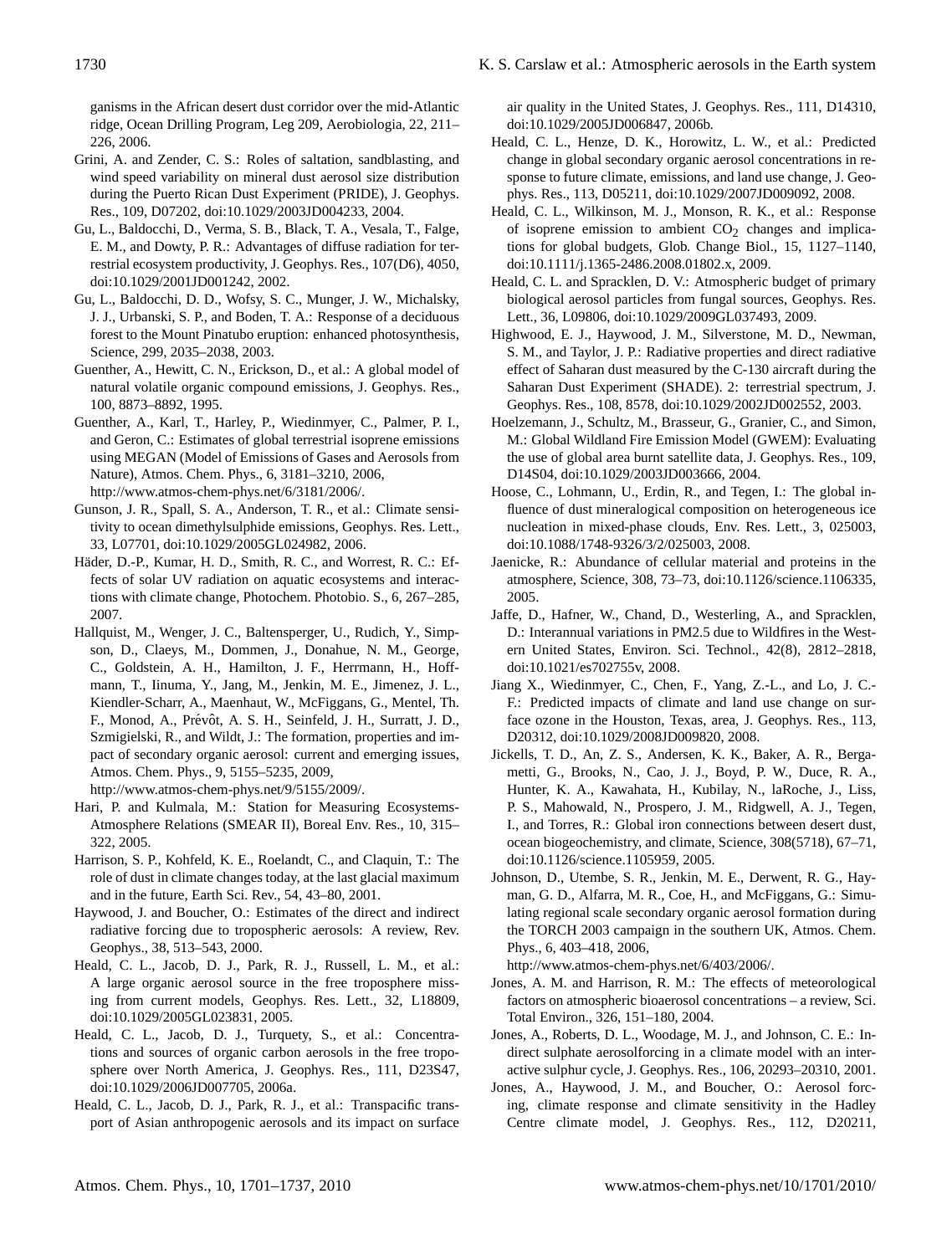ganisms in the African desert dust corridor over the mid-Atlantic ridge, Ocean Drilling Program, Leg 209, Aerobiologia, 22, 211–226, 2006.

Grini, A. and Zender, C. S.: Roles of saltation, sandblasting, and wind speed variability on mineral dust aerosol size distribution during the Puerto Rican Dust Experiment (PRIDE), J. Geophys. Res., 109, D07202, doi:10.1029/2003JD004233, 2004.

Gu, L., Baldocchi, D., Verma, S. B., Black, T. A., Vesala, T., Falge, E. M., and Dowty, P. R.: Advantages of diffuse radiation for terrestrial ecosystem productivity, J. Geophys. Res., 107(D6), 4050, doi:10.1029/2001JD001242, 2002.

Gu, L., Baldocchi, D. D., Wofsy, S. C., Munger, J. W., Michalsky, J. J., Urbanski, S. P., and Boden, T. A.: Response of a deciduous forest to the Mount Pinatubo eruption: enhanced photosynthesis, Science, 299, 2035–2038, 2003.

Guenther, A., Hewitt, C. N., Erickson, D., et al.: A global model of natural volatile organic compound emissions, J. Geophys. Res., 100, 8873–8892, 1995.

Guenther, A., Karl, T., Harley, P., Wiedinmyer, C., Palmer, P. I., and Geron, C.: Estimates of global terrestrial isoprene emissions using MEGAN (Model of Emissions of Gases and Aerosols from Nature), Atmos. Chem. Phys., 6, 3181–3210, 2006, http://www.atmos-chem-phys.net/6/3181/2006/.

Gunson, J. R., Spall, S. A., Anderson, T. R., et al.: Climate sensitivity to ocean dimethylsulphide emissions, Geophys. Res. Lett., 33, L07701, doi:10.1029/2005GL024982, 2006.

Häder, D.-P., Kumar, H. D., Smith, R. C., and Worrest, R. C.: Effects of solar UV radiation on aquatic ecosystems and interactions with climate change, Photochem. Photobio. S., 6, 267–285, 2007.

Hallquist, M., Wenger, J. C., Baltensperger, U., Rudich, Y., Simpson, D., Claeys, M., Dommen, J., Donahue, N. M., George, C., Goldstein, A. H., Hamilton, J. F., Herrmann, H., Hoffmann, T., Iinuma, Y., Jang, M., Jenkin, M. E., Jimenez, J. L., Kiendler-Scharr, A., Maenhaut, W., McFiggans, G., Mentel, Th. F., Monod, A., Prévôt, A. S. H., Seinfeld, J. H., Surratt, J. D., Szmigielski, R., and Wildt, J.: The formation, properties and impact of secondary organic aerosol: current and emerging issues, Atmos. Chem. Phys., 9, 5155–5235, 2009, http://www.atmos-chem-phys.net/9/5155/2009/.

Hari, P. and Kulmala, M.: Station for Measuring Ecosystems-Atmosphere Relations (SMEAR II), Boreal Env. Res., 10, 315–322, 2005.

Harrison, S. P., Kohfeld, K. E., Roelandt, C., and Claquin, T.: The role of dust in climate changes today, at the last glacial maximum and in the future, Earth Sci. Rev., 54, 43–80, 2001.

Haywood, J. and Boucher, O.: Estimates of the direct and indirect radiative forcing due to tropospheric aerosols: A review, Rev. Geophys., 38, 513–543, 2000.

Heald, C. L., Jacob, D. J., Park, R. J., Russell, L. M., et al.: A large organic aerosol source in the free troposphere missing from current models, Geophys. Res. Lett., 32, L18809, doi:10.1029/2005GL023831, 2005.

Heald, C. L., Jacob, D. J., Turquety, S., et al.: Concentrations and sources of organic carbon aerosols in the free troposphere over North America, J. Geophys. Res., 111, D23S47, doi:10.1029/2006JD007705, 2006a.

Heald, C. L., Jacob, D. J., Park, R. J., et al.: Transpacific transport of Asian anthropogenic aerosols and its impact on surface air quality in the United States, J. Geophys. Res., 111, D14310, doi:10.1029/2005JD006847, 2006b.

Heald, C. L., Henze, D. K., Horowitz, L. W., et al.: Predicted change in global secondary organic aerosol concentrations in response to future climate, emissions, and land use change, J. Geophys. Res., 113, D05211, doi:10.1029/2007JD009092, 2008.

Heald, C. L., Wilkinson, M. J., Monson, R. K., et al.: Response of isoprene emission to ambient $CO_2$ changes and implications for global budgets, Glob. Change Biol., 15, 1127–1140, doi:10.1111/j.1365-2486.2008.01802.x, 2009.

Heald, C. L. and Spracklen, D. V.: Atmospheric budget of primary biological aerosol particles from fungal sources, Geophys. Res. Lett., 36, L09806, doi:10.1029/2009GL037493, 2009.

Highwood, E. J., Haywood, J. M., Silverstone, M. D., Newman, S. M., and Taylor, J. P.: Radiative properties and direct radiative effect of Saharan dust measured by the C-130 aircraft during the Saharan Dust Experiment (SHADE). 2: terrestrial spectrum, J. Geophys. Res., 108, 8578, doi:10.1029/2002JD002552, 2003.

Hoelzemann, J., Schultz, M., Brasseur, G., Granier, C., and Simon, M.: Global Wildland Fire Emission Model (GWEM): Evaluating the use of global area burnt satellite data, J. Geophys. Res., 109, D14S04, doi:10.1029/2003JD003666, 2004.

Hoose, C., Lohmann, U., Erdin, R., and Tegen, I.: The global influence of dust mineralogical composition on heterogeneous ice nucleation in mixed-phase clouds, Env. Res. Lett., 3, 025003, doi:10.1088/1748-9326/3/2/025003, 2008.

Jaenicke, R.: Abundance of cellular material and proteins in the atmosphere, Science, 308, 73–73, doi:10.1126/science.1106335, 2005.

Jaffe, D., Hafner, W., Chand, D., Westerling, A., and Spracklen, D.: Interannual variations in PM2.5 due to Wildfires in the Western United States, Environ. Sci. Technol., 42(8), 2812–2818, doi:10.1021/es702755v, 2008.

Jiang X., Wiedinmyer, C., Chen, F., Yang, Z.-L., and Lo, J. C.-F.: Predicted impacts of climate and land use change on surface ozone in the Houston, Texas, area, J. Geophys. Res., 113, D20312, doi:10.1029/2008JD009820, 2008.

Jickells, T. D., An, Z. S., Andersen, K. K., Baker, A. R., Bergametti, G., Brooks, N., Cao, J. J., Boyd, P. W., Duce, R. A., Hunter, K. A., Kawahata, H., Kubilay, N., laRoche, J., Liss, P. S., Mahowald, N., Prospero, J. M., Ridgwell, A. J., Tegen, I., and Torres, R.: Global iron connections between desert dust, ocean biogeochemistry, and climate, Science, 308(5718), 67–71, doi:10.1126/science.1105959, 2005.

Johnson, D., Utembe, S. R., Jenkin, M. E., Derwent, R. G., Hayman, G. D., Alfarra, M. R., Coe, H., and McFiggans, G.: Simulating regional scale secondary organic aerosol formation during the TORCH 2003 campaign in the southern UK, Atmos. Chem. Phys., 6, 403–418, 2006, http://www.atmos-chem-phys.net/6/403/2006/.

Jones, A. M. and Harrison, R. M.: The effects of meteorological factors on atmospheric bioaerosol concentrations – a review, Sci. Total Environ., 326, 151–180, 2004.

Jones, A., Roberts, D. L., Woodage, M. J., and Johnson, C. E.: Indirect sulphate aerosolforcing in a climate model with an interactive sulphur cycle, J. Geophys. Res., 106, 20293–20310, 2001.

Jones, A., Haywood, J. M., and Boucher, O.: Aerosol forcing, climate response and climate sensitivity in the Hadley Centre climate model, J. Geophys. Res., 112, D20211,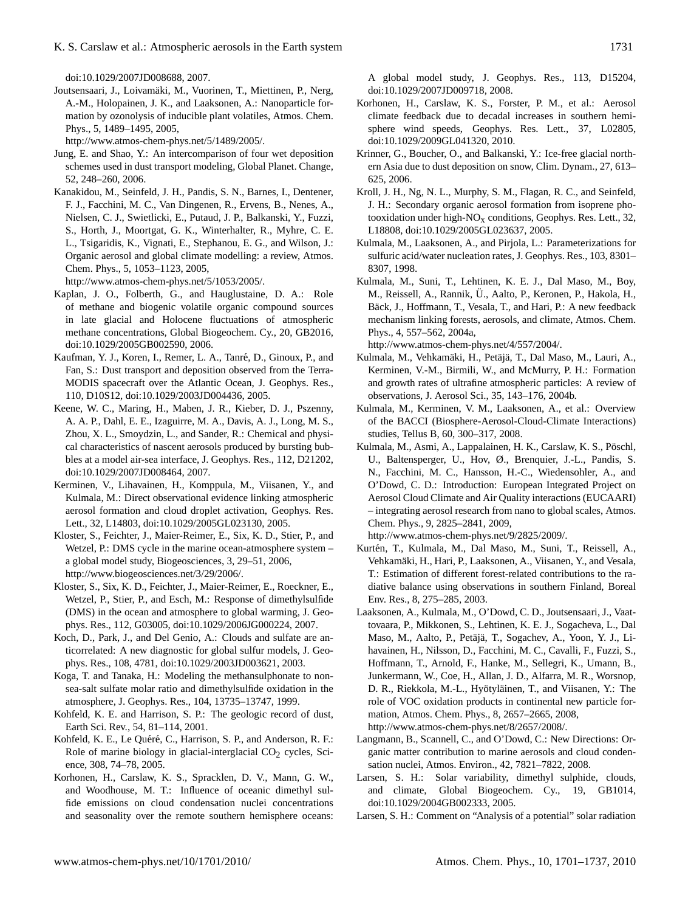doi:10.1029/2007JD008688, 2007.

Joutsensaari, J., Loivamäki, M., Vuorinen, T., Miettinen, P., Nerg, A.-M., Holopainen, J. K., and Laaksonen, A.: Nanoparticle formation by ozonolysis of inducible plant volatiles, Atmos. Chem. Phys., 5, 1489–1495, 2005, http://www.atmos-chem-phys.net/5/1489/2005/.

Jung, E. and Shao, Y.: An intercomparison of four wet deposition schemes used in dust transport modeling, Global Planet. Change, 52, 248–260, 2006.

Kanakidou, M., Seinfeld, J. H., Pandis, S. N., Barnes, I., Dentener, F. J., Facchini, M. C., Van Dingenen, R., Ervens, B., Nenes, A., Nielsen, C. J., Swietlicki, E., Putaud, J. P., Balkanski, Y., Fuzzi, S., Horth, J., Moortgat, G. K., Winterhalter, R., Myhre, C. E. L., Tsigaridis, K., Vignati, E., Stephanou, E. G., and Wilson, J.: Organic aerosol and global climate modelling: a review, Atmos. Chem. Phys., 5, 1053–1123, 2005, http://www.atmos-chem-phys.net/5/1053/2005/.

Kaplan, J. O., Folberth, G., and Hauglustaine, D. A.: Role of methane and biogenic volatile organic compound sources in late glacial and Holocene fluctuations of atmospheric methane concentrations, Global Biogeochem. Cy., 20, GB2016, doi:10.1029/2005GB002590, 2006.

Kaufman, Y. J., Koren, I., Remer, L. A., Tanré, D., Ginoux, P., and Fan, S.: Dust transport and deposition observed from the Terra-MODIS spacecraft over the Atlantic Ocean, J. Geophys. Res., 110, D10S12, doi:10.1029/2003JD004436, 2005.

Keene, W. C., Maring, H., Maben, J. R., Kieber, D. J., Pszenny, A. A. P., Dahl, E. E., Izaguirre, M. A., Davis, A. J., Long, M. S., Zhou, X. L., Smoydzin, L., and Sander, R.: Chemical and physical characteristics of nascent aerosols produced by bursting bubbles at a model air-sea interface, J. Geophys. Res., 112, D21202, doi:10.1029/2007JD008464, 2007.

Kerminen, V., Lihavainen, H., Komppula, M., Viisanen, Y., and Kulmala, M.: Direct observational evidence linking atmospheric aerosol formation and cloud droplet activation, Geophys. Res. Lett., 32, L14803, doi:10.1029/2005GL023130, 2005.

Kloster, S., Feichter, J., Maier-Reimer, E., Six, K. D., Stier, P., and Wetzel, P.: DMS cycle in the marine ocean-atmosphere system – a global model study, Biogeosciences, 3, 29–51, 2006, http://www.biogeosciences.net/3/29/2006/.

Kloster, S., Six, K. D., Feichter, J., Maier-Reimer, E., Roeckner, E., Wetzel, P., Stier, P., and Esch, M.: Response of dimethylsulfide (DMS) in the ocean and atmosphere to global warming, J. Geophys. Res., 112, G03005, doi:10.1029/2006JG000224, 2007.

Koch, D., Park, J., and Del Genio, A.: Clouds and sulfate are anticorrelated: A new diagnostic for global sulfur models, J. Geophys. Res., 108, 4781, doi:10.1029/2003JD003621, 2003.

Koga, T. and Tanaka, H.: Modeling the methansulphonate to non-sea-salt sulfate molar ratio and dimethylsulfide oxidation in the atmosphere, J. Geophys. Res., 104, 13735–13747, 1999.

Kohfeld, K. E. and Harrison, S. P.: The geologic record of dust, Earth Sci. Rev., 54, 81–114, 2001.

Kohfeld, K. E., Le Quéré, C., Harrison, S. P., and Anderson, R. F.: Role of marine biology in glacial-interglacial $CO_2$ cycles, Science, 308, 74–78, 2005.

Korhonen, H., Carslaw, K. S., Spracklen, D. V., Mann, G. W., and Woodhouse, M. T.: Influence of oceanic dimethyl sulfide emissions on cloud condensation nuclei concentrations and seasonality over the remote southern hemisphere oceans: A global model study, J. Geophys. Res., 113, D15204, doi:10.1029/2007JD009718, 2008.

Korhonen, H., Carslaw, K. S., Forster, P. M., et al.: Aerosol climate feedback due to decadal increases in southern hemisphere wind speeds, Geophys. Res. Lett., 37, L02805, doi:10.1029/2009GL041320, 2010.

Krinner, G., Boucher, O., and Balkanski, Y.: Ice-free glacial northern Asia due to dust deposition on snow, Clim. Dynam., 27, 613–625, 2006.

Kroll, J. H., Ng, N. L., Murphy, S. M., Flagan, R. C., and Seinfeld, J. H.: Secondary organic aerosol formation from isoprene photooxidation under high-$NO_x$ conditions, Geophys. Res. Lett., 32, L18808, doi:10.1029/2005GL023637, 2005.

Kulmala, M., Laaksonen, A., and Pirjola, L.: Parameterizations for sulfuric acid/water nucleation rates, J. Geophys. Res., 103, 8301–8307, 1998.

Kulmala, M., Suni, T., Lehtinen, K. E. J., Dal Maso, M., Boy, M., Reissell, A., Rannik, Ü., Aalto, P., Keronen, P., Hakola, H., Bäck, J., Hoffmann, T., Vesala, T., and Hari, P.: A new feedback mechanism linking forests, aerosols, and climate, Atmos. Chem. Phys., 4, 557–562, 2004a, http://www.atmos-chem-phys.net/4/557/2004/.

Kulmala, M., Vehkamäki, H., Petäjä, T., Dal Maso, M., Lauri, A., Kerminen, V.-M., Birmili, W., and McMurry, P. H.: Formation and growth rates of ultrafine atmospheric particles: A review of observations, J. Aerosol Sci., 35, 143–176, 2004b.

Kulmala, M., Kerminen, V. M., Laaksonen, A., et al.: Overview of the BACCI (Biosphere-Aerosol-Cloud-Climate Interactions) studies, Tellus B, 60, 300–317, 2008.

Kulmala, M., Asmi, A., Lappalainen, H. K., Carslaw, K. S., Pöschl, U., Baltensperger, U., Hov, Ø., Brenquier, J.-L., Pandis, S. N., Facchini, M. C., Hansson, H.-C., Wiedensohler, A., and O'Dowd, C. D.: Introduction: European Integrated Project on Aerosol Cloud Climate and Air Quality interactions (EUCAARI) – integrating aerosol research from nano to global scales, Atmos. Chem. Phys., 9, 2825–2841, 2009, http://www.atmos-chem-phys.net/9/2825/2009/.

Kurtén, T., Kulmala, M., Dal Maso, M., Suni, T., Reissell, A., Vehkamäki, H., Hari, P., Laaksonen, A., Viisanen, Y., and Vesala, T.: Estimation of different forest-related contributions to the radiative balance using observations in southern Finland, Boreal Env. Res., 8, 275–285, 2003.

Laaksonen, A., Kulmala, M., O'Dowd, C. D., Joutsensaari, J., Vaattovaara, P., Mikkonen, S., Lehtinen, K. E. J., Sogacheva, L., Dal Maso, M., Aalto, P., Petäjä, T., Sogachev, A., Yoon, Y. J., Lihavainen, H., Nilsson, D., Facchini, M. C., Cavalli, F., Fuzzi, S., Hoffmann, T., Arnold, F., Hanke, M., Sellegri, K., Umann, B., Junkermann, W., Coe, H., Allan, J. D., Alfarra, M. R., Worsnop, D. R., Riekkola, M.-L., Hyötyläinen, T., and Viisanen, Y.: The role of VOC oxidation products in continental new particle formation, Atmos. Chem. Phys., 8, 2657–2665, 2008, http://www.atmos-chem-phys.net/8/2657/2008/.

Langmann, B., Scannell, C., and O'Dowd, C.: New Directions: Organic matter contribution to marine aerosols and cloud condensation nuclei, Atmos. Environ., 42, 7821–7822, 2008.

Larsen, S. H.: Solar variability, dimethyl sulphide, clouds, and climate, Global Biogeochem. Cy., 19, GB1014, doi:10.1029/2004GB002333, 2005.

Larsen, S. H.: Comment on "Analysis of a potential" solar radiation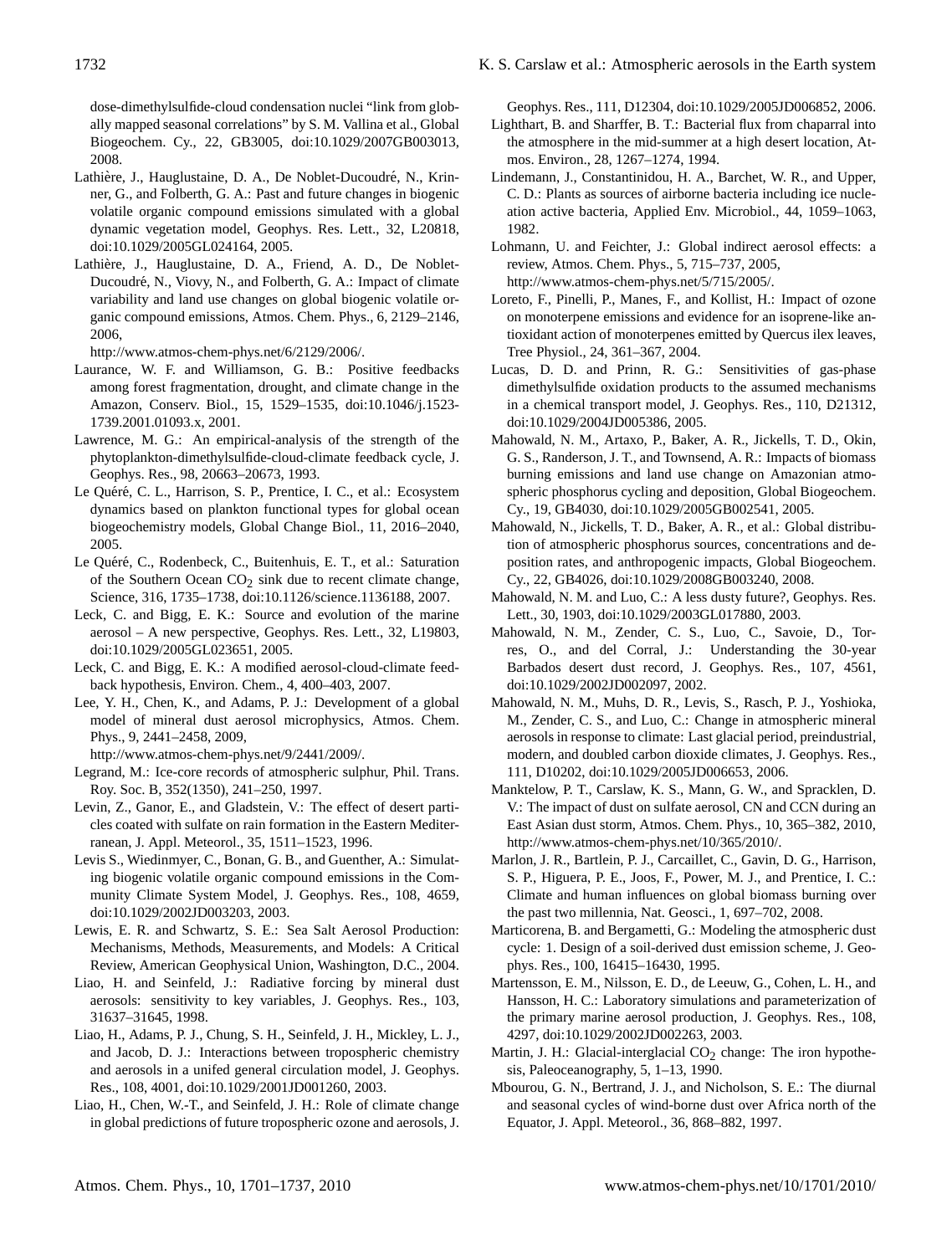dose-dimethylsulfide-cloud condensation nuclei "link from globally mapped seasonal correlations" by S. M. Vallina et al., Global Biogeochem. Cy., 22, GB3005, doi:10.1029/2007GB003013, 2008.

Lathière, J., Hauglustaine, D. A., De Noblet-Ducoudré, N., Krinner, G., and Folberth, G. A.: Past and future changes in biogenic volatile organic compound emissions simulated with a global dynamic vegetation model, Geophys. Res. Lett., 32, L20818, doi:10.1029/2005GL024164, 2005.

Lathière, J., Hauglustaine, D. A., Friend, A. D., De Noblet-Ducoudré, N., Viovy, N., and Folberth, G. A.: Impact of climate variability and land use changes on global biogenic volatile organic compound emissions, Atmos. Chem. Phys., 6, 2129–2146, 2006, http://www.atmos-chem-phys.net/6/2129/2006/.

Laurance, W. F. and Williamson, G. B.: Positive feedbacks among forest fragmentation, drought, and climate change in the Amazon, Conserv. Biol., 15, 1529–1535, doi:10.1046/j.1523-1739.2001.01093.x, 2001.

Lawrence, M. G.: An empirical-analysis of the strength of the phytoplankton-dimethylsulfide-cloud-climate feedback cycle, J. Geophys. Res., 98, 20663–20673, 1993.

Le Quéré, C. L., Harrison, S. P., Prentice, I. C., et al.: Ecosystem dynamics based on plankton functional types for global ocean biogeochemistry models, Global Change Biol., 11, 2016–2040, 2005.

Le Quéré, C., Rodenbeck, C., Buitenhuis, E. T., et al.: Saturation of the Southern Ocean $CO_2$ sink due to recent climate change, Science, 316, 1735–1738, doi:10.1126/science.1136188, 2007.

Leck, C. and Bigg, E. K.: Source and evolution of the marine aerosol – A new perspective, Geophys. Res. Lett., 32, L19803, doi:10.1029/2005GL023651, 2005.

Leck, C. and Bigg, E. K.: A modified aerosol-cloud-climate feedback hypothesis, Environ. Chem., 4, 400–403, 2007.

Lee, Y. H., Chen, K., and Adams, P. J.: Development of a global model of mineral dust aerosol microphysics, Atmos. Chem. Phys., 9, 2441–2458, 2009, http://www.atmos-chem-phys.net/9/2441/2009/.

Legrand, M.: Ice-core records of atmospheric sulphur, Phil. Trans. Roy. Soc. B, 352(1350), 241–250, 1997.

Levin, Z., Ganor, E., and Gladstein, V.: The effect of desert particles coated with sulfate on rain formation in the Eastern Mediterranean, J. Appl. Meteorol., 35, 1511–1523, 1996.

Levis S., Wiedinmyer, C., Bonan, G. B., and Guenther, A.: Simulating biogenic volatile organic compound emissions in the Community Climate System Model, J. Geophys. Res., 108, 4659, doi:10.1029/2002JD003203, 2003.

Lewis, E. R. and Schwartz, S. E.: Sea Salt Aerosol Production: Mechanisms, Methods, Measurements, and Models: A Critical Review, American Geophysical Union, Washington, D.C., 2004.

Liao, H. and Seinfeld, J.: Radiative forcing by mineral dust aerosols: sensitivity to key variables, J. Geophys. Res., 103, 31637–31645, 1998.

Liao, H., Adams, P. J., Chung, S. H., Seinfeld, J. H., Mickley, L. J., and Jacob, D. J.: Interactions between tropospheric chemistry and aerosols in a unifed general circulation model, J. Geophys. Res., 108, 4001, doi:10.1029/2001JD001260, 2003.

Liao, H., Chen, W.-T., and Seinfeld, J. H.: Role of climate change in global predictions of future tropospheric ozone and aerosols, J. Geophys. Res., 111, D12304, doi:10.1029/2005JD006852, 2006.

Lighthart, B. and Sharffer, B. T.: Bacterial flux from chaparral into the atmosphere in the mid-summer at a high desert location, Atmos. Environ., 28, 1267–1274, 1994.

Lindemann, J., Constantinidou, H. A., Barchet, W. R., and Upper, C. D.: Plants as sources of airborne bacteria including ice nucleation active bacteria, Applied Env. Microbiol., 44, 1059–1063, 1982.

Lohmann, U. and Feichter, J.: Global indirect aerosol effects: a review, Atmos. Chem. Phys., 5, 715–737, 2005, http://www.atmos-chem-phys.net/5/715/2005/.

Loreto, F., Pinelli, P., Manes, F., and Kollist, H.: Impact of ozone on monoterpene emissions and evidence for an isoprene-like antioxidant action of monoterpenes emitted by Quercus ilex leaves, Tree Physiol., 24, 361–367, 2004.

Lucas, D. D. and Prinn, R. G.: Sensitivities of gas-phase dimethylsulfide oxidation products to the assumed mechanisms in a chemical transport model, J. Geophys. Res., 110, D21312, doi:10.1029/2004JD005386, 2005.

Mahowald, N. M., Artaxo, P., Baker, A. R., Jickells, T. D., Okin, G. S., Randerson, J. T., and Townsend, A. R.: Impacts of biomass burning emissions and land use change on Amazonian atmospheric phosphorus cycling and deposition, Global Biogeochem. Cy., 19, GB4030, doi:10.1029/2005GB002541, 2005.

Mahowald, N., Jickells, T. D., Baker, A. R., et al.: Global distribution of atmospheric phosphorus sources, concentrations and deposition rates, and anthropogenic impacts, Global Biogeochem. Cy., 22, GB4026, doi:10.1029/2008GB003240, 2008.

Mahowald, N. M. and Luo, C.: A less dusty future?, Geophys. Res. Lett., 30, 1903, doi:10.1029/2003GL017880, 2003.

Mahowald, N. M., Zender, C. S., Luo, C., Savoie, D., Torres, O., and del Corral, J.: Understanding the 30-year Barbados desert dust record, J. Geophys. Res., 107, 4561, doi:10.1029/2002JD002097, 2002.

Mahowald, N. M., Muhs, D. R., Levis, S., Rasch, P. J., Yoshioka, M., Zender, C. S., and Luo, C.: Change in atmospheric mineral aerosols in response to climate: Last glacial period, preindustrial, modern, and doubled carbon dioxide climates, J. Geophys. Res., 111, D10202, doi:10.1029/2005JD006653, 2006.

Manktelow, P. T., Carslaw, K. S., Mann, G. W., and Spracklen, D. V.: The impact of dust on sulfate aerosol, CN and CCN during an East Asian dust storm, Atmos. Chem. Phys., 10, 365–382, 2010, http://www.atmos-chem-phys.net/10/365/2010/.

Marlon, J. R., Bartlein, P. J., Carcaillet, C., Gavin, D. G., Harrison, S. P., Higuera, P. E., Joos, F., Power, M. J., and Prentice, I. C.: Climate and human influences on global biomass burning over the past two millennia, Nat. Geosci., 1, 697–702, 2008.

Marticorena, B. and Bergametti, G.: Modeling the atmospheric dust cycle: 1. Design of a soil-derived dust emission scheme, J. Geophys. Res., 100, 16415–16430, 1995.

Martensson, E. M., Nilsson, E. D., de Leeuw, G., Cohen, L. H., and Hansson, H. C.: Laboratory simulations and parameterization of the primary marine aerosol production, J. Geophys. Res., 108, 4297, doi:10.1029/2002JD002263, 2003.

Martin, J. H.: Glacial-interglacial $CO_2$ change: The iron hypothesis, Paleoceanography, 5, 1–13, 1990.

Mbourou, G. N., Bertrand, J. J., and Nicholson, S. E.: The diurnal and seasonal cycles of wind-borne dust over Africa north of the Equator, J. Appl. Meteorol., 36, 868–882, 1997.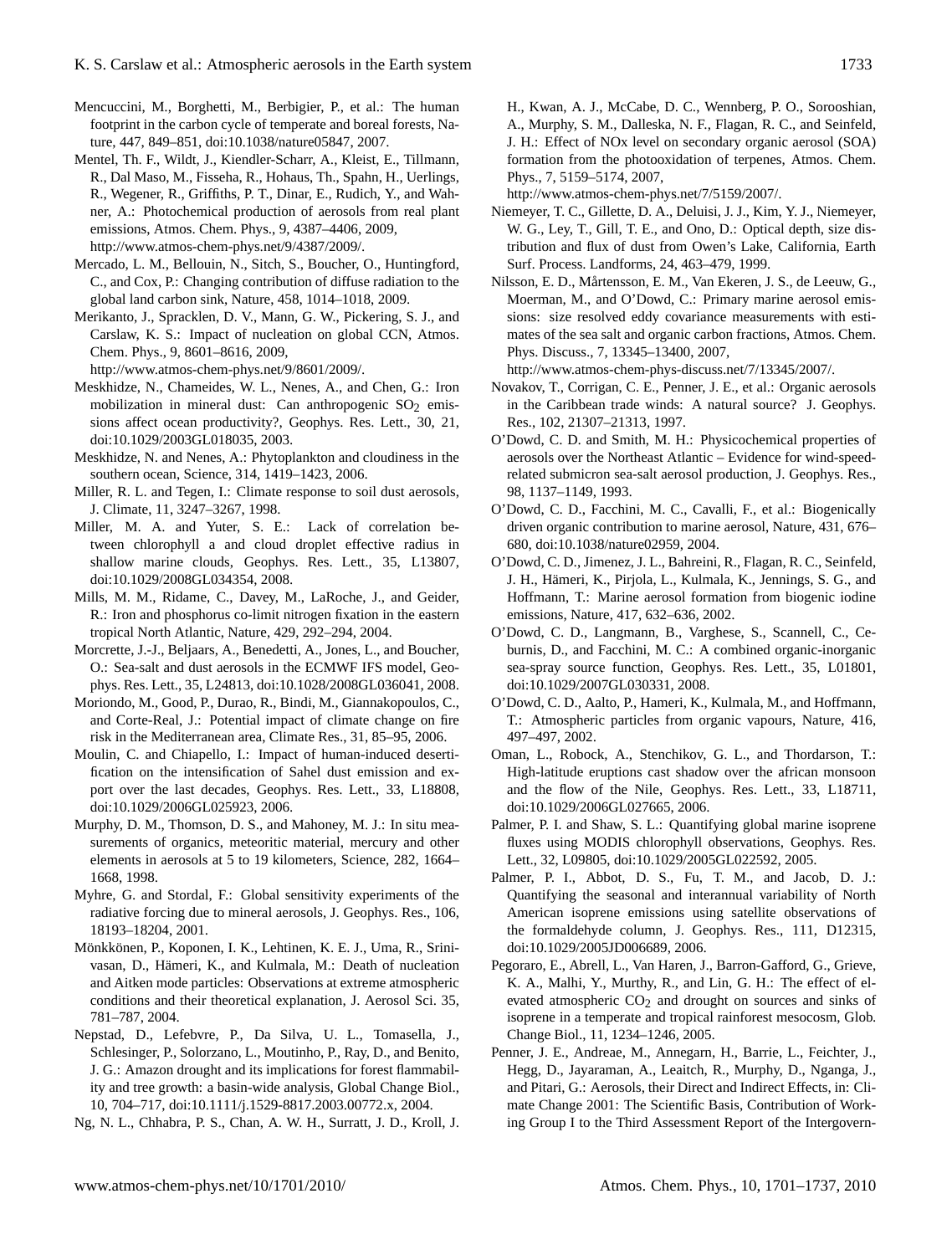Mencuccini, M., Borghetti, M., Berbigier, P., et al.: The human footprint in the carbon cycle of temperate and boreal forests, Nature, 447, 849–851, doi:10.1038/nature05847, 2007.

Mentel, Th. F., Wildt, J., Kiendler-Scharr, A., Kleist, E., Tillmann, R., Dal Maso, M., Fisseha, R., Hohaus, Th., Spahn, H., Uerlings, R., Wegener, R., Griffiths, P. T., Dinar, E., Rudich, Y., and Wahner, A.: Photochemical production of aerosols from real plant emissions, Atmos. Chem. Phys., 9, 4387–4406, 2009, http://www.atmos-chem-phys.net/9/4387/2009/.

Mercado, L. M., Bellouin, N., Sitch, S., Boucher, O., Huntingford, C., and Cox, P.: Changing contribution of diffuse radiation to the global land carbon sink, Nature, 458, 1014–1018, 2009.

Merikanto, J., Spracklen, D. V., Mann, G. W., Pickering, S. J., and Carslaw, K. S.: Impact of nucleation on global CCN, Atmos. Chem. Phys., 9, 8601–8616, 2009, http://www.atmos-chem-phys.net/9/8601/2009/.

Meskhidze, N., Chameides, W. L., Nenes, A., and Chen, G.: Iron mobilization in mineral dust: Can anthropogenic $SO_2$ emissions affect ocean productivity?, Geophys. Res. Lett., 30, 21, doi:10.1029/2003GL018035, 2003.

Meskhidze, N. and Nenes, A.: Phytoplankton and cloudiness in the southern ocean, Science, 314, 1419–1423, 2006.

Miller, R. L. and Tegen, I.: Climate response to soil dust aerosols, J. Climate, 11, 3247–3267, 1998.

Miller, M. A. and Yuter, S. E.: Lack of correlation between chlorophyll a and cloud droplet effective radius in shallow marine clouds, Geophys. Res. Lett., 35, L13807, doi:10.1029/2008GL034354, 2008.

Mills, M. M., Ridame, C., Davey, M., LaRoche, J., and Geider, R.: Iron and phosphorus co-limit nitrogen fixation in the eastern tropical North Atlantic, Nature, 429, 292–294, 2004.

Morcrette, J.-J., Beljaars, A., Benedetti, A., Jones, L., and Boucher, O.: Sea-salt and dust aerosols in the ECMWF IFS model, Geophys. Res. Lett., 35, L24813, doi:10.1028/2008GL036041, 2008.

Moriondo, M., Good, P., Durao, R., Bindi, M., Giannakopoulos, C., and Corte-Real, J.: Potential impact of climate change on fire risk in the Mediterranean area, Climate Res., 31, 85–95, 2006.

Moulin, C. and Chiapello, I.: Impact of human-induced desertification on the intensification of Sahel dust emission and export over the last decades, Geophys. Res. Lett., 33, L18808, doi:10.1029/2006GL025923, 2006.

Murphy, D. M., Thomson, D. S., and Mahoney, M. J.: In situ measurements of organics, meteoritic material, mercury and other elements in aerosols at 5 to 19 kilometers, Science, 282, 1664–1668, 1998.

Myhre, G. and Stordal, F.: Global sensitivity experiments of the radiative forcing due to mineral aerosols, J. Geophys. Res., 106, 18193–18204, 2001.

Mönkkönen, P., Koponen, I. K., Lehtinen, K. E. J., Uma, R., Srinivasan, D., Hämeri, K., and Kulmala, M.: Death of nucleation and Aitken mode particles: Observations at extreme atmospheric conditions and their theoretical explanation, J. Aerosol Sci. 35, 781–787, 2004.

Nepstad, D., Lefebvre, P., Da Silva, U. L., Tomasella, J., Schlesinger, P., Solorzano, L., Moutinho, P., Ray, D., and Benito, J. G.: Amazon drought and its implications for forest flammability and tree growth: a basin-wide analysis, Global Change Biol., 10, 704–717, doi:10.1111/j.1529-8817.2003.00772.x, 2004.

Ng, N. L., Chhabra, P. S., Chan, A. W. H., Surratt, J. D., Kroll, J. H., Kwan, A. J., McCabe, D. C., Wennberg, P. O., Sorooshian, A., Murphy, S. M., Dalleska, N. F., Flagan, R. C., and Seinfeld, J. H.: Effect of NOx level on secondary organic aerosol (SOA) formation from the photooxidation of terpenes, Atmos. Chem. Phys., 7, 5159–5174, 2007, http://www.atmos-chem-phys.net/7/5159/2007/.

Niemeyer, T. C., Gillette, D. A., Deluisi, J. J., Kim, Y. J., Niemeyer, W. G., Ley, T., Gill, T. E., and Ono, D.: Optical depth, size distribution and flux of dust from Owen's Lake, California, Earth Surf. Process. Landforms, 24, 463–479, 1999.

Nilsson, E. D., Mårtensson, E. M., Van Ekeren, J. S., de Leeuw, G., Moerman, M., and O'Dowd, C.: Primary marine aerosol emissions: size resolved eddy covariance measurements with estimates of the sea salt and organic carbon fractions, Atmos. Chem. Phys. Discuss., 7, 13345–13400, 2007, http://www.atmos-chem-phys-discuss.net/7/13345/2007/.

Novakov, T., Corrigan, C. E., Penner, J. E., et al.: Organic aerosols in the Caribbean trade winds: A natural source? J. Geophys. Res., 102, 21307–21313, 1997.

O'Dowd, C. D. and Smith, M. H.: Physicochemical properties of aerosols over the Northeast Atlantic – Evidence for wind-speed-related submicron sea-salt aerosol production, J. Geophys. Res., 98, 1137–1149, 1993.

O'Dowd, C. D., Facchini, M. C., Cavalli, F., et al.: Biogenically driven organic contribution to marine aerosol, Nature, 431, 676–680, doi:10.1038/nature02959, 2004.

O'Dowd, C. D., Jimenez, J. L., Bahreini, R., Flagan, R. C., Seinfeld, J. H., Hämeri, K., Pirjola, L., Kulmala, M., Jennings, S. G., and Hoffmann, T.: Marine aerosol formation from biogenic iodine emissions, Nature, 417, 632–636, 2002.

O'Dowd, C. D., Langmann, B., Varghese, S., Scannell, C., Ceburnis, D., and Facchini, M. C.: A combined organic-inorganic sea-spray source function, Geophys. Res. Lett., 35, L01801, doi:10.1029/2007GL030331, 2008.

O'Dowd, C. D., Aalto, P., Hameri, K., Kulmala, M., and Hoffmann, T.: Atmospheric particles from organic vapours, Nature, 416, 497–497, 2002.

Oman, L., Robock, A., Stenchikov, G. L., and Thordarson, T.: High-latitude eruptions cast shadow over the african monsoon and the flow of the Nile, Geophys. Res. Lett., 33, L18711, doi:10.1029/2006GL027665, 2006.

Palmer, P. I. and Shaw, S. L.: Quantifying global marine isoprene fluxes using MODIS chlorophyll observations, Geophys. Res. Lett., 32, L09805, doi:10.1029/2005GL022592, 2005.

Palmer, P. I., Abbot, D. S., Fu, T. M., and Jacob, D. J.: Quantifying the seasonal and interannual variability of North American isoprene emissions using satellite observations of the formaldehyde column, J. Geophys. Res., 111, D12315, doi:10.1029/2005JD006689, 2006.

Pegoraro, E., Abrell, L., Van Haren, J., Barron-Gafford, G., Grieve, K. A., Malhi, Y., Murthy, R., and Lin, G. H.: The effect of elevated atmospheric $CO_2$ and drought on sources and sinks of isoprene in a temperate and tropical rainforest mesocosm, Glob. Change Biol., 11, 1234–1246, 2005.

Penner, J. E., Andreae, M., Annegarn, H., Barrie, L., Feichter, J., Hegg, D., Jayaraman, A., Leaitch, R., Murphy, D., Nganga, J., and Pitari, G.: Aerosols, their Direct and Indirect Effects, in: Climate Change 2001: The Scientific Basis, Contribution of Working Group I to the Third Assessment Report of the Intergovern-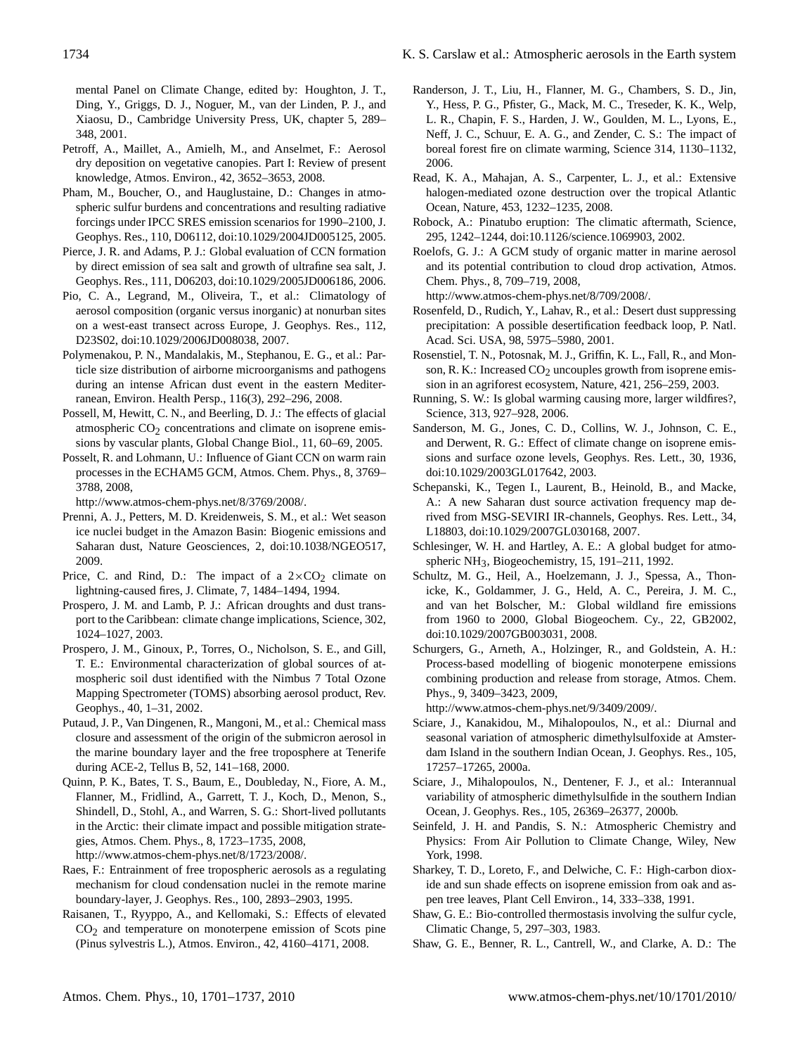mental Panel on Climate Change, edited by: Houghton, J. T., Ding, Y., Griggs, D. J., Noguer, M., van der Linden, P. J., and Xiaosu, D., Cambridge University Press, UK, chapter 5, 289–348, 2001.

Petroff, A., Maillet, A., Amielh, M., and Anselmet, F.: Aerosol dry deposition on vegetative canopies. Part I: Review of present knowledge, Atmos. Environ., 42, 3652–3653, 2008.

Pham, M., Boucher, O., and Hauglustaine, D.: Changes in atmospheric sulfur burdens and concentrations and resulting radiative forcings under IPCC SRES emission scenarios for 1990–2100, J. Geophys. Res., 110, D06112, doi:10.1029/2004JD005125, 2005.

Pierce, J. R. and Adams, P. J.: Global evaluation of CCN formation by direct emission of sea salt and growth of ultrafine sea salt, J. Geophys. Res., 111, D06203, doi:10.1029/2005JD006186, 2006.

Pio, C. A., Legrand, M., Oliveira, T., et al.: Climatology of aerosol composition (organic versus inorganic) at nonurban sites on a west-east transect across Europe, J. Geophys. Res., 112, D23S02, doi:10.1029/2006JD008038, 2007.

Polymenakou, P. N., Mandalakis, M., Stephanou, E. G., et al.: Particle size distribution of airborne microorganisms and pathogens during an intense African dust event in the eastern Mediterranean, Environ. Health Persp., 116(3), 292–296, 2008.

Possell, M, Hewitt, C. N., and Beerling, D. J.: The effects of glacial atmospheric $CO_2$ concentrations and climate on isoprene emissions by vascular plants, Global Change Biol., 11, 60–69, 2005.

Posselt, R. and Lohmann, U.: Influence of Giant CCN on warm rain processes in the ECHAM5 GCM, Atmos. Chem. Phys., 8, 3769–3788, 2008, http://www.atmos-chem-phys.net/8/3769/2008/.

Prenni, A. J., Petters, M. D. Kreidenweis, S. M., et al.: Wet season ice nuclei budget in the Amazon Basin: Biogenic emissions and Saharan dust, Nature Geosciences, 2, doi:10.1038/NGEO517, 2009.

Price, C. and Rind, D.: The impact of a $2\times CO_2$ climate on lightning-caused fires, J. Climate, 7, 1484–1494, 1994.

Prospero, J. M. and Lamb, P. J.: African droughts and dust transport to the Caribbean: climate change implications, Science, 302, 1024–1027, 2003.

Prospero, J. M., Ginoux, P., Torres, O., Nicholson, S. E., and Gill, T. E.: Environmental characterization of global sources of atmospheric soil dust identified with the Nimbus 7 Total Ozone Mapping Spectrometer (TOMS) absorbing aerosol product, Rev. Geophys., 40, 1–31, 2002.

Putaud, J. P., Van Dingenen, R., Mangoni, M., et al.: Chemical mass closure and assessment of the origin of the submicron aerosol in the marine boundary layer and the free troposphere at Tenerife during ACE-2, Tellus B, 52, 141–168, 2000.

Quinn, P. K., Bates, T. S., Baum, E., Doubleday, N., Fiore, A. M., Flanner, M., Fridlind, A., Garrett, T. J., Koch, D., Menon, S., Shindell, D., Stohl, A., and Warren, S. G.: Short-lived pollutants in the Arctic: their climate impact and possible mitigation strategies, Atmos. Chem. Phys., 8, 1723–1735, 2008, http://www.atmos-chem-phys.net/8/1723/2008/.

Raes, F.: Entrainment of free tropospheric aerosols as a regulating mechanism for cloud condensation nuclei in the remote marine boundary-layer, J. Geophys. Res., 100, 2893–2903, 1995.

Raisanen, T., Ryyppo, A., and Kellomaki, S.: Effects of elevated $CO_2$ and temperature on monoterpene emission of Scots pine (Pinus sylvestris L.), Atmos. Environ., 42, 4160–4171, 2008.

Randerson, J. T., Liu, H., Flanner, M. G., Chambers, S. D., Jin, Y., Hess, P. G., Pfister, G., Mack, M. C., Treseder, K. K., Welp, L. R., Chapin, F. S., Harden, J. W., Goulden, M. L., Lyons, E., Neff, J. C., Schuur, E. A. G., and Zender, C. S.: The impact of boreal forest fire on climate warming, Science 314, 1130–1132, 2006.

Read, K. A., Mahajan, A. S., Carpenter, L. J., et al.: Extensive halogen-mediated ozone destruction over the tropical Atlantic Ocean, Nature, 453, 1232–1235, 2008.

Robock, A.: Pinatubo eruption: The climatic aftermath, Science, 295, 1242–1244, doi:10.1126/science.1069903, 2002.

Roelofs, G. J.: A GCM study of organic matter in marine aerosol and its potential contribution to cloud drop activation, Atmos. Chem. Phys., 8, 709–719, 2008, http://www.atmos-chem-phys.net/8/709/2008/.

Rosenfeld, D., Rudich, Y., Lahav, R., et al.: Desert dust suppressing precipitation: A possible desertification feedback loop, P. Natl. Acad. Sci. USA, 98, 5975–5980, 2001.

Rosenstiel, T. N., Potosnak, M. J., Griffin, K. L., Fall, R., and Monson, R. K.: Increased $CO_2$ uncouples growth from isoprene emission in an agriforest ecosystem, Nature, 421, 256–259, 2003.

Running, S. W.: Is global warming causing more, larger wildfires?, Science, 313, 927–928, 2006.

Sanderson, M. G., Jones, C. D., Collins, W. J., Johnson, C. E., and Derwent, R. G.: Effect of climate change on isoprene emissions and surface ozone levels, Geophys. Res. Lett., 30, 1936, doi:10.1029/2003GL017642, 2003.

Schepanski, K., Tegen I., Laurent, B., Heinold, B., and Macke, A.: A new Saharan dust source activation frequency map derived from MSG-SEVIRI IR-channels, Geophys. Res. Lett., 34, L18803, doi:10.1029/2007GL030168, 2007.

Schlesinger, W. H. and Hartley, A. E.: A global budget for atmospheric $NH_3$, Biogeochemistry, 15, 191–211, 1992.

Schultz, M. G., Heil, A., Hoelzemann, J. J., Spessa, A., Thonicke, K., Goldammer, J. G., Held, A. C., Pereira, J. M. C., and van het Bolscher, M.: Global wildland fire emissions from 1960 to 2000, Global Biogeochem. Cy., 22, GB2002, doi:10.1029/2007GB003031, 2008.

Schurgers, G., Arneth, A., Holzinger, R., and Goldstein, A. H.: Process-based modelling of biogenic monoterpene emissions combining production and release from storage, Atmos. Chem. Phys., 9, 3409–3423, 2009, http://www.atmos-chem-phys.net/9/3409/2009/.

Sciare, J., Kanakidou, M., Mihalopoulos, N., et al.: Diurnal and seasonal variation of atmospheric dimethylsulfoxide at Amsterdam Island in the southern Indian Ocean, J. Geophys. Res., 105, 17257–17265, 2000a.

Sciare, J., Mihalopoulos, N., Dentener, F. J., et al.: Interannual variability of atmospheric dimethylsulfide in the southern Indian Ocean, J. Geophys. Res., 105, 26369–26377, 2000b.

Seinfeld, J. H. and Pandis, S. N.: Atmospheric Chemistry and Physics: From Air Pollution to Climate Change, Wiley, New York, 1998.

Sharkey, T. D., Loreto, F., and Delwiche, C. F.: High-carbon dioxide and sun shade effects on isoprene emission from oak and aspen tree leaves, Plant Cell Environ., 14, 333–338, 1991.

Shaw, G. E.: Bio-controlled thermostasis involving the sulfur cycle, Climatic Change, 5, 297–303, 1983.

Shaw, G. E., Benner, R. L., Cantrell, W., and Clarke, A. D.: The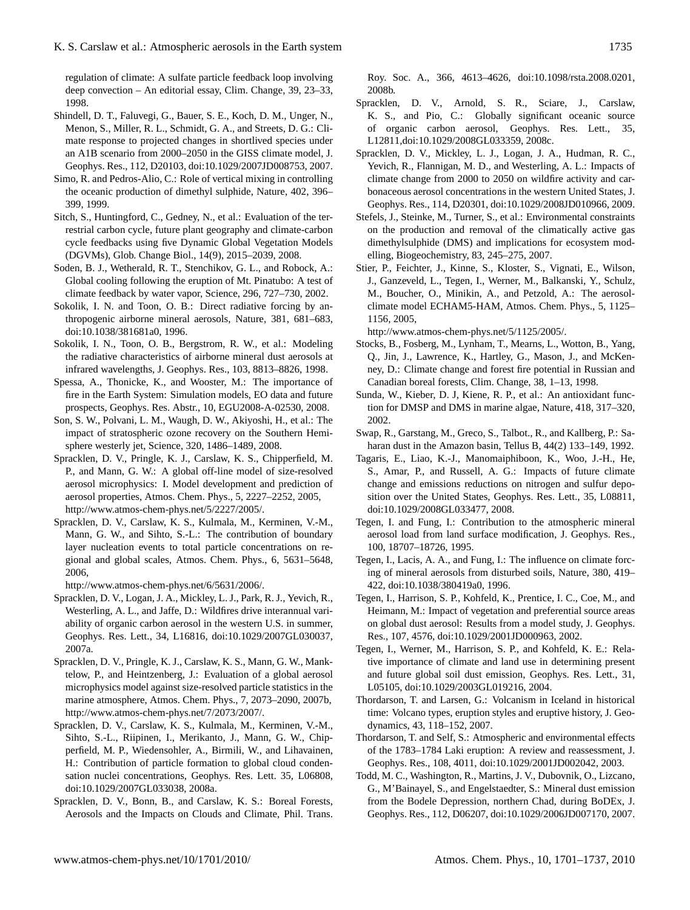regulation of climate: A sulfate particle feedback loop involving deep convection – An editorial essay, Clim. Change, 39, 23–33, 1998.

Shindell, D. T., Faluvegi, G., Bauer, S. E., Koch, D. M., Unger, N., Menon, S., Miller, R. L., Schmidt, G. A., and Streets, D. G.: Climate response to projected changes in shortlived species under an A1B scenario from 2000–2050 in the GISS climate model, J. Geophys. Res., 112, D20103, doi:10.1029/2007JD008753, 2007.

Simo, R. and Pedros-Alio, C.: Role of vertical mixing in controlling the oceanic production of dimethyl sulphide, Nature, 402, 396–399, 1999.

Sitch, S., Huntingford, C., Gedney, N., et al.: Evaluation of the terrestrial carbon cycle, future plant geography and climate-carbon cycle feedbacks using five Dynamic Global Vegetation Models (DGVMs), Glob. Change Biol., 14(9), 2015–2039, 2008.

Soden, B. J., Wetherald, R. T., Stenchikov, G. L., and Robock, A.: Global cooling following the eruption of Mt. Pinatubo: A test of climate feedback by water vapor, Science, 296, 727–730, 2002.

Sokolik, I. N. and Toon, O. B.: Direct radiative forcing by anthropogenic airborne mineral aerosols, Nature, 381, 681–683, doi:10.1038/381681a0, 1996.

Sokolik, I. N., Toon, O. B., Bergstrom, R. W., et al.: Modeling the radiative characteristics of airborne mineral dust aerosols at infrared wavelengths, J. Geophys. Res., 103, 8813–8826, 1998.

Spessa, A., Thonicke, K., and Wooster, M.: The importance of fire in the Earth System: Simulation models, EO data and future prospects, Geophys. Res. Abstr., 10, EGU2008-A-02530, 2008.

Son, S. W., Polvani, L. M., Waugh, D. W., Akiyoshi, H., et al.: The impact of stratospheric ozone recovery on the Southern Hemisphere westerly jet, Science, 320, 1486–1489, 2008.

Spracklen, D. V., Pringle, K. J., Carslaw, K. S., Chipperfield, M. P., and Mann, G. W.: A global off-line model of size-resolved aerosol microphysics: I. Model development and prediction of aerosol properties, Atmos. Chem. Phys., 5, 2227–2252, 2005, http://www.atmos-chem-phys.net/5/2227/2005/.

Spracklen, D. V., Carslaw, K. S., Kulmala, M., Kerminen, V.-M., Mann, G. W., and Sihto, S.-L.: The contribution of boundary layer nucleation events to total particle concentrations on regional and global scales, Atmos. Chem. Phys., 6, 5631–5648, 2006, http://www.atmos-chem-phys.net/6/5631/2006/.

Spracklen, D. V., Logan, J. A., Mickley, L. J., Park, R. J., Yevich, R., Westerling, A. L., and Jaffe, D.: Wildfires drive interannual variability of organic carbon aerosol in the western U.S. in summer, Geophys. Res. Lett., 34, L16816, doi:10.1029/2007GL030037, 2007a.

Spracklen, D. V., Pringle, K. J., Carslaw, K. S., Mann, G. W., Manktelow, P., and Heintzenberg, J.: Evaluation of a global aerosol microphysics model against size-resolved particle statistics in the marine atmosphere, Atmos. Chem. Phys., 7, 2073–2090, 2007b, http://www.atmos-chem-phys.net/7/2073/2007/.

Spracklen, D. V., Carslaw, K. S., Kulmala, M., Kerminen, V.-M., Sihto, S.-L., Riipinen, I., Merikanto, J., Mann, G. W., Chipperfield, M. P., Wiedensohler, A., Birmili, W., and Lihavainen, H.: Contribution of particle formation to global cloud condensation nuclei concentrations, Geophys. Res. Lett. 35, L06808, doi:10.1029/2007GL033038, 2008a.

Spracklen, D. V., Bonn, B., and Carslaw, K. S.: Boreal Forests, Aerosols and the Impacts on Clouds and Climate, Phil. Trans. Roy. Soc. A., 366, 4613–4626, doi:10.1098/rsta.2008.0201, 2008b.

Spracklen, D. V., Arnold, S. R., Sciare, J., Carslaw, K. S., and Pio, C.: Globally significant oceanic source of organic carbon aerosol, Geophys. Res. Lett., 35, L12811,doi:10.1029/2008GL033359, 2008c.

Spracklen, D. V., Mickley, L. J., Logan, J. A., Hudman, R. C., Yevich, R., Flannigan, M. D., and Westerling, A. L.: Impacts of climate change from 2000 to 2050 on wildfire activity and carbonaceous aerosol concentrations in the western United States, J. Geophys. Res., 114, D20301, doi:10.1029/2008JD010966, 2009.

Stefels, J., Steinke, M., Turner, S., et al.: Environmental constraints on the production and removal of the climatically active gas dimethylsulphide (DMS) and implications for ecosystem modelling, Biogeochemistry, 83, 245–275, 2007.

Stier, P., Feichter, J., Kinne, S., Kloster, S., Vignati, E., Wilson, J., Ganzeveld, L., Tegen, I., Werner, M., Balkanski, Y., Schulz, M., Boucher, O., Minikin, A., and Petzold, A.: The aerosol-climate model ECHAM5-HAM, Atmos. Chem. Phys., 5, 1125–1156, 2005, http://www.atmos-chem-phys.net/5/1125/2005/.

Stocks, B., Fosberg, M., Lynham, T., Mearns, L., Wotton, B., Yang, Q., Jin, J., Lawrence, K., Hartley, G., Mason, J., and McKenney, D.: Climate change and forest fire potential in Russian and Canadian boreal forests, Clim. Change, 38, 1–13, 1998.

Sunda, W., Kieber, D. J, Kiene, R. P., et al.: An antioxidant function for DMSP and DMS in marine algae, Nature, 418, 317–320, 2002.

Swap, R., Garstang, M., Greco, S., Talbot., R., and Kallberg, P.: Saharan dust in the Amazon basin, Tellus B, 44(2) 133–149, 1992.

Tagaris, E., Liao, K.-J., Manomaiphiboon, K., Woo, J.-H., He, S., Amar, P., and Russell, A. G.: Impacts of future climate change and emissions reductions on nitrogen and sulfur deposition over the United States, Geophys. Res. Lett., 35, L08811, doi:10.1029/2008GL033477, 2008.

Tegen, I. and Fung, I.: Contribution to the atmospheric mineral aerosol load from land surface modification, J. Geophys. Res., 100, 18707–18726, 1995.

Tegen, I., Lacis, A. A., and Fung, I.: The influence on climate forcing of mineral aerosols from disturbed soils, Nature, 380, 419–422, doi:10.1038/380419a0, 1996.

Tegen, I., Harrison, S. P., Kohfeld, K., Prentice, I. C., Coe, M., and Heimann, M.: Impact of vegetation and preferential source areas on global dust aerosol: Results from a model study, J. Geophys. Res., 107, 4576, doi:10.1029/2001JD000963, 2002.

Tegen, I., Werner, M., Harrison, S. P., and Kohfeld, K. E.: Relative importance of climate and land use in determining present and future global soil dust emission, Geophys. Res. Lett., 31, L05105, doi:10.1029/2003GL019216, 2004.

Thordarson, T. and Larsen, G.: Volcanism in Iceland in historical time: Volcano types, eruption styles and eruptive history, J. Geodynamics, 43, 118–152, 2007.

Thordarson, T. and Self, S.: Atmospheric and environmental effects of the 1783–1784 Laki eruption: A review and reassessment, J. Geophys. Res., 108, 4011, doi:10.1029/2001JD002042, 2003.

Todd, M. C., Washington, R., Martins, J. V., Dubovnik, O., Lizcano, G., M'Bainayel, S., and Engelstaedter, S.: Mineral dust emission from the Bodele Depression, northern Chad, during BoDEx, J. Geophys. Res., 112, D06207, doi:10.1029/2006JD007170, 2007.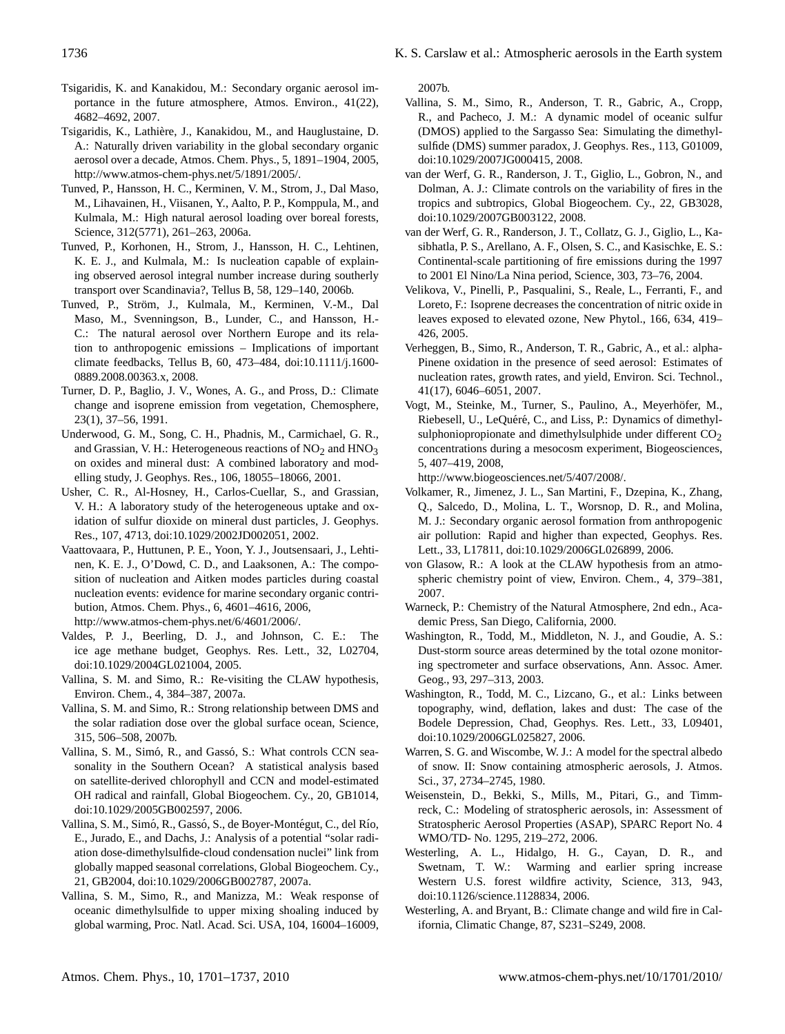Tsigaridis, K. and Kanakidou, M.: Secondary organic aerosol importance in the future atmosphere, Atmos. Environ., 41(22), 4682–4692, 2007.

Tsigaridis, K., Lathière, J., Kanakidou, M., and Hauglustaine, D. A.: Naturally driven variability in the global secondary organic aerosol over a decade, Atmos. Chem. Phys., 5, 1891–1904, 2005, http://www.atmos-chem-phys.net/5/1891/2005/.

Tunved, P., Hansson, H. C., Kerminen, V. M., Strom, J., Dal Maso, M., Lihavainen, H., Viisanen, Y., Aalto, P. P., Komppula, M., and Kulmala, M.: High natural aerosol loading over boreal forests, Science, 312(5771), 261–263, 2006a.

Tunved, P., Korhonen, H., Strom, J., Hansson, H. C., Lehtinen, K. E. J., and Kulmala, M.: Is nucleation capable of explaining observed aerosol integral number increase during southerly transport over Scandinavia?, Tellus B, 58, 129–140, 2006b.

Tunved, P., Ström, J., Kulmala, M., Kerminen, V.-M., Dal Maso, M., Svenningson, B., Lunder, C., and Hansson, H.-C.: The natural aerosol over Northern Europe and its relation to anthropogenic emissions – Implications of important climate feedbacks, Tellus B, 60, 473–484, doi:10.1111/j.1600-0889.2008.00363.x, 2008.

Turner, D. P., Baglio, J. V., Wones, A. G., and Pross, D.: Climate change and isoprene emission from vegetation, Chemosphere, 23(1), 37–56, 1991.

Underwood, G. M., Song, C. H., Phadnis, M., Carmichael, G. R., and Grassian, V. H.: Heterogeneous reactions of $NO_2$ and $HNO_3$ on oxides and mineral dust: A combined laboratory and modelling study, J. Geophys. Res., 106, 18055–18066, 2001.

Usher, C. R., Al-Hosney, H., Carlos-Cuellar, S., and Grassian, V. H.: A laboratory study of the heterogeneous uptake and oxidation of sulfur dioxide on mineral dust particles, J. Geophys. Res., 107, 4713, doi:10.1029/2002JD002051, 2002.

Vaattovaara, P., Huttunen, P. E., Yoon, Y. J., Joutsensaari, J., Lehtinen, K. E. J., O'Dowd, C. D., and Laaksonen, A.: The composition of nucleation and Aitken modes particles during coastal nucleation events: evidence for marine secondary organic contribution, Atmos. Chem. Phys., 6, 4601–4616, 2006, http://www.atmos-chem-phys.net/6/4601/2006/.

Valdes, P. J., Beerling, D. J., and Johnson, C. E.: The ice age methane budget, Geophys. Res. Lett., 32, L02704, doi:10.1029/2004GL021004, 2005.

Vallina, S. M. and Simo, R.: Re-visiting the CLAW hypothesis, Environ. Chem., 4, 384–387, 2007a.

Vallina, S. M. and Simo, R.: Strong relationship between DMS and the solar radiation dose over the global surface ocean, Science, 315, 506–508, 2007b.

Vallina, S. M., Simó, R., and Gassó, S.: What controls CCN seasonality in the Southern Ocean? A statistical analysis based on satellite-derived chlorophyll and CCN and model-estimated OH radical and rainfall, Global Biogeochem. Cy., 20, GB1014, doi:10.1029/2005GB002597, 2006.

Vallina, S. M., Simó, R., Gassó, S., de Boyer-Montégut, C., del Río, E., Jurado, E., and Dachs, J.: Analysis of a potential "solar radiation dose-dimethylsulfide-cloud condensation nuclei" link from globally mapped seasonal correlations, Global Biogeochem. Cy., 21, GB2004, doi:10.1029/2006GB002787, 2007a.

Vallina, S. M., Simo, R., and Manizza, M.: Weak response of oceanic dimethylsulfide to upper mixing shoaling induced by global warming, Proc. Natl. Acad. Sci. USA, 104, 16004–16009, 2007b.

Vallina, S. M., Simo, R., Anderson, T. R., Gabric, A., Cropp, R., and Pacheco, J. M.: A dynamic model of oceanic sulfur (DMOS) applied to the Sargasso Sea: Simulating the dimethylsulfide (DMS) summer paradox, J. Geophys. Res., 113, G01009, doi:10.1029/2007JG000415, 2008.

van der Werf, G. R., Randerson, J. T., Giglio, L., Gobron, N., and Dolman, A. J.: Climate controls on the variability of fires in the tropics and subtropics, Global Biogeochem. Cy., 22, GB3028, doi:10.1029/2007GB003122, 2008.

van der Werf, G. R., Randerson, J. T., Collatz, G. J., Giglio, L., Kasibhatla, P. S., Arellano, A. F., Olsen, S. C., and Kasischke, E. S.: Continental-scale partitioning of fire emissions during the 1997 to 2001 El Nino/La Nina period, Science, 303, 73–76, 2004.

Velikova, V., Pinelli, P., Pasqualini, S., Reale, L., Ferranti, F., and Loreto, F.: Isoprene decreases the concentration of nitric oxide in leaves exposed to elevated ozone, New Phytol., 166, 634, 419–426, 2005.

Verheggen, B., Simo, R., Anderson, T. R., Gabric, A., et al.: alpha-Pinene oxidation in the presence of seed aerosol: Estimates of nucleation rates, growth rates, and yield, Environ. Sci. Technol., 41(17), 6046–6051, 2007.

Vogt, M., Steinke, M., Turner, S., Paulino, A., Meyerhöfer, M., Riebesell, U., LeQuéré, C., and Liss, P.: Dynamics of dimethylsulphoniopropionate and dimethylsulphide under different $CO_2$ concentrations during a mesocosm experiment, Biogeosciences, 5, 407–419, 2008, http://www.biogeosciences.net/5/407/2008/.

Volkamer, R., Jimenez, J. L., San Martini, F., Dzepina, K., Zhang, Q., Salcedo, D., Molina, L. T., Worsnop, D. R., and Molina, M. J.: Secondary organic aerosol formation from anthropogenic air pollution: Rapid and higher than expected, Geophys. Res. Lett., 33, L17811, doi:10.1029/2006GL026899, 2006.

von Glasow, R.: A look at the CLAW hypothesis from an atmospheric chemistry point of view, Environ. Chem., 4, 379–381, 2007.

Warneck, P.: Chemistry of the Natural Atmosphere, 2nd edn., Academic Press, San Diego, California, 2000.

Washington, R., Todd, M., Middleton, N. J., and Goudie, A. S.: Dust-storm source areas determined by the total ozone monitoring spectrometer and surface observations, Ann. Assoc. Amer. Geog., 93, 297–313, 2003.

Washington, R., Todd, M. C., Lizcano, G., et al.: Links between topography, wind, deflation, lakes and dust: The case of the Bodele Depression, Chad, Geophys. Res. Lett., 33, L09401, doi:10.1029/2006GL025827, 2006.

Warren, S. G. and Wiscombe, W. J.: A model for the spectral albedo of snow. II: Snow containing atmospheric aerosols, J. Atmos. Sci., 37, 2734–2745, 1980.

Weisenstein, D., Bekki, S., Mills, M., Pitari, G., and Timmreck, C.: Modeling of stratospheric aerosols, in: Assessment of Stratospheric Aerosol Properties (ASAP), SPARC Report No. 4 WMO/TD- No. 1295, 219–272, 2006.

Westerling, A. L., Hidalgo, H. G., Cayan, D. R., and Swetnam, T. W.: Warming and earlier spring increase Western U.S. forest wildfire activity, Science, 313, 943, doi:10.1126/science.1128834, 2006.

Westerling, A. and Bryant, B.: Climate change and wild fire in California, Climatic Change, 87, S231–S249, 2008.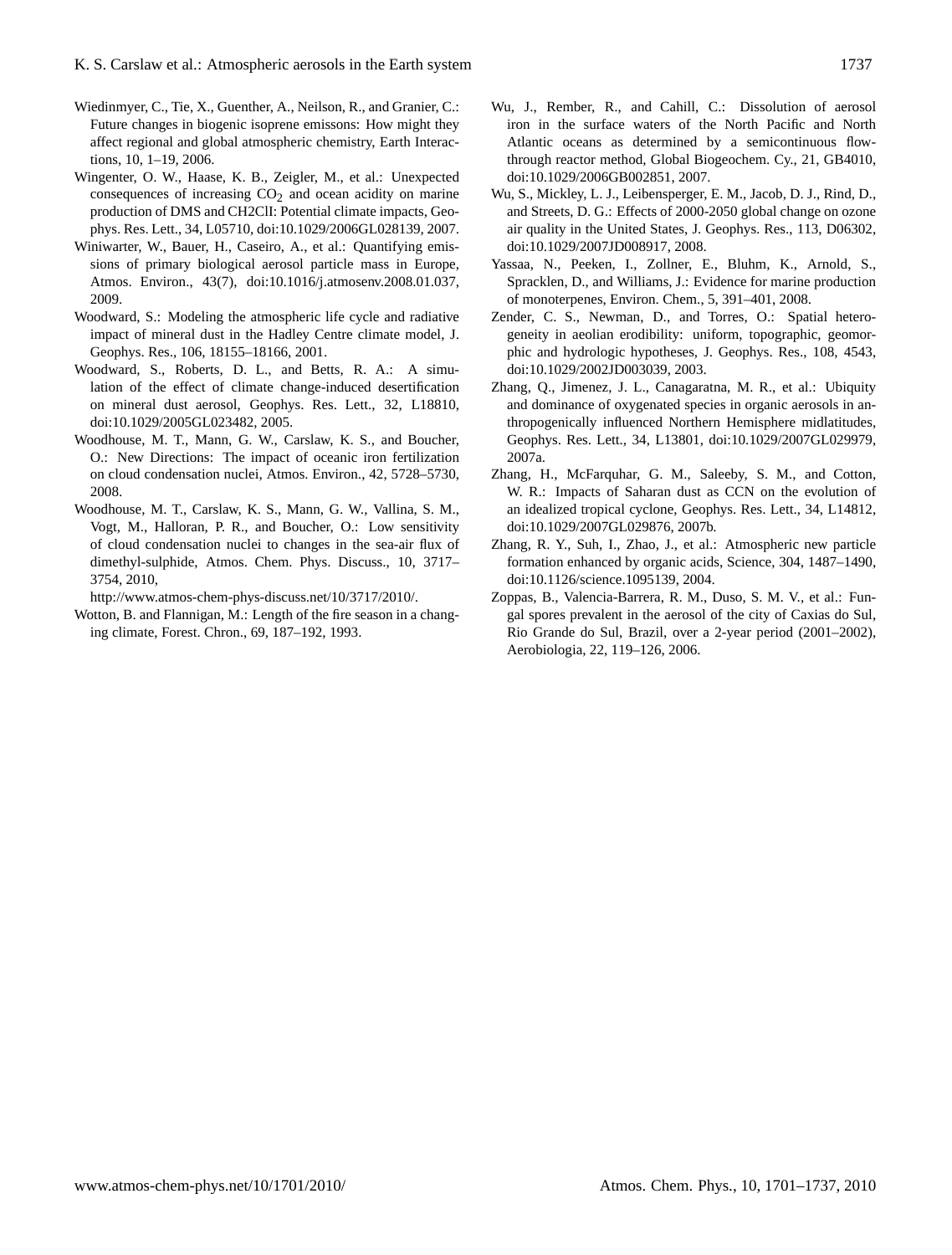Wiedinmyer, C., Tie, X., Guenther, A., Neilson, R., and Granier, C.: Future changes in biogenic isoprene emissons: How might they affect regional and global atmospheric chemistry, Earth Interactions, 10, 1–19, 2006.

Wingenter, O. W., Haase, K. B., Zeigler, M., et al.: Unexpected consequences of increasing $CO_2$ and ocean acidity on marine production of DMS and CH2ClI: Potential climate impacts, Geophys. Res. Lett., 34, L05710, doi:10.1029/2006GL028139, 2007.

Winiwarter, W., Bauer, H., Caseiro, A., et al.: Quantifying emissions of primary biological aerosol particle mass in Europe, Atmos. Environ., 43(7), doi:10.1016/j.atmosenv.2008.01.037, 2009.

Woodward, S.: Modeling the atmospheric life cycle and radiative impact of mineral dust in the Hadley Centre climate model, J. Geophys. Res., 106, 18155–18166, 2001.

Woodward, S., Roberts, D. L., and Betts, R. A.: A simulation of the effect of climate change-induced desertification on mineral dust aerosol, Geophys. Res. Lett., 32, L18810, doi:10.1029/2005GL023482, 2005.

Woodhouse, M. T., Mann, G. W., Carslaw, K. S., and Boucher, O.: New Directions: The impact of oceanic iron fertilization on cloud condensation nuclei, Atmos. Environ., 42, 5728–5730, 2008.

Woodhouse, M. T., Carslaw, K. S., Mann, G. W., Vallina, S. M., Vogt, M., Halloran, P. R., and Boucher, O.: Low sensitivity of cloud condensation nuclei to changes in the sea-air flux of dimethyl-sulphide, Atmos. Chem. Phys. Discuss., 10, 3717–3754, 2010, http://www.atmos-chem-phys-discuss.net/10/3717/2010/.

Wotton, B. and Flannigan, M.: Length of the fire season in a changing climate, Forest. Chron., 69, 187–192, 1993.

Wu, J., Rember, R., and Cahill, C.: Dissolution of aerosol iron in the surface waters of the North Pacific and North Atlantic oceans as determined by a semicontinuous flow-through reactor method, Global Biogeochem. Cy., 21, GB4010, doi:10.1029/2006GB002851, 2007.

Wu, S., Mickley, L. J., Leibensperger, E. M., Jacob, D. J., Rind, D., and Streets, D. G.: Effects of 2000-2050 global change on ozone air quality in the United States, J. Geophys. Res., 113, D06302, doi:10.1029/2007JD008917, 2008.

Yassaa, N., Peeken, I., Zollner, E., Bluhm, K., Arnold, S., Spracklen, D., and Williams, J.: Evidence for marine production of monoterpenes, Environ. Chem., 5, 391–401, 2008.

Zender, C. S., Newman, D., and Torres, O.: Spatial heterogeneity in aeolian erodibility: uniform, topographic, geomorphic and hydrologic hypotheses, J. Geophys. Res., 108, 4543, doi:10.1029/2002JD003039, 2003.

Zhang, Q., Jimenez, J. L., Canagaratna, M. R., et al.: Ubiquity and dominance of oxygenated species in organic aerosols in anthropogenically influenced Northern Hemisphere midlatitudes, Geophys. Res. Lett., 34, L13801, doi:10.1029/2007GL029979, 2007a.

Zhang, H., McFarquhar, G. M., Saleeby, S. M., and Cotton, W. R.: Impacts of Saharan dust as CCN on the evolution of an idealized tropical cyclone, Geophys. Res. Lett., 34, L14812, doi:10.1029/2007GL029876, 2007b.

Zhang, R. Y., Suh, I., Zhao, J., et al.: Atmospheric new particle formation enhanced by organic acids, Science, 304, 1487–1490, doi:10.1126/science.1095139, 2004.

Zoppas, B., Valencia-Barrera, R. M., Duso, S. M. V., et al.: Fungal spores prevalent in the aerosol of the city of Caxias do Sul, Rio Grande do Sul, Brazil, over a 2-year period (2001–2002), Aerobiologia, 22, 119–126, 2006.